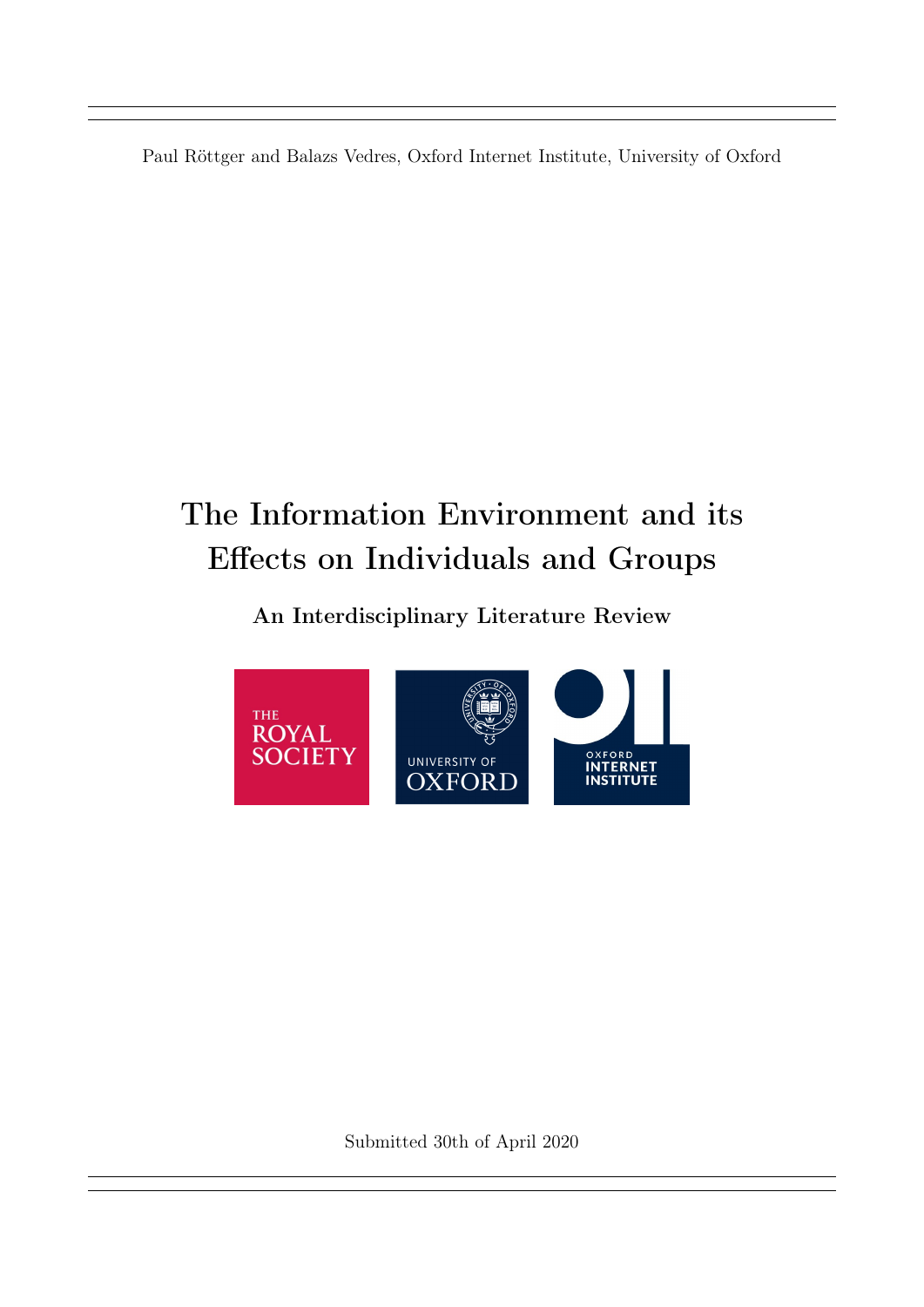Paul Röttger and Balazs Vedres, Oxford Internet Institute, University of Oxford

# The Information Environment and its Effects on Individuals and Groups

## An Interdisciplinary Literature Review

THE ROYAL SOCIETY

UNIVERSITY OF OXFORD

OXFORD INTERNET INSTITUTE

Submitted 30th of April 2020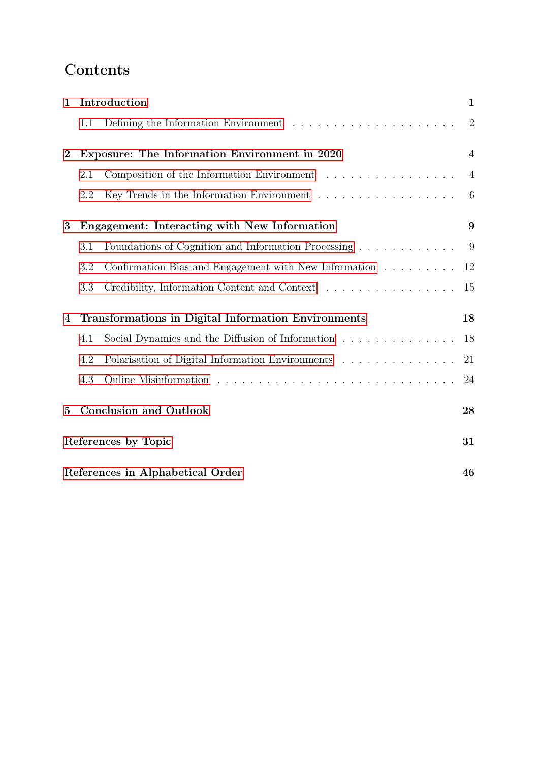# Contents

**1 Introduction** — **1**

- 1.1 Defining the Information Environment — 2

**2 Exposure: The Information Environment in 2020** — **4**

- 2.1 Composition of the Information Environment — 4
- 2.2 Key Trends in the Information Environment — 6

**3 Engagement: Interacting with New Information** — **9**

- 3.1 Foundations of Cognition and Information Processing — 9
- 3.2 Confirmation Bias and Engagement with New Information — 12
- 3.3 Credibility, Information Content and Context — 15

**4 Transformations in Digital Information Environments** — **18**

- 4.1 Social Dynamics and the Diffusion of Information — 18
- 4.2 Polarisation of Digital Information Environments — 21
- 4.3 Online Misinformation — 24

**5 Conclusion and Outlook** — **28**

**References by Topic** — **31**

**References in Alphabetical Order** — **46**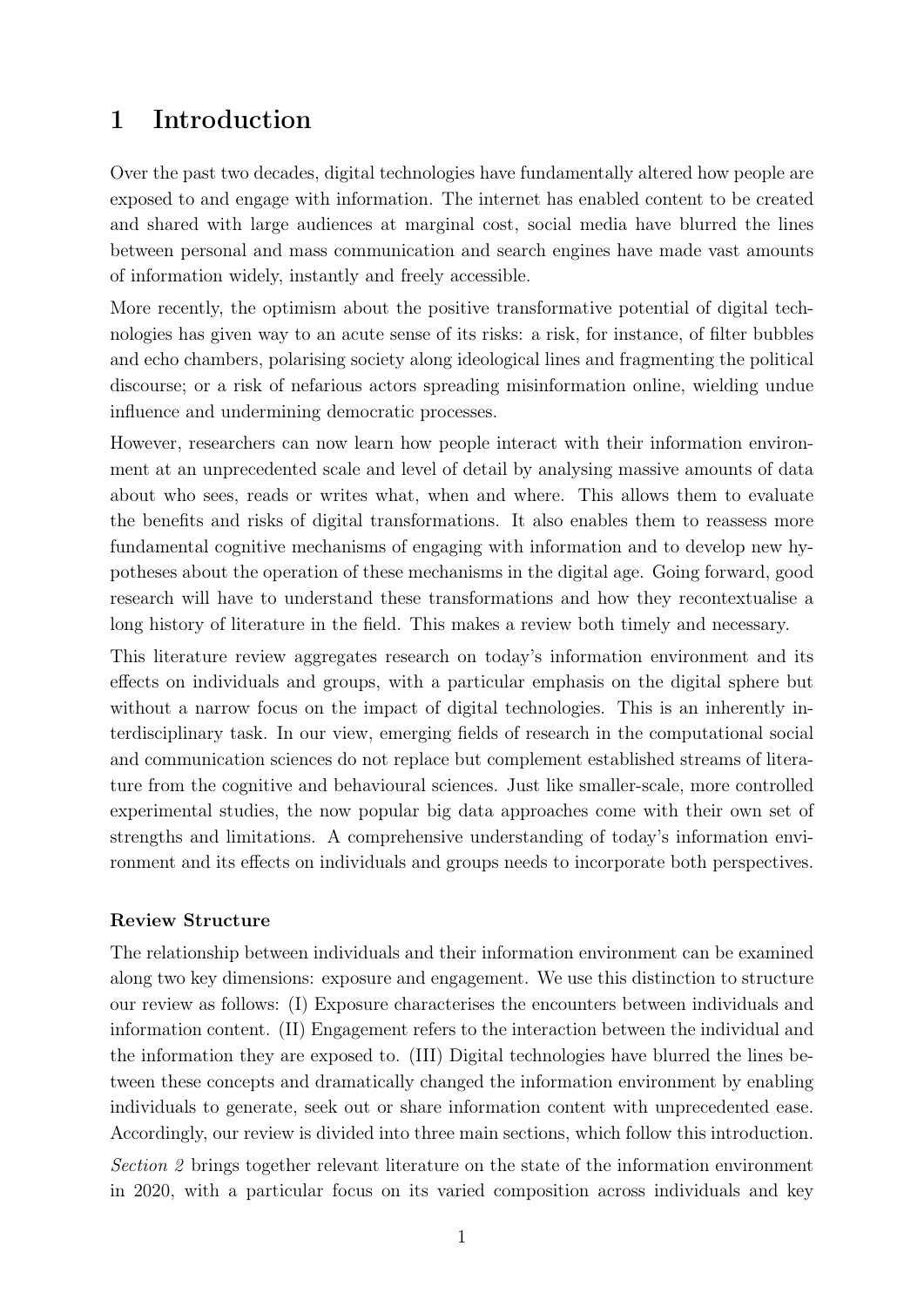# 1 Introduction

Over the past two decades, digital technologies have fundamentally altered how people are exposed to and engage with information. The internet has enabled content to be created and shared with large audiences at marginal cost, social media have blurred the lines between personal and mass communication and search engines have made vast amounts of information widely, instantly and freely accessible.

More recently, the optimism about the positive transformative potential of digital technologies has given way to an acute sense of its risks: a risk, for instance, of filter bubbles and echo chambers, polarising society along ideological lines and fragmenting the political discourse; or a risk of nefarious actors spreading misinformation online, wielding undue influence and undermining democratic processes.

However, researchers can now learn how people interact with their information environment at an unprecedented scale and level of detail by analysing massive amounts of data about who sees, reads or writes what, when and where. This allows them to evaluate the benefits and risks of digital transformations. It also enables them to reassess more fundamental cognitive mechanisms of engaging with information and to develop new hypotheses about the operation of these mechanisms in the digital age. Going forward, good research will have to understand these transformations and how they recontextualise a long history of literature in the field. This makes a review both timely and necessary.

This literature review aggregates research on today's information environment and its effects on individuals and groups, with a particular emphasis on the digital sphere but without a narrow focus on the impact of digital technologies. This is an inherently interdisciplinary task. In our view, emerging fields of research in the computational social and communication sciences do not replace but complement established streams of literature from the cognitive and behavioural sciences. Just like smaller-scale, more controlled experimental studies, the now popular big data approaches come with their own set of strengths and limitations. A comprehensive understanding of today's information environment and its effects on individuals and groups needs to incorporate both perspectives.

**Review Structure**

The relationship between individuals and their information environment can be examined along two key dimensions: exposure and engagement. We use this distinction to structure our review as follows: (I) Exposure characterises the encounters between individuals and information content. (II) Engagement refers to the interaction between the individual and the information they are exposed to. (III) Digital technologies have blurred the lines between these concepts and dramatically changed the information environment by enabling individuals to generate, seek out or share information content with unprecedented ease. Accordingly, our review is divided into three main sections, which follow this introduction.

*Section 2* brings together relevant literature on the state of the information environment in 2020, with a particular focus on its varied composition across individuals and key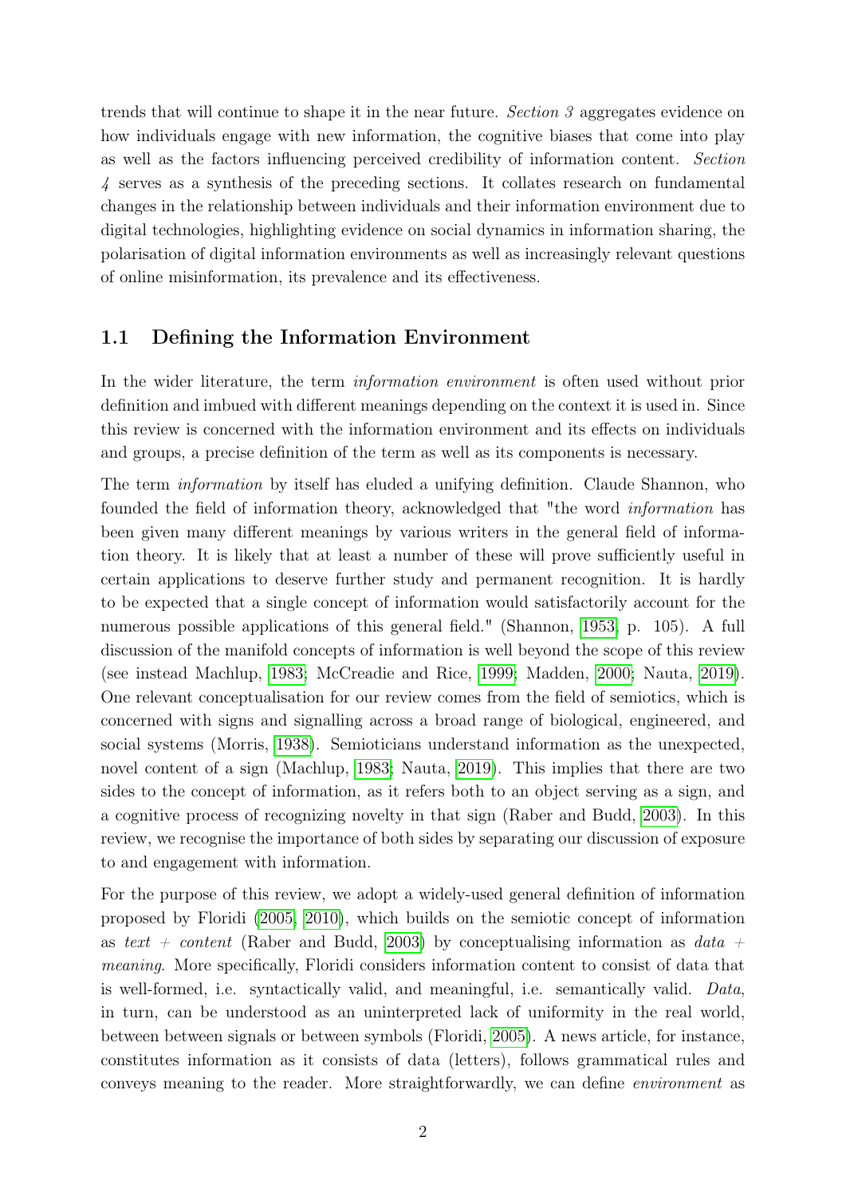trends that will continue to shape it in the near future. *Section 3* aggregates evidence on how individuals engage with new information, the cognitive biases that come into play as well as the factors influencing perceived credibility of information content. *Section 4* serves as a synthesis of the preceding sections. It collates research on fundamental changes in the relationship between individuals and their information environment due to digital technologies, highlighting evidence on social dynamics in information sharing, the polarisation of digital information environments as well as increasingly relevant questions of online misinformation, its prevalence and its effectiveness.

## 1.1 Defining the Information Environment

In the wider literature, the term *information environment* is often used without prior definition and imbued with different meanings depending on the context it is used in. Since this review is concerned with the information environment and its effects on individuals and groups, a precise definition of the term as well as its components is necessary.

The term *information* by itself has eluded a unifying definition. Claude Shannon, who founded the field of information theory, acknowledged that "the word *information* has been given many different meanings by various writers in the general field of information theory. It is likely that at least a number of these will prove sufficiently useful in certain applications to deserve further study and permanent recognition. It is hardly to be expected that a single concept of information would satisfactorily account for the numerous possible applications of this general field." (Shannon, 1953, p. 105). A full discussion of the manifold concepts of information is well beyond the scope of this review (see instead Machlup, 1983; McCreadie and Rice, 1999; Madden, 2000; Nauta, 2019). One relevant conceptualisation for our review comes from the field of semiotics, which is concerned with signs and signalling across a broad range of biological, engineered, and social systems (Morris, 1938). Semioticians understand information as the unexpected, novel content of a sign (Machlup, 1983; Nauta, 2019). This implies that there are two sides to the concept of information, as it refers both to an object serving as a sign, and a cognitive process of recognizing novelty in that sign (Raber and Budd, 2003). In this review, we recognise the importance of both sides by separating our discussion of exposure to and engagement with information.

For the purpose of this review, we adopt a widely-used general definition of information proposed by Floridi (2005, 2010), which builds on the semiotic concept of information as *text + content* (Raber and Budd, 2003) by conceptualising information as *data + meaning*. More specifically, Floridi considers information content to consist of data that is well-formed, i.e. syntactically valid, and meaningful, i.e. semantically valid. *Data*, in turn, can be understood as an uninterpreted lack of uniformity in the real world, between between signals or between symbols (Floridi, 2005). A news article, for instance, constitutes information as it consists of data (letters), follows grammatical rules and conveys meaning to the reader. More straightforwardly, we can define *environment* as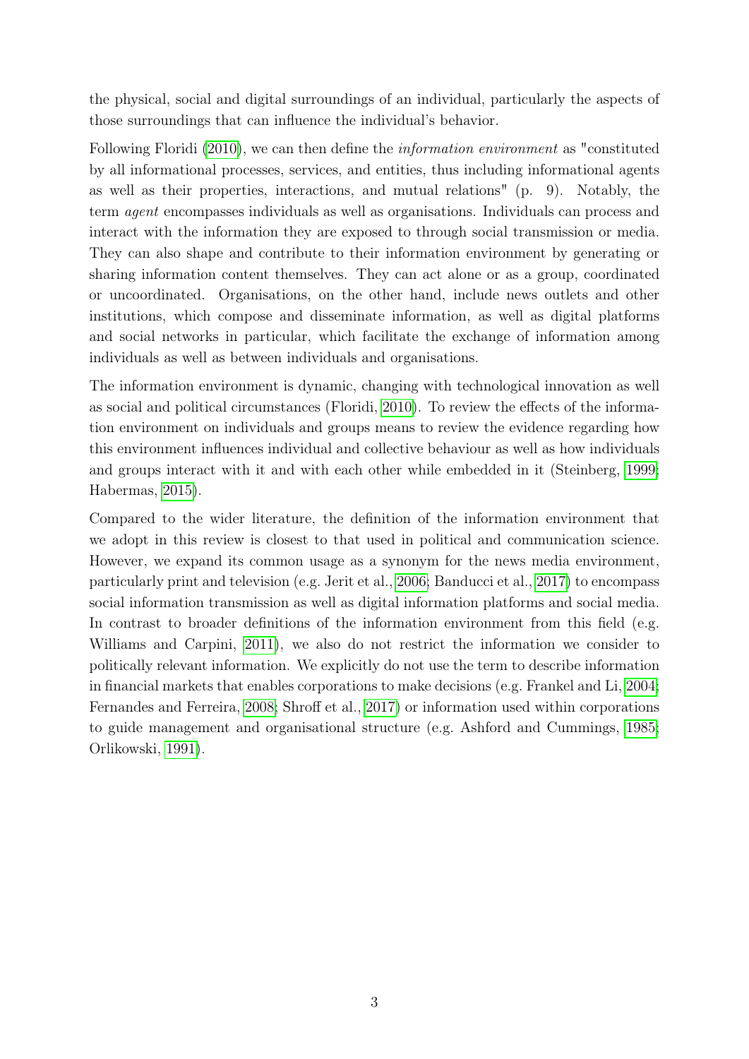the physical, social and digital surroundings of an individual, particularly the aspects of those surroundings that can influence the individual's behavior.

Following Floridi (2010), we can then define the *information environment* as "constituted by all informational processes, services, and entities, thus including informational agents as well as their properties, interactions, and mutual relations" (p. 9). Notably, the term *agent* encompasses individuals as well as organisations. Individuals can process and interact with the information they are exposed to through social transmission or media. They can also shape and contribute to their information environment by generating or sharing information content themselves. They can act alone or as a group, coordinated or uncoordinated. Organisations, on the other hand, include news outlets and other institutions, which compose and disseminate information, as well as digital platforms and social networks in particular, which facilitate the exchange of information among individuals as well as between individuals and organisations.

The information environment is dynamic, changing with technological innovation as well as social and political circumstances (Floridi, 2010). To review the effects of the information environment on individuals and groups means to review the evidence regarding how this environment influences individual and collective behaviour as well as how individuals and groups interact with it and with each other while embedded in it (Steinberg, 1999; Habermas, 2015).

Compared to the wider literature, the definition of the information environment that we adopt in this review is closest to that used in political and communication science. However, we expand its common usage as a synonym for the news media environment, particularly print and television (e.g. Jerit et al., 2006; Banducci et al., 2017) to encompass social information transmission as well as digital information platforms and social media. In contrast to broader definitions of the information environment from this field (e.g. Williams and Carpini, 2011), we also do not restrict the information we consider to politically relevant information. We explicitly do not use the term to describe information in financial markets that enables corporations to make decisions (e.g. Frankel and Li, 2004; Fernandes and Ferreira, 2008; Shroff et al., 2017) or information used within corporations to guide management and organisational structure (e.g. Ashford and Cummings, 1985; Orlikowski, 1991).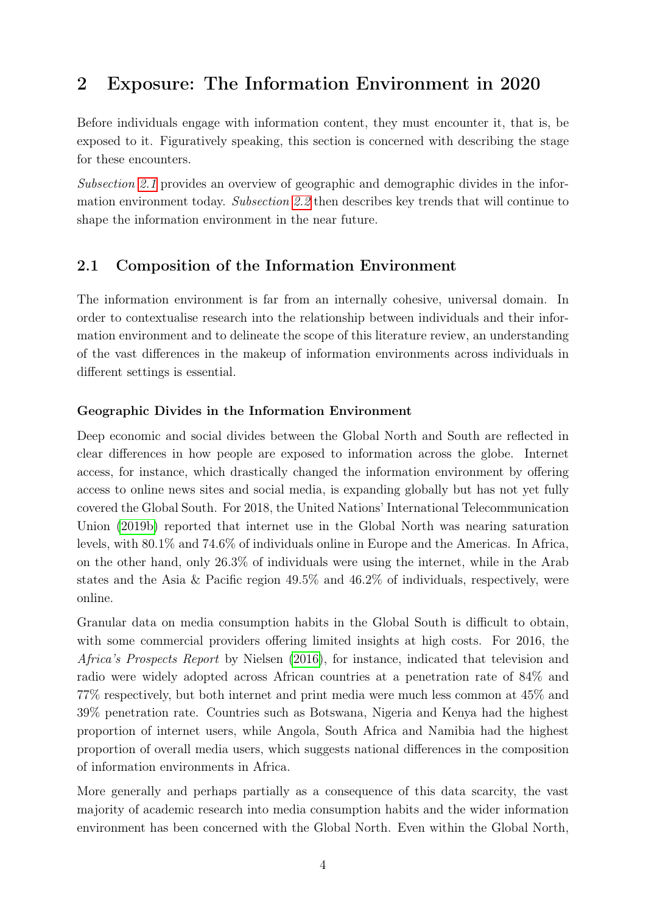# 2 Exposure: The Information Environment in 2020

Before individuals engage with information content, they must encounter it, that is, be exposed to it. Figuratively speaking, this section is concerned with describing the stage for these encounters.

*Subsection 2.1* provides an overview of geographic and demographic divides in the information environment today. *Subsection 2.2* then describes key trends that will continue to shape the information environment in the near future.

## 2.1 Composition of the Information Environment

The information environment is far from an internally cohesive, universal domain. In order to contextualise research into the relationship between individuals and their information environment and to delineate the scope of this literature review, an understanding of the vast differences in the makeup of information environments across individuals in different settings is essential.

### Geographic Divides in the Information Environment

Deep economic and social divides between the Global North and South are reflected in clear differences in how people are exposed to information across the globe. Internet access, for instance, which drastically changed the information environment by offering access to online news sites and social media, is expanding globally but has not yet fully covered the Global South. For 2018, the United Nations' International Telecommunication Union (2019b) reported that internet use in the Global North was nearing saturation levels, with 80.1% and 74.6% of individuals online in Europe and the Americas. In Africa, on the other hand, only 26.3% of individuals were using the internet, while in the Arab states and the Asia & Pacific region 49.5% and 46.2% of individuals, respectively, were online.

Granular data on media consumption habits in the Global South is difficult to obtain, with some commercial providers offering limited insights at high costs. For 2016, the *Africa's Prospects Report* by Nielsen (2016), for instance, indicated that television and radio were widely adopted across African countries at a penetration rate of 84% and 77% respectively, but both internet and print media were much less common at 45% and 39% penetration rate. Countries such as Botswana, Nigeria and Kenya had the highest proportion of internet users, while Angola, South Africa and Namibia had the highest proportion of overall media users, which suggests national differences in the composition of information environments in Africa.

More generally and perhaps partially as a consequence of this data scarcity, the vast majority of academic research into media consumption habits and the wider information environment has been concerned with the Global North. Even within the Global North,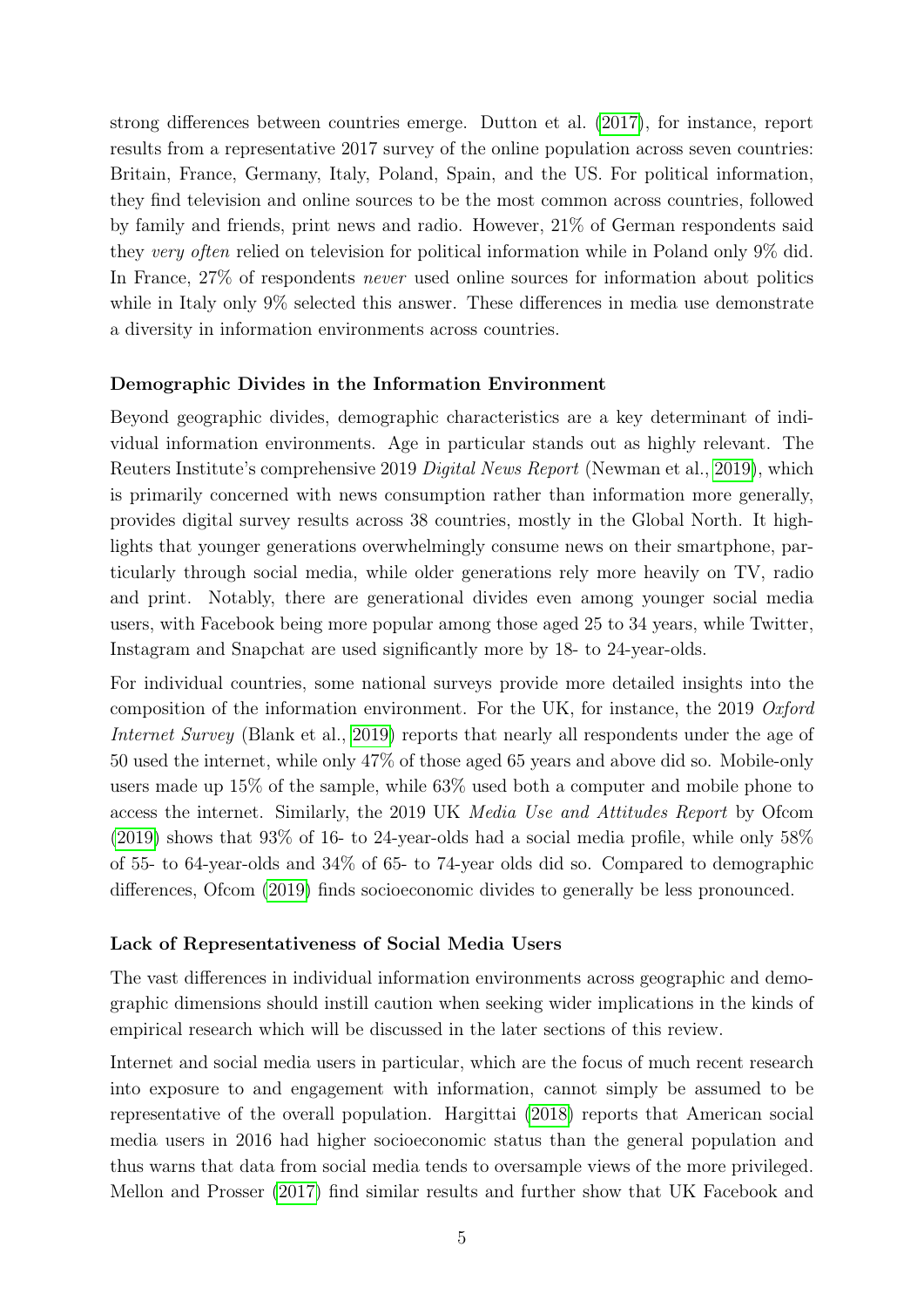strong differences between countries emerge. Dutton et al. (2017), for instance, report results from a representative 2017 survey of the online population across seven countries: Britain, France, Germany, Italy, Poland, Spain, and the US. For political information, they find television and online sources to be the most common across countries, followed by family and friends, print news and radio. However, 21% of German respondents said they *very often* relied on television for political information while in Poland only 9% did. In France, 27% of respondents *never* used online sources for information about politics while in Italy only 9% selected this answer. These differences in media use demonstrate a diversity in information environments across countries.

**Demographic Divides in the Information Environment**

Beyond geographic divides, demographic characteristics are a key determinant of individual information environments. Age in particular stands out as highly relevant. The Reuters Institute's comprehensive 2019 *Digital News Report* (Newman et al., 2019), which is primarily concerned with news consumption rather than information more generally, provides digital survey results across 38 countries, mostly in the Global North. It highlights that younger generations overwhelmingly consume news on their smartphone, particularly through social media, while older generations rely more heavily on TV, radio and print. Notably, there are generational divides even among younger social media users, with Facebook being more popular among those aged 25 to 34 years, while Twitter, Instagram and Snapchat are used significantly more by 18- to 24-year-olds.

For individual countries, some national surveys provide more detailed insights into the composition of the information environment. For the UK, for instance, the 2019 *Oxford Internet Survey* (Blank et al., 2019) reports that nearly all respondents under the age of 50 used the internet, while only 47% of those aged 65 years and above did so. Mobile-only users made up 15% of the sample, while 63% used both a computer and mobile phone to access the internet. Similarly, the 2019 UK *Media Use and Attitudes Report* by Ofcom (2019) shows that 93% of 16- to 24-year-olds had a social media profile, while only 58% of 55- to 64-year-olds and 34% of 65- to 74-year olds did so. Compared to demographic differences, Ofcom (2019) finds socioeconomic divides to generally be less pronounced.

**Lack of Representativeness of Social Media Users**

The vast differences in individual information environments across geographic and demographic dimensions should instill caution when seeking wider implications in the kinds of empirical research which will be discussed in the later sections of this review.

Internet and social media users in particular, which are the focus of much recent research into exposure to and engagement with information, cannot simply be assumed to be representative of the overall population. Hargittai (2018) reports that American social media users in 2016 had higher socioeconomic status than the general population and thus warns that data from social media tends to oversample views of the more privileged. Mellon and Prosser (2017) find similar results and further show that UK Facebook and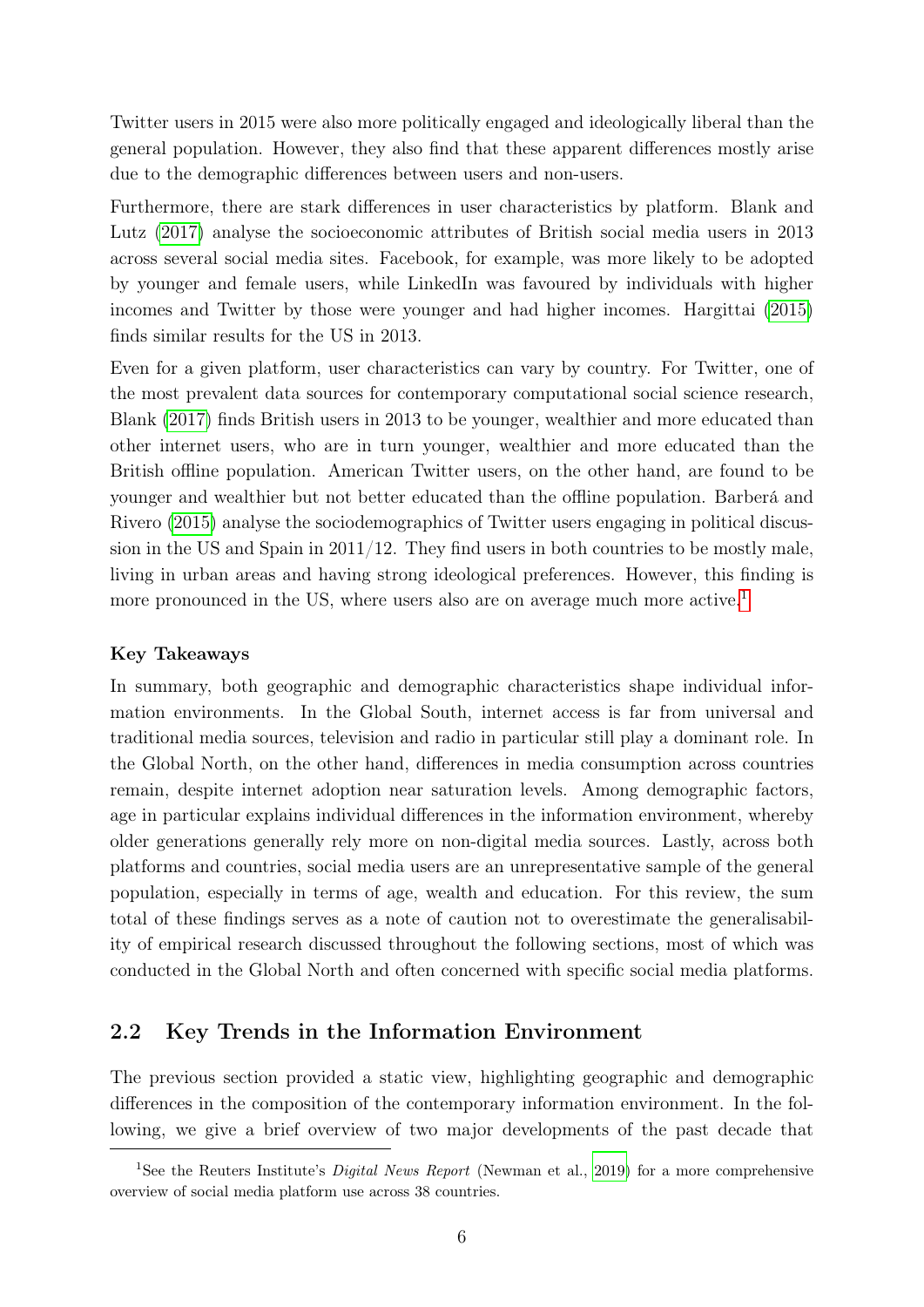Twitter users in 2015 were also more politically engaged and ideologically liberal than the general population. However, they also find that these apparent differences mostly arise due to the demographic differences between users and non-users.

Furthermore, there are stark differences in user characteristics by platform. Blank and Lutz (2017) analyse the socioeconomic attributes of British social media users in 2013 across several social media sites. Facebook, for example, was more likely to be adopted by younger and female users, while LinkedIn was favoured by individuals with higher incomes and Twitter by those were younger and had higher incomes. Hargittai (2015) finds similar results for the US in 2013.

Even for a given platform, user characteristics can vary by country. For Twitter, one of the most prevalent data sources for contemporary computational social science research, Blank (2017) finds British users in 2013 to be younger, wealthier and more educated than other internet users, who are in turn younger, wealthier and more educated than the British offline population. American Twitter users, on the other hand, are found to be younger and wealthier but not better educated than the offline population. Barberá and Rivero (2015) analyse the sociodemographics of Twitter users engaging in political discussion in the US and Spain in 2011/12. They find users in both countries to be mostly male, living in urban areas and having strong ideological preferences. However, this finding is more pronounced in the US, where users also are on average much more active.[1]

**Key Takeaways**

In summary, both geographic and demographic characteristics shape individual information environments. In the Global South, internet access is far from universal and traditional media sources, television and radio in particular still play a dominant role. In the Global North, on the other hand, differences in media consumption across countries remain, despite internet adoption near saturation levels. Among demographic factors, age in particular explains individual differences in the information environment, whereby older generations generally rely more on non-digital media sources. Lastly, across both platforms and countries, social media users are an unrepresentative sample of the general population, especially in terms of age, wealth and education. For this review, the sum total of these findings serves as a note of caution not to overestimate the generalisability of empirical research discussed throughout the following sections, most of which was conducted in the Global North and often concerned with specific social media platforms.

## 2.2 Key Trends in the Information Environment

The previous section provided a static view, highlighting geographic and demographic differences in the composition of the contemporary information environment. In the following, we give a brief overview of two major developments of the past decade that

[1] See the Reuters Institute's *Digital News Report* (Newman et al., 2019) for a more comprehensive overview of social media platform use across 38 countries.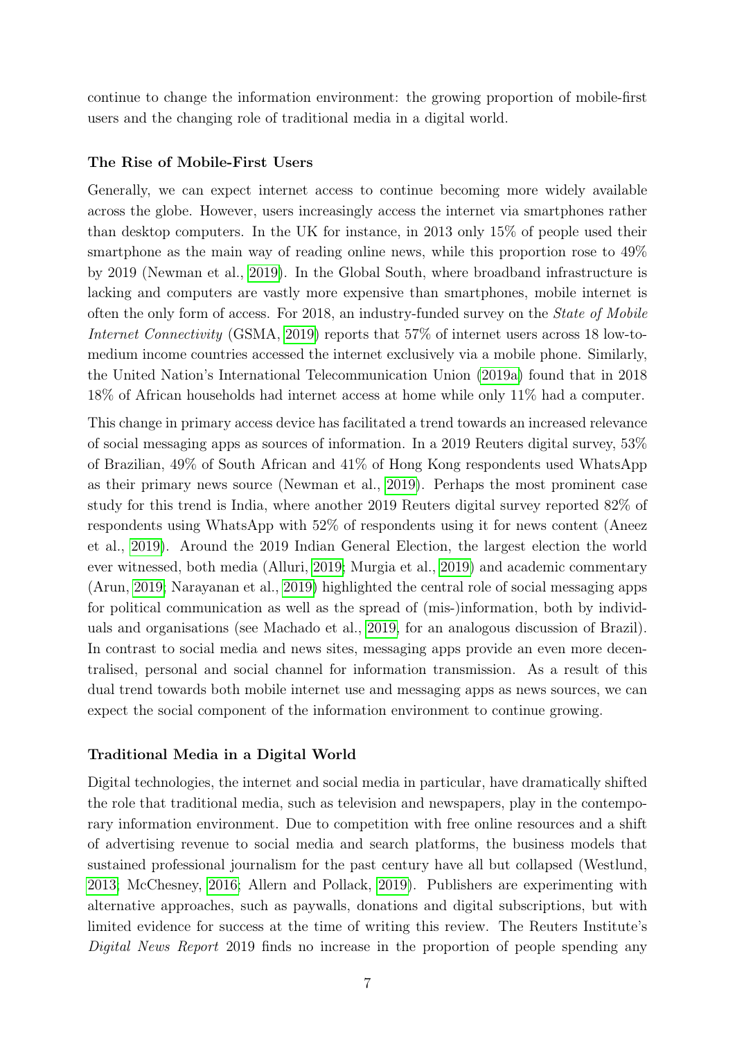continue to change the information environment: the growing proportion of mobile-first users and the changing role of traditional media in a digital world.

### The Rise of Mobile-First Users

Generally, we can expect internet access to continue becoming more widely available across the globe. However, users increasingly access the internet via smartphones rather than desktop computers. In the UK for instance, in 2013 only 15% of people used their smartphone as the main way of reading online news, while this proportion rose to 49% by 2019 (Newman et al., 2019). In the Global South, where broadband infrastructure is lacking and computers are vastly more expensive than smartphones, mobile internet is often the only form of access. For 2018, an industry-funded survey on the *State of Mobile Internet Connectivity* (GSMA, 2019) reports that 57% of internet users across 18 low-to-medium income countries accessed the internet exclusively via a mobile phone. Similarly, the United Nation's International Telecommunication Union (2019a) found that in 2018 18% of African households had internet access at home while only 11% had a computer.

This change in primary access device has facilitated a trend towards an increased relevance of social messaging apps as sources of information. In a 2019 Reuters digital survey, 53% of Brazilian, 49% of South African and 41% of Hong Kong respondents used WhatsApp as their primary news source (Newman et al., 2019). Perhaps the most prominent case study for this trend is India, where another 2019 Reuters digital survey reported 82% of respondents using WhatsApp with 52% of respondents using it for news content (Aneez et al., 2019). Around the 2019 Indian General Election, the largest election the world ever witnessed, both media (Alluri, 2019; Murgia et al., 2019) and academic commentary (Arun, 2019; Narayanan et al., 2019) highlighted the central role of social messaging apps for political communication as well as the spread of (mis-)information, both by individuals and organisations (see Machado et al., 2019, for an analogous discussion of Brazil). In contrast to social media and news sites, messaging apps provide an even more decentralised, personal and social channel for information transmission. As a result of this dual trend towards both mobile internet use and messaging apps as news sources, we can expect the social component of the information environment to continue growing.

### Traditional Media in a Digital World

Digital technologies, the internet and social media in particular, have dramatically shifted the role that traditional media, such as television and newspapers, play in the contemporary information environment. Due to competition with free online resources and a shift of advertising revenue to social media and search platforms, the business models that sustained professional journalism for the past century have all but collapsed (Westlund, 2013; McChesney, 2016; Allern and Pollack, 2019). Publishers are experimenting with alternative approaches, such as paywalls, donations and digital subscriptions, but with limited evidence for success at the time of writing this review. The Reuters Institute's *Digital News Report* 2019 finds no increase in the proportion of people spending any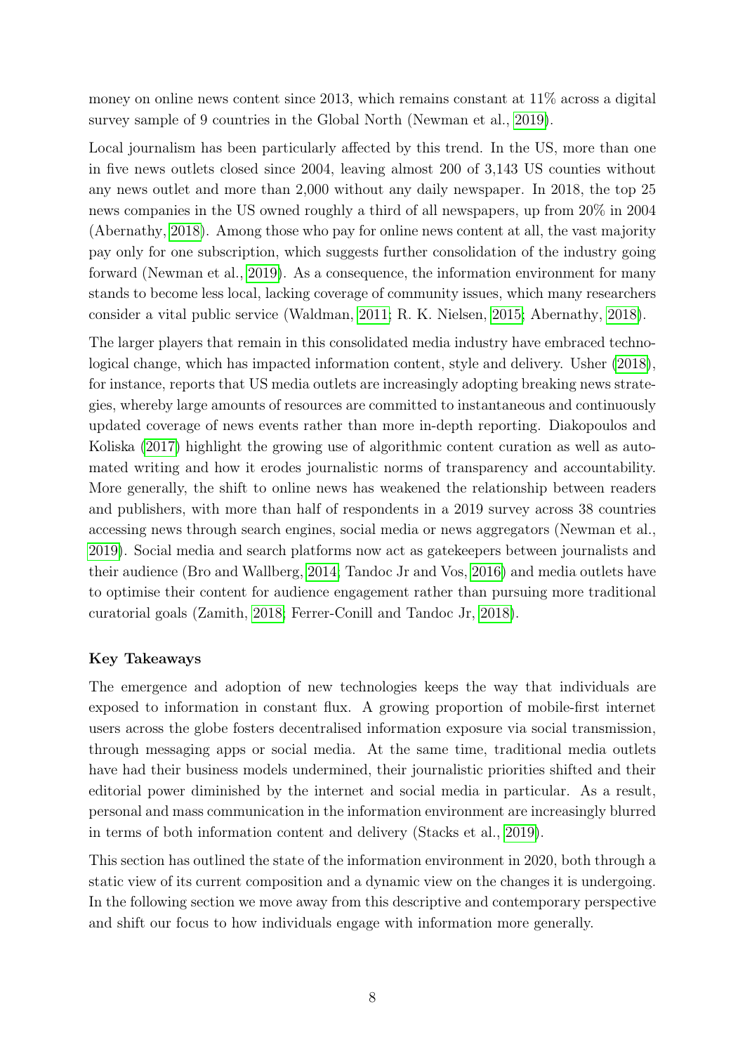money on online news content since 2013, which remains constant at 11% across a digital survey sample of 9 countries in the Global North (Newman et al., 2019).

Local journalism has been particularly affected by this trend. In the US, more than one in five news outlets closed since 2004, leaving almost 200 of 3,143 US counties without any news outlet and more than 2,000 without any daily newspaper. In 2018, the top 25 news companies in the US owned roughly a third of all newspapers, up from 20% in 2004 (Abernathy, 2018). Among those who pay for online news content at all, the vast majority pay only for one subscription, which suggests further consolidation of the industry going forward (Newman et al., 2019). As a consequence, the information environment for many stands to become less local, lacking coverage of community issues, which many researchers consider a vital public service (Waldman, 2011; R. K. Nielsen, 2015; Abernathy, 2018).

The larger players that remain in this consolidated media industry have embraced technological change, which has impacted information content, style and delivery. Usher (2018), for instance, reports that US media outlets are increasingly adopting breaking news strategies, whereby large amounts of resources are committed to instantaneous and continuously updated coverage of news events rather than more in-depth reporting. Diakopoulos and Koliska (2017) highlight the growing use of algorithmic content curation as well as automated writing and how it erodes journalistic norms of transparency and accountability. More generally, the shift to online news has weakened the relationship between readers and publishers, with more than half of respondents in a 2019 survey across 38 countries accessing news through search engines, social media or news aggregators (Newman et al., 2019). Social media and search platforms now act as gatekeepers between journalists and their audience (Bro and Wallberg, 2014; Tandoc Jr and Vos, 2016) and media outlets have to optimise their content for audience engagement rather than pursuing more traditional curatorial goals (Zamith, 2018; Ferrer-Conill and Tandoc Jr, 2018).

#### Key Takeaways

The emergence and adoption of new technologies keeps the way that individuals are exposed to information in constant flux. A growing proportion of mobile-first internet users across the globe fosters decentralised information exposure via social transmission, through messaging apps or social media. At the same time, traditional media outlets have had their business models undermined, their journalistic priorities shifted and their editorial power diminished by the internet and social media in particular. As a result, personal and mass communication in the information environment are increasingly blurred in terms of both information content and delivery (Stacks et al., 2019).

This section has outlined the state of the information environment in 2020, both through a static view of its current composition and a dynamic view on the changes it is undergoing. In the following section we move away from this descriptive and contemporary perspective and shift our focus to how individuals engage with information more generally.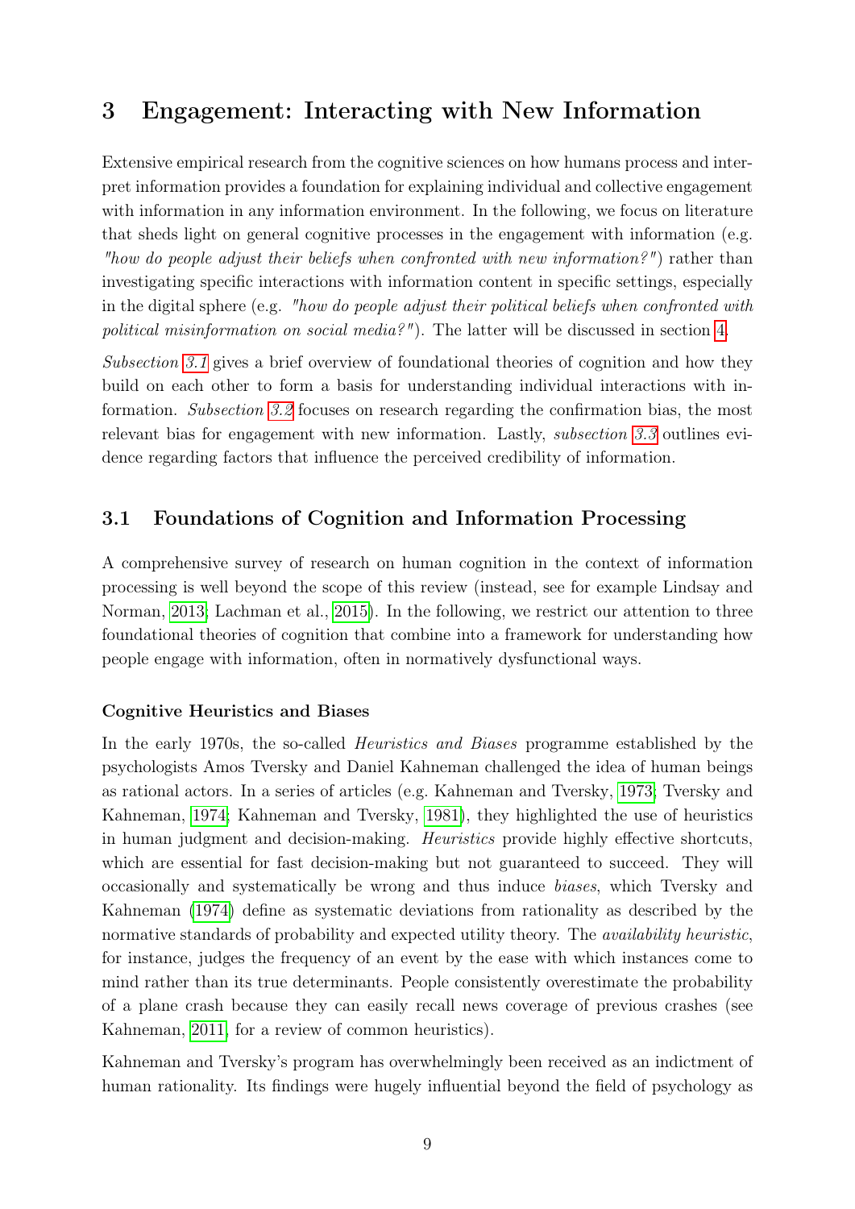# 3 Engagement: Interacting with New Information

Extensive empirical research from the cognitive sciences on how humans process and interpret information provides a foundation for explaining individual and collective engagement with information in any information environment. In the following, we focus on literature that sheds light on general cognitive processes in the engagement with information (e.g. *"how do people adjust their beliefs when confronted with new information?"*) rather than investigating specific interactions with information content in specific settings, especially in the digital sphere (e.g. *"how do people adjust their political beliefs when confronted with political misinformation on social media?"*). The latter will be discussed in section 4.

*Subsection 3.1* gives a brief overview of foundational theories of cognition and how they build on each other to form a basis for understanding individual interactions with information. *Subsection 3.2* focuses on research regarding the confirmation bias, the most relevant bias for engagement with new information. Lastly, *subsection 3.3* outlines evidence regarding factors that influence the perceived credibility of information.

## 3.1 Foundations of Cognition and Information Processing

A comprehensive survey of research on human cognition in the context of information processing is well beyond the scope of this review (instead, see for example Lindsay and Norman, 2013; Lachman et al., 2015). In the following, we restrict our attention to three foundational theories of cognition that combine into a framework for understanding how people engage with information, often in normatively dysfunctional ways.

**Cognitive Heuristics and Biases**

In the early 1970s, the so-called *Heuristics and Biases* programme established by the psychologists Amos Tversky and Daniel Kahneman challenged the idea of human beings as rational actors. In a series of articles (e.g. Kahneman and Tversky, 1973; Tversky and Kahneman, 1974; Kahneman and Tversky, 1981), they highlighted the use of heuristics in human judgment and decision-making. *Heuristics* provide highly effective shortcuts, which are essential for fast decision-making but not guaranteed to succeed. They will occasionally and systematically be wrong and thus induce *biases*, which Tversky and Kahneman (1974) define as systematic deviations from rationality as described by the normative standards of probability and expected utility theory. The *availability heuristic*, for instance, judges the frequency of an event by the ease with which instances come to mind rather than its true determinants. People consistently overestimate the probability of a plane crash because they can easily recall news coverage of previous crashes (see Kahneman, 2011, for a review of common heuristics).

Kahneman and Tversky's program has overwhelmingly been received as an indictment of human rationality. Its findings were hugely influential beyond the field of psychology as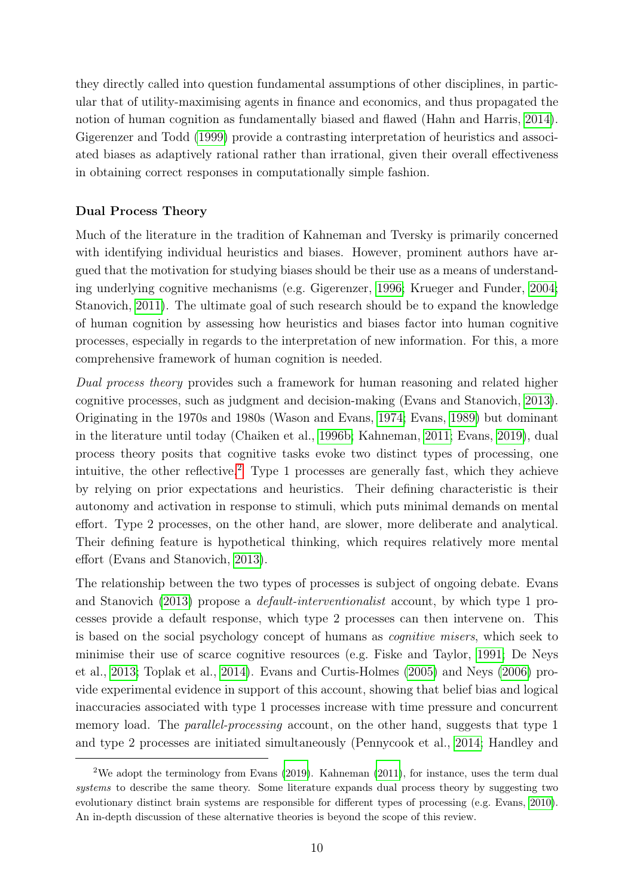they directly called into question fundamental assumptions of other disciplines, in particular that of utility-maximising agents in finance and economics, and thus propagated the notion of human cognition as fundamentally biased and flawed (Hahn and Harris, 2014). Gigerenzer and Todd (1999) provide a contrasting interpretation of heuristics and associated biases as adaptively rational rather than irrational, given their overall effectiveness in obtaining correct responses in computationally simple fashion.

### Dual Process Theory

Much of the literature in the tradition of Kahneman and Tversky is primarily concerned with identifying individual heuristics and biases. However, prominent authors have argued that the motivation for studying biases should be their use as a means of understanding underlying cognitive mechanisms (e.g. Gigerenzer, 1996; Krueger and Funder, 2004; Stanovich, 2011). The ultimate goal of such research should be to expand the knowledge of human cognition by assessing how heuristics and biases factor into human cognitive processes, especially in regards to the interpretation of new information. For this, a more comprehensive framework of human cognition is needed.

*Dual process theory* provides such a framework for human reasoning and related higher cognitive processes, such as judgment and decision-making (Evans and Stanovich, 2013). Originating in the 1970s and 1980s (Wason and Evans, 1974; Evans, 1989) but dominant in the literature until today (Chaiken et al., 1996b; Kahneman, 2011; Evans, 2019), dual process theory posits that cognitive tasks evoke two distinct types of processing, one intuitive, the other reflective.[2] Type 1 processes are generally fast, which they achieve by relying on prior expectations and heuristics. Their defining characteristic is their autonomy and activation in response to stimuli, which puts minimal demands on mental effort. Type 2 processes, on the other hand, are slower, more deliberate and analytical. Their defining feature is hypothetical thinking, which requires relatively more mental effort (Evans and Stanovich, 2013).

The relationship between the two types of processes is subject of ongoing debate. Evans and Stanovich (2013) propose a *default-interventionalist* account, by which type 1 processes provide a default response, which type 2 processes can then intervene on. This is based on the social psychology concept of humans as *cognitive misers*, which seek to minimise their use of scarce cognitive resources (e.g. Fiske and Taylor, 1991; De Neys et al., 2013; Toplak et al., 2014). Evans and Curtis-Holmes (2005) and Neys (2006) provide experimental evidence in support of this account, showing that belief bias and logical inaccuracies associated with type 1 processes increase with time pressure and concurrent memory load. The *parallel-processing* account, on the other hand, suggests that type 1 and type 2 processes are initiated simultaneously (Pennycook et al., 2014; Handley and

[2] We adopt the terminology from Evans (2019). Kahneman (2011), for instance, uses the term dual *systems* to describe the same theory. Some literature expands dual process theory by suggesting two evolutionary distinct brain systems are responsible for different types of processing (e.g. Evans, 2010). An in-depth discussion of these alternative theories is beyond the scope of this review.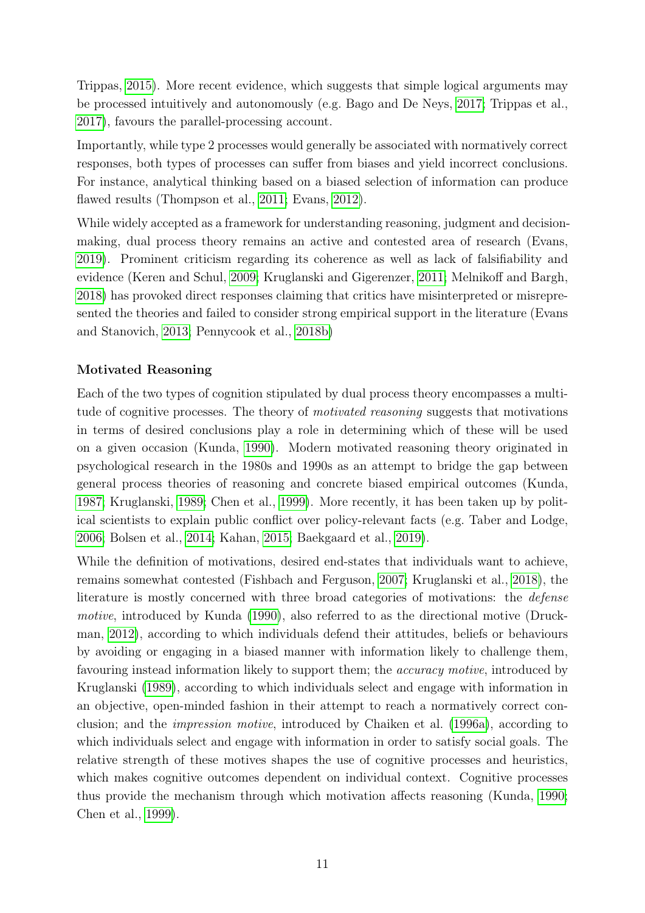Trippas, 2015). More recent evidence, which suggests that simple logical arguments may be processed intuitively and autonomously (e.g. Bago and De Neys, 2017; Trippas et al., 2017), favours the parallel-processing account.

Importantly, while type 2 processes would generally be associated with normatively correct responses, both types of processes can suffer from biases and yield incorrect conclusions. For instance, analytical thinking based on a biased selection of information can produce flawed results (Thompson et al., 2011; Evans, 2012).

While widely accepted as a framework for understanding reasoning, judgment and decision-making, dual process theory remains an active and contested area of research (Evans, 2019). Prominent criticism regarding its coherence as well as lack of falsifiability and evidence (Keren and Schul, 2009; Kruglanski and Gigerenzer, 2011; Melnikoff and Bargh, 2018) has provoked direct responses claiming that critics have misinterpreted or misrepresented the theories and failed to consider strong empirical support in the literature (Evans and Stanovich, 2013; Pennycook et al., 2018b)

**Motivated Reasoning**

Each of the two types of cognition stipulated by dual process theory encompasses a multitude of cognitive processes. The theory of *motivated reasoning* suggests that motivations in terms of desired conclusions play a role in determining which of these will be used on a given occasion (Kunda, 1990). Modern motivated reasoning theory originated in psychological research in the 1980s and 1990s as an attempt to bridge the gap between general process theories of reasoning and concrete biased empirical outcomes (Kunda, 1987; Kruglanski, 1989; Chen et al., 1999). More recently, it has been taken up by political scientists to explain public conflict over policy-relevant facts (e.g. Taber and Lodge, 2006; Bolsen et al., 2014; Kahan, 2015; Baekgaard et al., 2019).

While the definition of motivations, desired end-states that individuals want to achieve, remains somewhat contested (Fishbach and Ferguson, 2007; Kruglanski et al., 2018), the literature is mostly concerned with three broad categories of motivations: the *defense motive*, introduced by Kunda (1990), also referred to as the directional motive (Druckman, 2012), according to which individuals defend their attitudes, beliefs or behaviours by avoiding or engaging in a biased manner with information likely to challenge them, favouring instead information likely to support them; the *accuracy motive*, introduced by Kruglanski (1989), according to which individuals select and engage with information in an objective, open-minded fashion in their attempt to reach a normatively correct conclusion; and the *impression motive*, introduced by Chaiken et al. (1996a), according to which individuals select and engage with information in order to satisfy social goals. The relative strength of these motives shapes the use of cognitive processes and heuristics, which makes cognitive outcomes dependent on individual context. Cognitive processes thus provide the mechanism through which motivation affects reasoning (Kunda, 1990; Chen et al., 1999).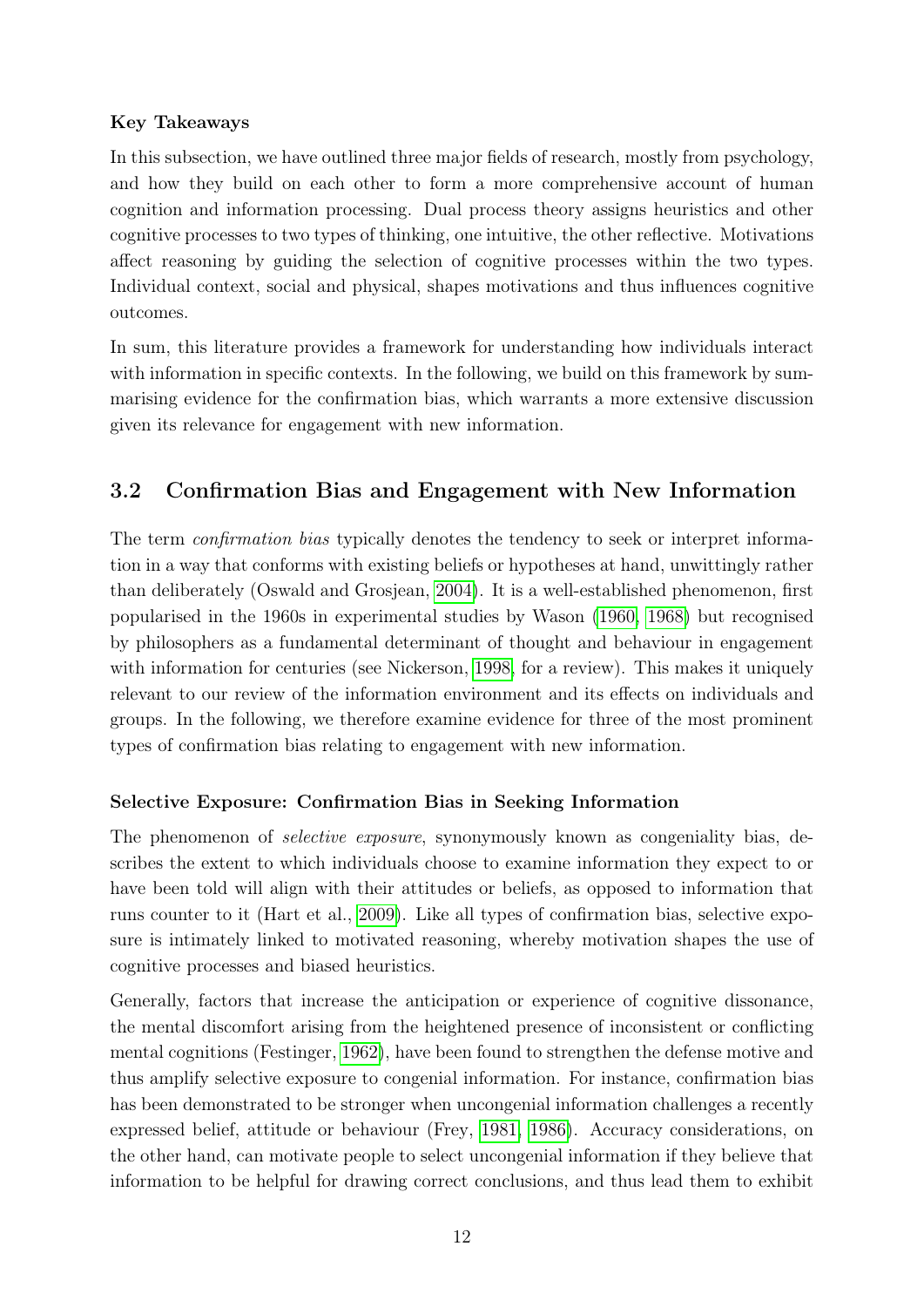**Key Takeaways**

In this subsection, we have outlined three major fields of research, mostly from psychology, and how they build on each other to form a more comprehensive account of human cognition and information processing. Dual process theory assigns heuristics and other cognitive processes to two types of thinking, one intuitive, the other reflective. Motivations affect reasoning by guiding the selection of cognitive processes within the two types. Individual context, social and physical, shapes motivations and thus influences cognitive outcomes.

In sum, this literature provides a framework for understanding how individuals interact with information in specific contexts. In the following, we build on this framework by summarising evidence for the confirmation bias, which warrants a more extensive discussion given its relevance for engagement with new information.

## 3.2 Confirmation Bias and Engagement with New Information

The term *confirmation bias* typically denotes the tendency to seek or interpret information in a way that conforms with existing beliefs or hypotheses at hand, unwittingly rather than deliberately (Oswald and Grosjean, 2004). It is a well-established phenomenon, first popularised in the 1960s in experimental studies by Wason (1960, 1968) but recognised by philosophers as a fundamental determinant of thought and behaviour in engagement with information for centuries (see Nickerson, 1998, for a review). This makes it uniquely relevant to our review of the information environment and its effects on individuals and groups. In the following, we therefore examine evidence for three of the most prominent types of confirmation bias relating to engagement with new information.

**Selective Exposure: Confirmation Bias in Seeking Information**

The phenomenon of *selective exposure*, synonymously known as congeniality bias, describes the extent to which individuals choose to examine information they expect to or have been told will align with their attitudes or beliefs, as opposed to information that runs counter to it (Hart et al., 2009). Like all types of confirmation bias, selective exposure is intimately linked to motivated reasoning, whereby motivation shapes the use of cognitive processes and biased heuristics.

Generally, factors that increase the anticipation or experience of cognitive dissonance, the mental discomfort arising from the heightened presence of inconsistent or conflicting mental cognitions (Festinger, 1962), have been found to strengthen the defense motive and thus amplify selective exposure to congenial information. For instance, confirmation bias has been demonstrated to be stronger when uncongenial information challenges a recently expressed belief, attitude or behaviour (Frey, 1981, 1986). Accuracy considerations, on the other hand, can motivate people to select uncongenial information if they believe that information to be helpful for drawing correct conclusions, and thus lead them to exhibit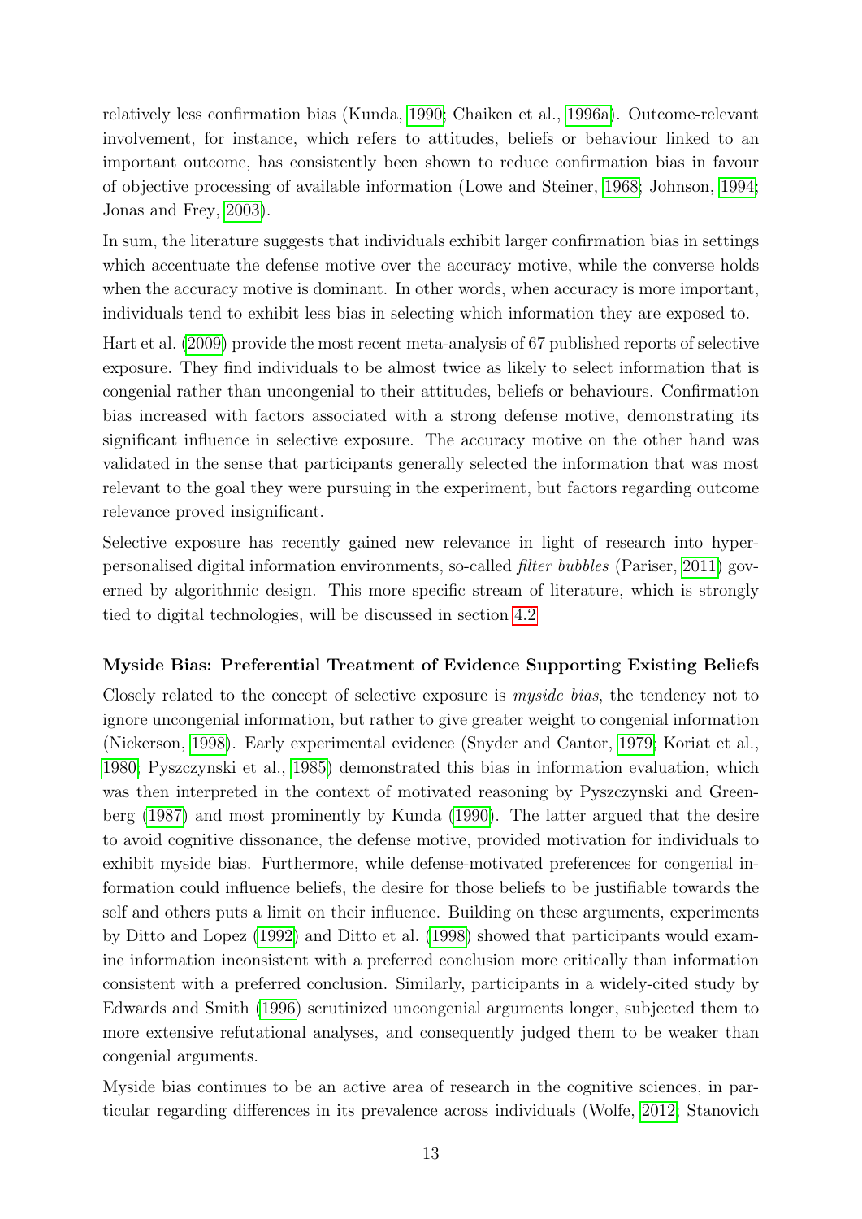relatively less confirmation bias (Kunda, 1990; Chaiken et al., 1996a). Outcome-relevant involvement, for instance, which refers to attitudes, beliefs or behaviour linked to an important outcome, has consistently been shown to reduce confirmation bias in favour of objective processing of available information (Lowe and Steiner, 1968; Johnson, 1994; Jonas and Frey, 2003).

In sum, the literature suggests that individuals exhibit larger confirmation bias in settings which accentuate the defense motive over the accuracy motive, while the converse holds when the accuracy motive is dominant. In other words, when accuracy is more important, individuals tend to exhibit less bias in selecting which information they are exposed to.

Hart et al. (2009) provide the most recent meta-analysis of 67 published reports of selective exposure. They find individuals to be almost twice as likely to select information that is congenial rather than uncongenial to their attitudes, beliefs or behaviours. Confirmation bias increased with factors associated with a strong defense motive, demonstrating its significant influence in selective exposure. The accuracy motive on the other hand was validated in the sense that participants generally selected the information that was most relevant to the goal they were pursuing in the experiment, but factors regarding outcome relevance proved insignificant.

Selective exposure has recently gained new relevance in light of research into hyper-personalised digital information environments, so-called *filter bubbles* (Pariser, 2011) governed by algorithmic design. This more specific stream of literature, which is strongly tied to digital technologies, will be discussed in section 4.2.

#### Myside Bias: Preferential Treatment of Evidence Supporting Existing Beliefs

Closely related to the concept of selective exposure is *myside bias*, the tendency not to ignore uncongenial information, but rather to give greater weight to congenial information (Nickerson, 1998). Early experimental evidence (Snyder and Cantor, 1979; Koriat et al., 1980; Pyszczynski et al., 1985) demonstrated this bias in information evaluation, which was then interpreted in the context of motivated reasoning by Pyszczynski and Greenberg (1987) and most prominently by Kunda (1990). The latter argued that the desire to avoid cognitive dissonance, the defense motive, provided motivation for individuals to exhibit myside bias. Furthermore, while defense-motivated preferences for congenial information could influence beliefs, the desire for those beliefs to be justifiable towards the self and others puts a limit on their influence. Building on these arguments, experiments by Ditto and Lopez (1992) and Ditto et al. (1998) showed that participants would examine information inconsistent with a preferred conclusion more critically than information consistent with a preferred conclusion. Similarly, participants in a widely-cited study by Edwards and Smith (1996) scrutinized uncongenial arguments longer, subjected them to more extensive refutational analyses, and consequently judged them to be weaker than congenial arguments.

Myside bias continues to be an active area of research in the cognitive sciences, in particular regarding differences in its prevalence across individuals (Wolfe, 2012; Stanovich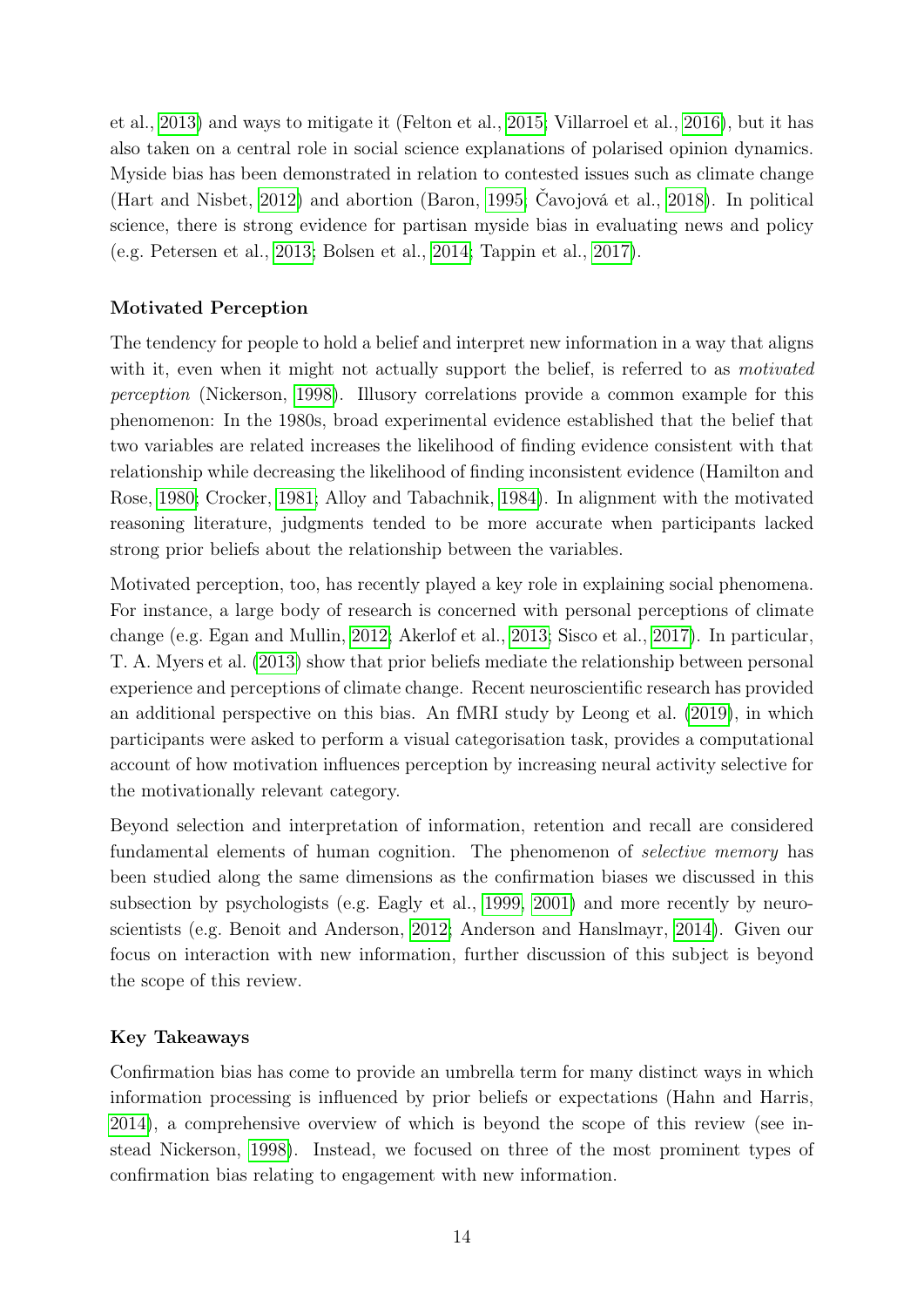et al., 2013) and ways to mitigate it (Felton et al., 2015; Villarroel et al., 2016), but it has also taken on a central role in social science explanations of polarised opinion dynamics. Myside bias has been demonstrated in relation to contested issues such as climate change (Hart and Nisbet, 2012) and abortion (Baron, 1995; Čavojová et al., 2018). In political science, there is strong evidence for partisan myside bias in evaluating news and policy (e.g. Petersen et al., 2013; Bolsen et al., 2014; Tappin et al., 2017).

**Motivated Perception**

The tendency for people to hold a belief and interpret new information in a way that aligns with it, even when it might not actually support the belief, is referred to as *motivated perception* (Nickerson, 1998). Illusory correlations provide a common example for this phenomenon: In the 1980s, broad experimental evidence established that the belief that two variables are related increases the likelihood of finding evidence consistent with that relationship while decreasing the likelihood of finding inconsistent evidence (Hamilton and Rose, 1980; Crocker, 1981; Alloy and Tabachnik, 1984). In alignment with the motivated reasoning literature, judgments tended to be more accurate when participants lacked strong prior beliefs about the relationship between the variables.

Motivated perception, too, has recently played a key role in explaining social phenomena. For instance, a large body of research is concerned with personal perceptions of climate change (e.g. Egan and Mullin, 2012; Akerlof et al., 2013; Sisco et al., 2017). In particular, T. A. Myers et al. (2013) show that prior beliefs mediate the relationship between personal experience and perceptions of climate change. Recent neuroscientific research has provided an additional perspective on this bias. An fMRI study by Leong et al. (2019), in which participants were asked to perform a visual categorisation task, provides a computational account of how motivation influences perception by increasing neural activity selective for the motivationally relevant category.

Beyond selection and interpretation of information, retention and recall are considered fundamental elements of human cognition. The phenomenon of *selective memory* has been studied along the same dimensions as the confirmation biases we discussed in this subsection by psychologists (e.g. Eagly et al., 1999, 2001) and more recently by neuroscientists (e.g. Benoit and Anderson, 2012; Anderson and Hanslmayr, 2014). Given our focus on interaction with new information, further discussion of this subject is beyond the scope of this review.

**Key Takeaways**

Confirmation bias has come to provide an umbrella term for many distinct ways in which information processing is influenced by prior beliefs or expectations (Hahn and Harris, 2014), a comprehensive overview of which is beyond the scope of this review (see instead Nickerson, 1998). Instead, we focused on three of the most prominent types of confirmation bias relating to engagement with new information.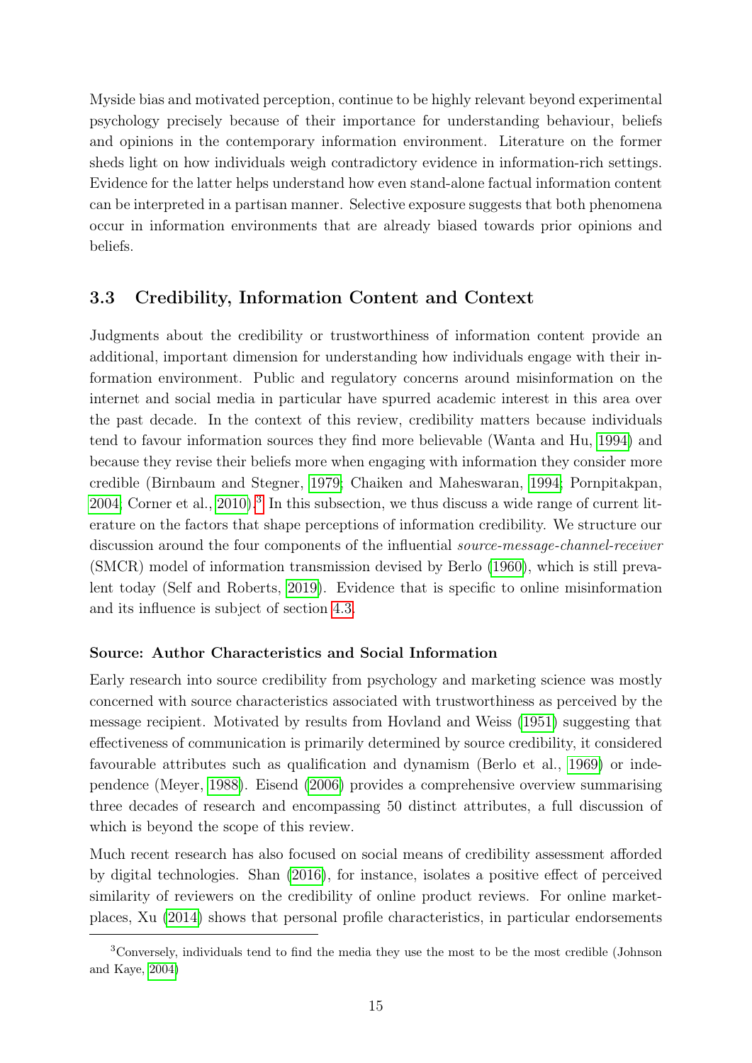Myside bias and motivated perception, continue to be highly relevant beyond experimental psychology precisely because of their importance for understanding behaviour, beliefs and opinions in the contemporary information environment. Literature on the former sheds light on how individuals weigh contradictory evidence in information-rich settings. Evidence for the latter helps understand how even stand-alone factual information content can be interpreted in a partisan manner. Selective exposure suggests that both phenomena occur in information environments that are already biased towards prior opinions and beliefs.

### 3.3 Credibility, Information Content and Context

Judgments about the credibility or trustworthiness of information content provide an additional, important dimension for understanding how individuals engage with their information environment. Public and regulatory concerns around misinformation on the internet and social media in particular have spurred academic interest in this area over the past decade. In the context of this review, credibility matters because individuals tend to favour information sources they find more believable (Wanta and Hu, 1994) and because they revise their beliefs more when engaging with information they consider more credible (Birnbaum and Stegner, 1979; Chaiken and Maheswaran, 1994; Pornpitakpan, 2004; Corner et al., 2010).[3] In this subsection, we thus discuss a wide range of current literature on the factors that shape perceptions of information credibility. We structure our discussion around the four components of the influential *source-message-channel-receiver* (SMCR) model of information transmission devised by Berlo (1960), which is still prevalent today (Self and Roberts, 2019). Evidence that is specific to online misinformation and its influence is subject of section 4.3.

#### Source: Author Characteristics and Social Information

Early research into source credibility from psychology and marketing science was mostly concerned with source characteristics associated with trustworthiness as perceived by the message recipient. Motivated by results from Hovland and Weiss (1951) suggesting that effectiveness of communication is primarily determined by source credibility, it considered favourable attributes such as qualification and dynamism (Berlo et al., 1969) or independence (Meyer, 1988). Eisend (2006) provides a comprehensive overview summarising three decades of research and encompassing 50 distinct attributes, a full discussion of which is beyond the scope of this review.

Much recent research has also focused on social means of credibility assessment afforded by digital technologies. Shan (2016), for instance, isolates a positive effect of perceived similarity of reviewers on the credibility of online product reviews. For online marketplaces, Xu (2014) shows that personal profile characteristics, in particular endorsements

[3] Conversely, individuals tend to find the media they use the most to be the most credible (Johnson and Kaye, 2004)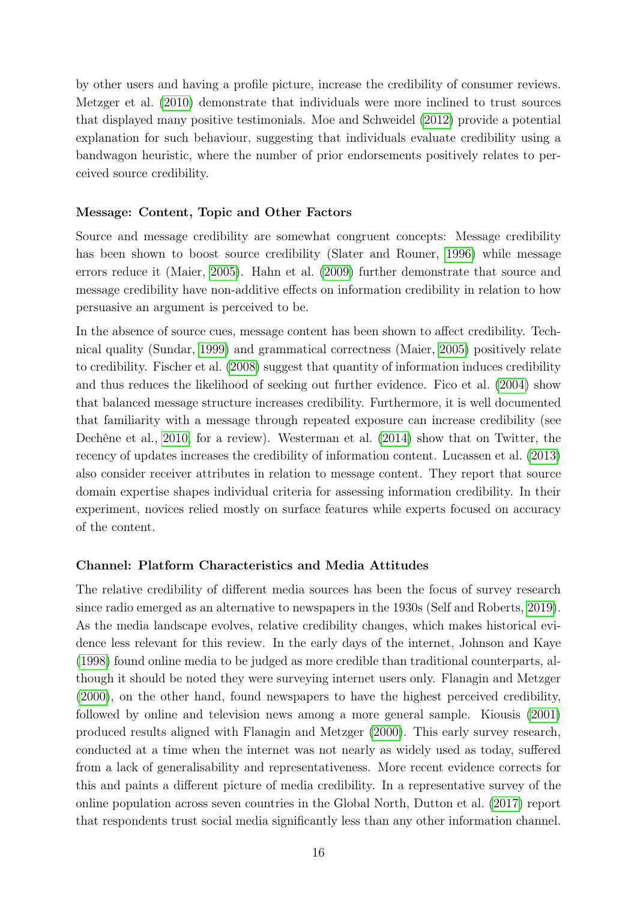by other users and having a profile picture, increase the credibility of consumer reviews. Metzger et al. (2010) demonstrate that individuals were more inclined to trust sources that displayed many positive testimonials. Moe and Schweidel (2012) provide a potential explanation for such behaviour, suggesting that individuals evaluate credibility using a bandwagon heuristic, where the number of prior endorsements positively relates to perceived source credibility.

**Message: Content, Topic and Other Factors**

Source and message credibility are somewhat congruent concepts: Message credibility has been shown to boost source credibility (Slater and Rouner, 1996) while message errors reduce it (Maier, 2005). Hahn et al. (2009) further demonstrate that source and message credibility have non-additive effects on information credibility in relation to how persuasive an argument is perceived to be.

In the absence of source cues, message content has been shown to affect credibility. Technical quality (Sundar, 1999) and grammatical correctness (Maier, 2005) positively relate to credibility. Fischer et al. (2008) suggest that quantity of information induces credibility and thus reduces the likelihood of seeking out further evidence. Fico et al. (2004) show that balanced message structure increases credibility. Furthermore, it is well documented that familiarity with a message through repeated exposure can increase credibility (see Dechêne et al., 2010, for a review). Westerman et al. (2014) show that on Twitter, the recency of updates increases the credibility of information content. Lucassen et al. (2013) also consider receiver attributes in relation to message content. They report that source domain expertise shapes individual criteria for assessing information credibility. In their experiment, novices relied mostly on surface features while experts focused on accuracy of the content.

**Channel: Platform Characteristics and Media Attitudes**

The relative credibility of different media sources has been the focus of survey research since radio emerged as an alternative to newspapers in the 1930s (Self and Roberts, 2019). As the media landscape evolves, relative credibility changes, which makes historical evidence less relevant for this review. In the early days of the internet, Johnson and Kaye (1998) found online media to be judged as more credible than traditional counterparts, although it should be noted they were surveying internet users only. Flanagin and Metzger (2000), on the other hand, found newspapers to have the highest perceived credibility, followed by online and television news among a more general sample. Kiousis (2001) produced results aligned with Flanagin and Metzger (2000). This early survey research, conducted at a time when the internet was not nearly as widely used as today, suffered from a lack of generalisability and representativeness. More recent evidence corrects for this and paints a different picture of media credibility. In a representative survey of the online population across seven countries in the Global North, Dutton et al. (2017) report that respondents trust social media significantly less than any other information channel.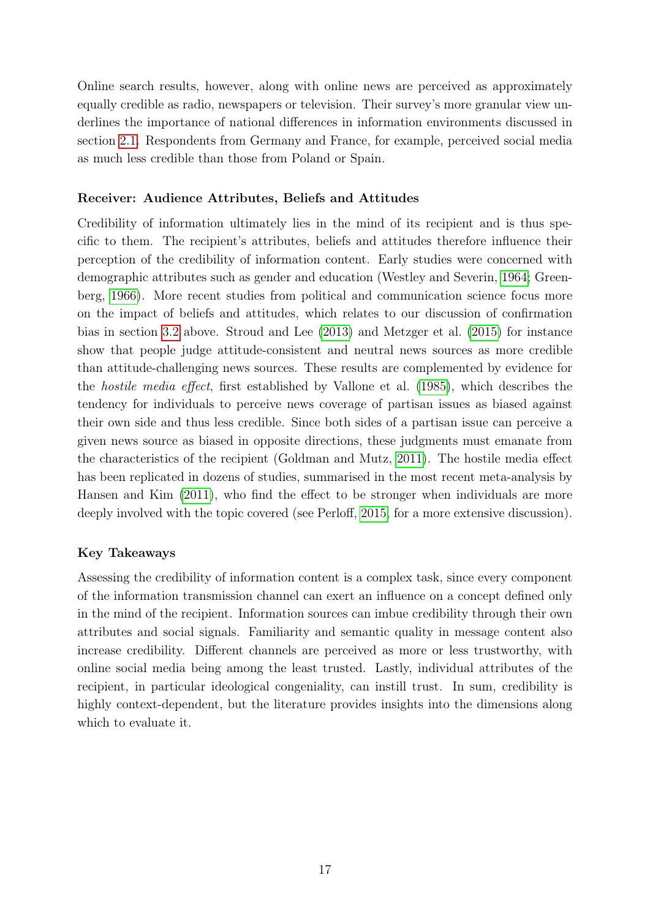Online search results, however, along with online news are perceived as approximately equally credible as radio, newspapers or television. Their survey's more granular view underlines the importance of national differences in information environments discussed in section 2.1. Respondents from Germany and France, for example, perceived social media as much less credible than those from Poland or Spain.

### Receiver: Audience Attributes, Beliefs and Attitudes

Credibility of information ultimately lies in the mind of its recipient and is thus specific to them. The recipient's attributes, beliefs and attitudes therefore influence their perception of the credibility of information content. Early studies were concerned with demographic attributes such as gender and education (Westley and Severin, 1964; Greenberg, 1966). More recent studies from political and communication science focus more on the impact of beliefs and attitudes, which relates to our discussion of confirmation bias in section 3.2 above. Stroud and Lee (2013) and Metzger et al. (2015) for instance show that people judge attitude-consistent and neutral news sources as more credible than attitude-challenging news sources. These results are complemented by evidence for the *hostile media effect*, first established by Vallone et al. (1985), which describes the tendency for individuals to perceive news coverage of partisan issues as biased against their own side and thus less credible. Since both sides of a partisan issue can perceive a given news source as biased in opposite directions, these judgments must emanate from the characteristics of the recipient (Goldman and Mutz, 2011). The hostile media effect has been replicated in dozens of studies, summarised in the most recent meta-analysis by Hansen and Kim (2011), who find the effect to be stronger when individuals are more deeply involved with the topic covered (see Perloff, 2015, for a more extensive discussion).

### Key Takeaways

Assessing the credibility of information content is a complex task, since every component of the information transmission channel can exert an influence on a concept defined only in the mind of the recipient. Information sources can imbue credibility through their own attributes and social signals. Familiarity and semantic quality in message content also increase credibility. Different channels are perceived as more or less trustworthy, with online social media being among the least trusted. Lastly, individual attributes of the recipient, in particular ideological congeniality, can instill trust. In sum, credibility is highly context-dependent, but the literature provides insights into the dimensions along which to evaluate it.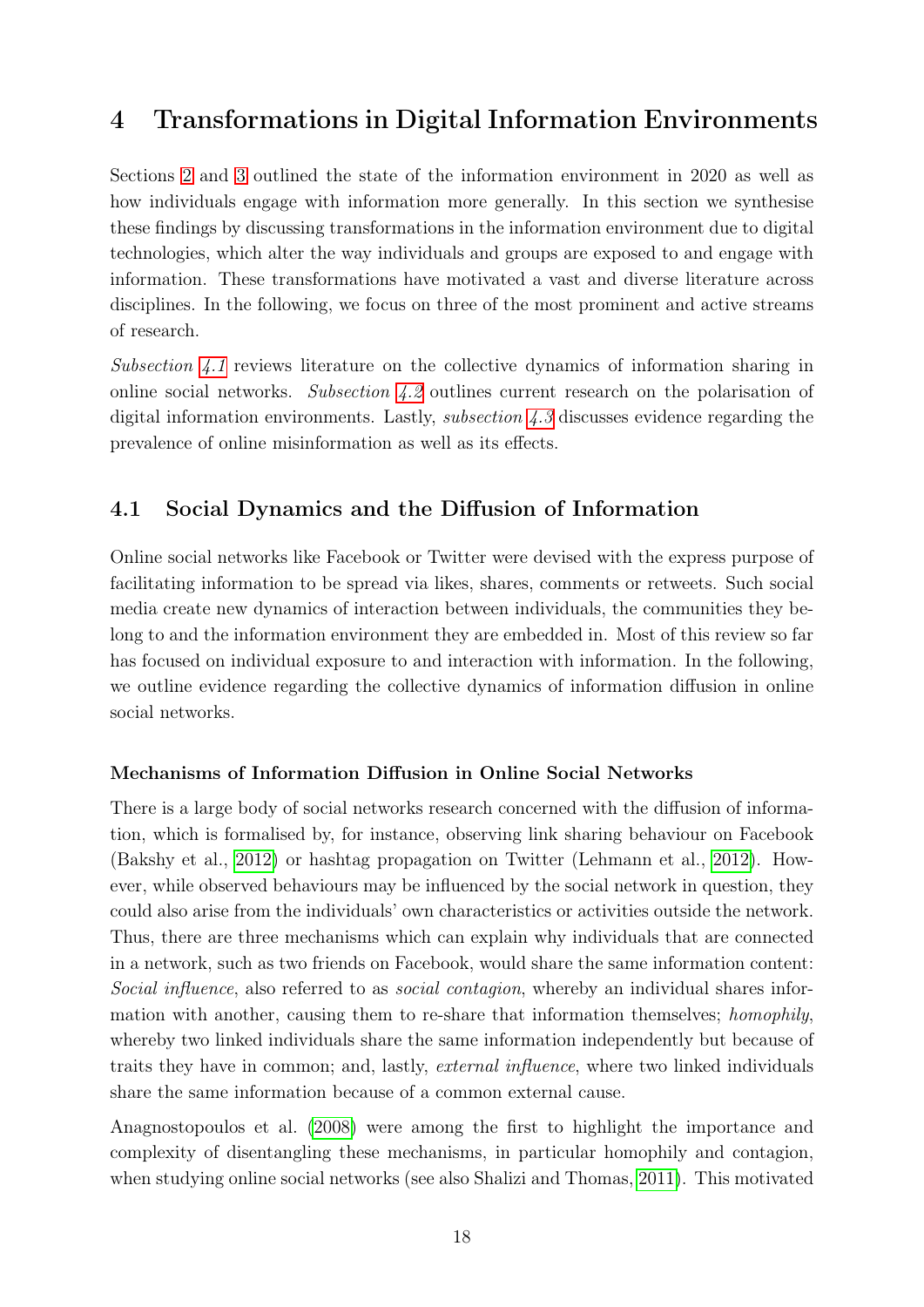# 4 Transformations in Digital Information Environments

Sections 2 and 3 outlined the state of the information environment in 2020 as well as how individuals engage with information more generally. In this section we synthesise these findings by discussing transformations in the information environment due to digital technologies, which alter the way individuals and groups are exposed to and engage with information. These transformations have motivated a vast and diverse literature across disciplines. In the following, we focus on three of the most prominent and active streams of research.

*Subsection 4.1* reviews literature on the collective dynamics of information sharing in online social networks. *Subsection 4.2* outlines current research on the polarisation of digital information environments. Lastly, *subsection 4.3* discusses evidence regarding the prevalence of online misinformation as well as its effects.

## 4.1 Social Dynamics and the Diffusion of Information

Online social networks like Facebook or Twitter were devised with the express purpose of facilitating information to be spread via likes, shares, comments or retweets. Such social media create new dynamics of interaction between individuals, the communities they belong to and the information environment they are embedded in. Most of this review so far has focused on individual exposure to and interaction with information. In the following, we outline evidence regarding the collective dynamics of information diffusion in online social networks.

#### Mechanisms of Information Diffusion in Online Social Networks

There is a large body of social networks research concerned with the diffusion of information, which is formalised by, for instance, observing link sharing behaviour on Facebook (Bakshy et al., 2012) or hashtag propagation on Twitter (Lehmann et al., 2012). However, while observed behaviours may be influenced by the social network in question, they could also arise from the individuals' own characteristics or activities outside the network. Thus, there are three mechanisms which can explain why individuals that are connected in a network, such as two friends on Facebook, would share the same information content: *Social influence*, also referred to as *social contagion*, whereby an individual shares information with another, causing them to re-share that information themselves; *homophily*, whereby two linked individuals share the same information independently but because of traits they have in common; and, lastly, *external influence*, where two linked individuals share the same information because of a common external cause.

Anagnostopoulos et al. (2008) were among the first to highlight the importance and complexity of disentangling these mechanisms, in particular homophily and contagion, when studying online social networks (see also Shalizi and Thomas, 2011). This motivated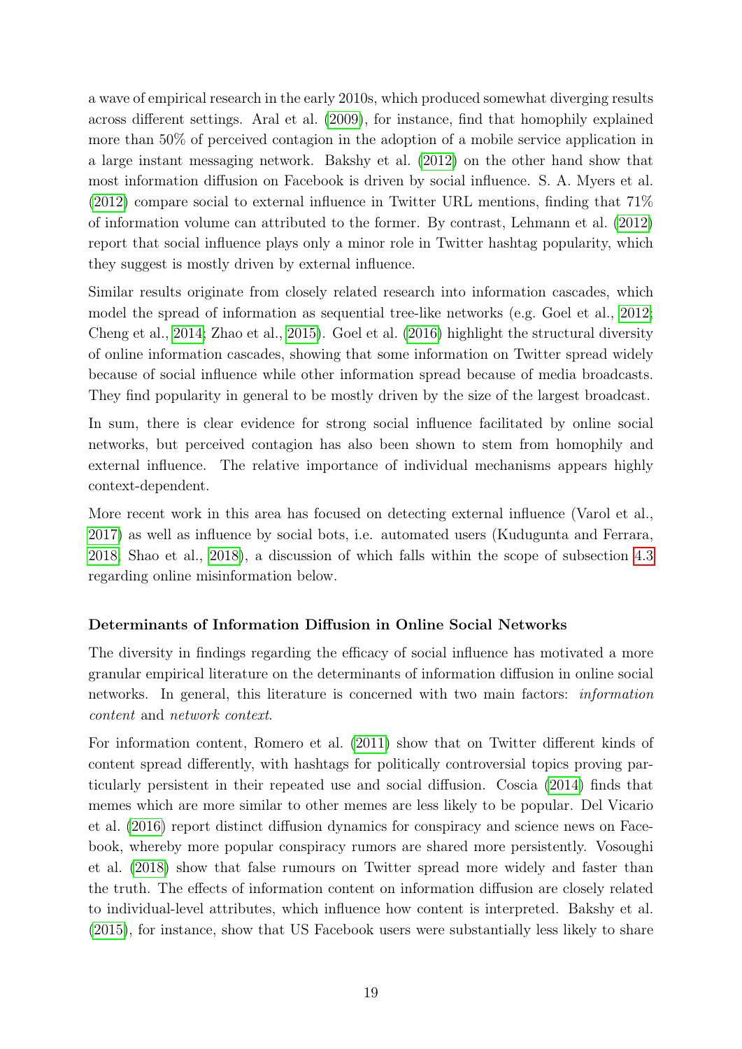a wave of empirical research in the early 2010s, which produced somewhat diverging results across different settings. Aral et al. (2009), for instance, find that homophily explained more than 50% of perceived contagion in the adoption of a mobile service application in a large instant messaging network. Bakshy et al. (2012) on the other hand show that most information diffusion on Facebook is driven by social influence. S. A. Myers et al. (2012) compare social to external influence in Twitter URL mentions, finding that 71% of information volume can attributed to the former. By contrast, Lehmann et al. (2012) report that social influence plays only a minor role in Twitter hashtag popularity, which they suggest is mostly driven by external influence.

Similar results originate from closely related research into information cascades, which model the spread of information as sequential tree-like networks (e.g. Goel et al., 2012; Cheng et al., 2014; Zhao et al., 2015). Goel et al. (2016) highlight the structural diversity of online information cascades, showing that some information on Twitter spread widely because of social influence while other information spread because of media broadcasts. They find popularity in general to be mostly driven by the size of the largest broadcast.

In sum, there is clear evidence for strong social influence facilitated by online social networks, but perceived contagion has also been shown to stem from homophily and external influence. The relative importance of individual mechanisms appears highly context-dependent.

More recent work in this area has focused on detecting external influence (Varol et al., 2017) as well as influence by social bots, i.e. automated users (Kudugunta and Ferrara, 2018; Shao et al., 2018), a discussion of which falls within the scope of subsection 4.3 regarding online misinformation below.

### Determinants of Information Diffusion in Online Social Networks

The diversity in findings regarding the efficacy of social influence has motivated a more granular empirical literature on the determinants of information diffusion in online social networks. In general, this literature is concerned with two main factors: *information content* and *network context*.

For information content, Romero et al. (2011) show that on Twitter different kinds of content spread differently, with hashtags for politically controversial topics proving particularly persistent in their repeated use and social diffusion. Coscia (2014) finds that memes which are more similar to other memes are less likely to be popular. Del Vicario et al. (2016) report distinct diffusion dynamics for conspiracy and science news on Facebook, whereby more popular conspiracy rumors are shared more persistently. Vosoughi et al. (2018) show that false rumours on Twitter spread more widely and faster than the truth. The effects of information content on information diffusion are closely related to individual-level attributes, which influence how content is interpreted. Bakshy et al. (2015), for instance, show that US Facebook users were substantially less likely to share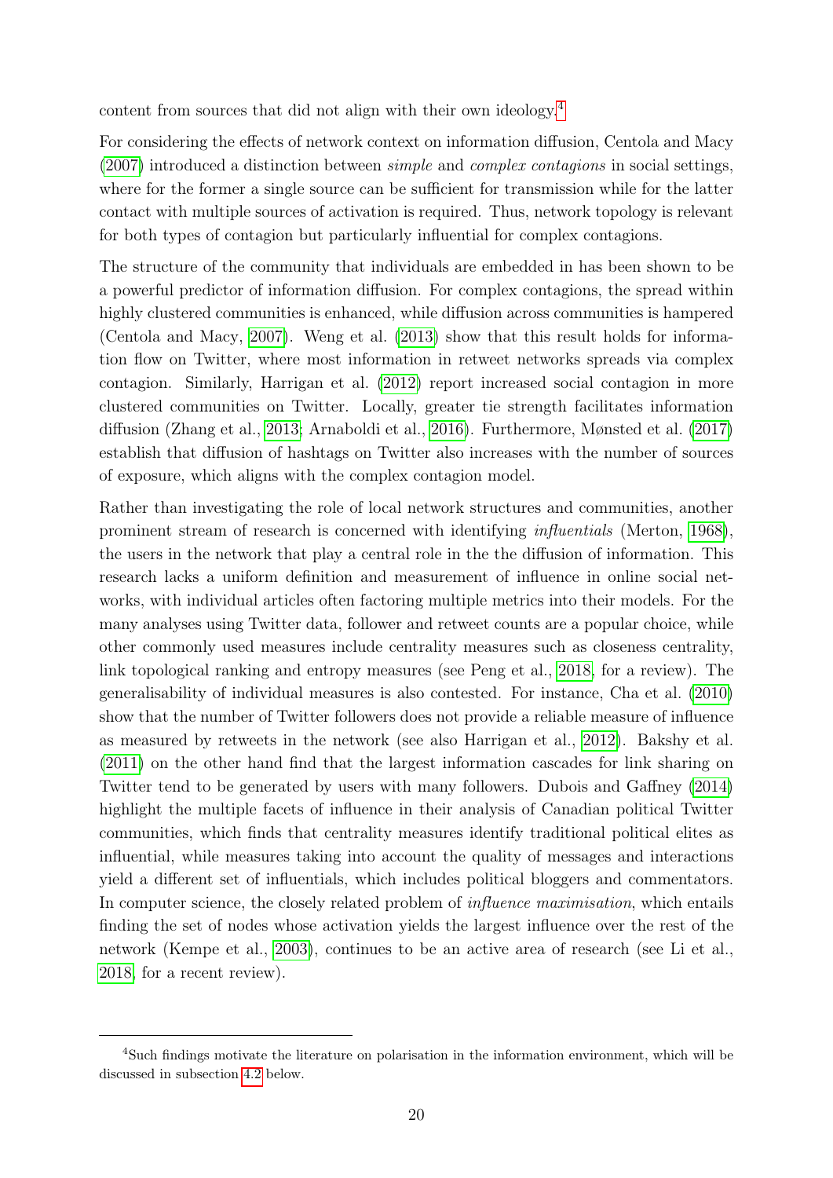content from sources that did not align with their own ideology.[4]

For considering the effects of network context on information diffusion, Centola and Macy (2007) introduced a distinction between *simple* and *complex contagions* in social settings, where for the former a single source can be sufficient for transmission while for the latter contact with multiple sources of activation is required. Thus, network topology is relevant for both types of contagion but particularly influential for complex contagions.

The structure of the community that individuals are embedded in has been shown to be a powerful predictor of information diffusion. For complex contagions, the spread within highly clustered communities is enhanced, while diffusion across communities is hampered (Centola and Macy, 2007). Weng et al. (2013) show that this result holds for information flow on Twitter, where most information in retweet networks spreads via complex contagion. Similarly, Harrigan et al. (2012) report increased social contagion in more clustered communities on Twitter. Locally, greater tie strength facilitates information diffusion (Zhang et al., 2013; Arnaboldi et al., 2016). Furthermore, Mønsted et al. (2017) establish that diffusion of hashtags on Twitter also increases with the number of sources of exposure, which aligns with the complex contagion model.

Rather than investigating the role of local network structures and communities, another prominent stream of research is concerned with identifying *influentials* (Merton, 1968), the users in the network that play a central role in the the diffusion of information. This research lacks a uniform definition and measurement of influence in online social networks, with individual articles often factoring multiple metrics into their models. For the many analyses using Twitter data, follower and retweet counts are a popular choice, while other commonly used measures include centrality measures such as closeness centrality, link topological ranking and entropy measures (see Peng et al., 2018, for a review). The generalisability of individual measures is also contested. For instance, Cha et al. (2010) show that the number of Twitter followers does not provide a reliable measure of influence as measured by retweets in the network (see also Harrigan et al., 2012). Bakshy et al. (2011) on the other hand find that the largest information cascades for link sharing on Twitter tend to be generated by users with many followers. Dubois and Gaffney (2014) highlight the multiple facets of influence in their analysis of Canadian political Twitter communities, which finds that centrality measures identify traditional political elites as influential, while measures taking into account the quality of messages and interactions yield a different set of influentials, which includes political bloggers and commentators. In computer science, the closely related problem of *influence maximisation*, which entails finding the set of nodes whose activation yields the largest influence over the rest of the network (Kempe et al., 2003), continues to be an active area of research (see Li et al., 2018, for a recent review).

[4] Such findings motivate the literature on polarisation in the information environment, which will be discussed in subsection 4.2 below.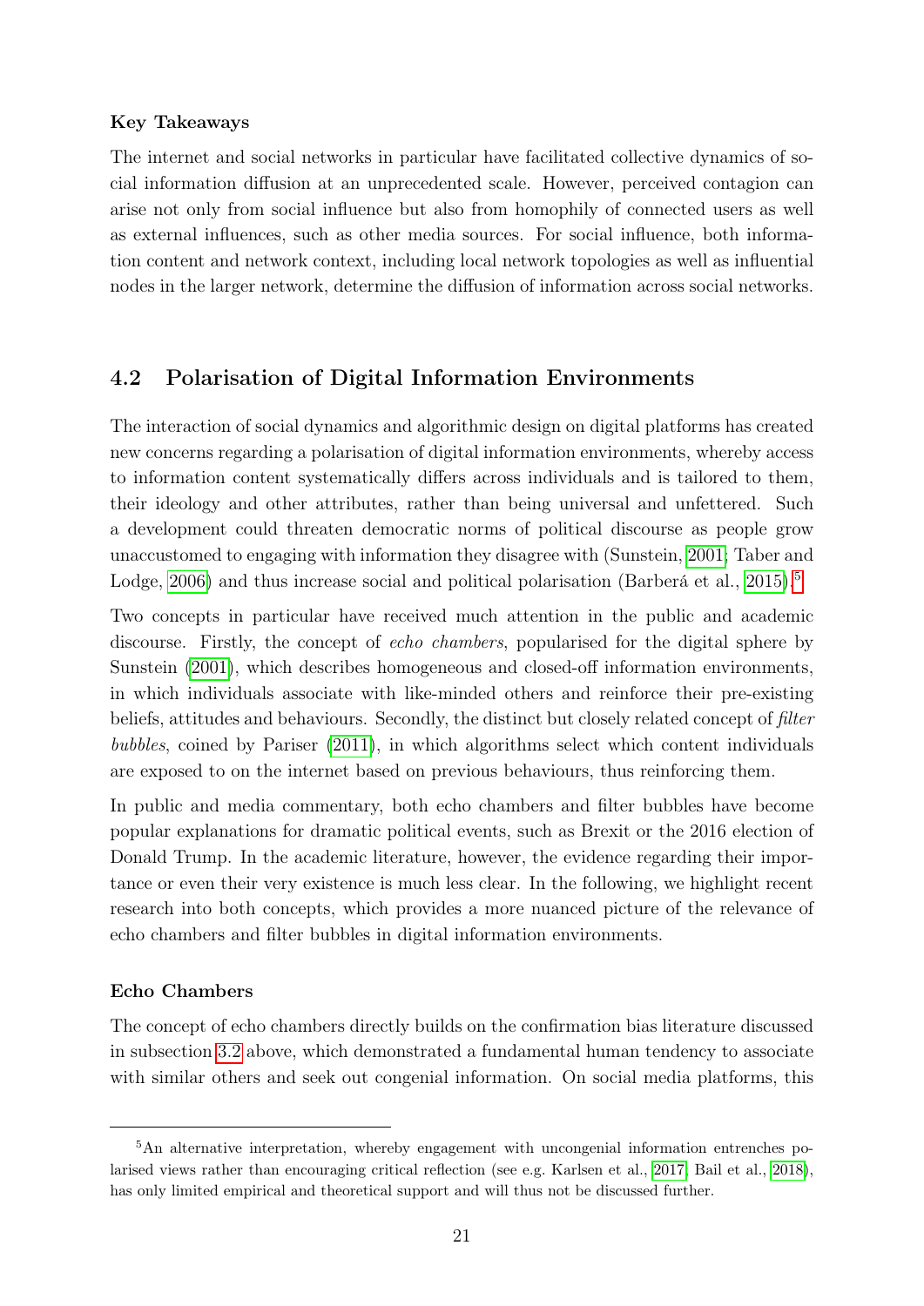**Key Takeaways**

The internet and social networks in particular have facilitated collective dynamics of social information diffusion at an unprecedented scale. However, perceived contagion can arise not only from social influence but also from homophily of connected users as well as external influences, such as other media sources. For social influence, both information content and network context, including local network topologies as well as influential nodes in the larger network, determine the diffusion of information across social networks.

## 4.2 Polarisation of Digital Information Environments

The interaction of social dynamics and algorithmic design on digital platforms has created new concerns regarding a polarisation of digital information environments, whereby access to information content systematically differs across individuals and is tailored to them, their ideology and other attributes, rather than being universal and unfettered. Such a development could threaten democratic norms of political discourse as people grow unaccustomed to engaging with information they disagree with (Sunstein, 2001; Taber and Lodge, 2006) and thus increase social and political polarisation (Barberá et al., 2015).[5]

Two concepts in particular have received much attention in the public and academic discourse. Firstly, the concept of *echo chambers*, popularised for the digital sphere by Sunstein (2001), which describes homogeneous and closed-off information environments, in which individuals associate with like-minded others and reinforce their pre-existing beliefs, attitudes and behaviours. Secondly, the distinct but closely related concept of *filter bubbles*, coined by Pariser (2011), in which algorithms select which content individuals are exposed to on the internet based on previous behaviours, thus reinforcing them.

In public and media commentary, both echo chambers and filter bubbles have become popular explanations for dramatic political events, such as Brexit or the 2016 election of Donald Trump. In the academic literature, however, the evidence regarding their importance or even their very existence is much less clear. In the following, we highlight recent research into both concepts, which provides a more nuanced picture of the relevance of echo chambers and filter bubbles in digital information environments.

**Echo Chambers**

The concept of echo chambers directly builds on the confirmation bias literature discussed in subsection 3.2 above, which demonstrated a fundamental human tendency to associate with similar others and seek out congenial information. On social media platforms, this

[5] An alternative interpretation, whereby engagement with uncongenial information entrenches polarised views rather than encouraging critical reflection (see e.g. Karlsen et al., 2017; Bail et al., 2018), has only limited empirical and theoretical support and will thus not be discussed further.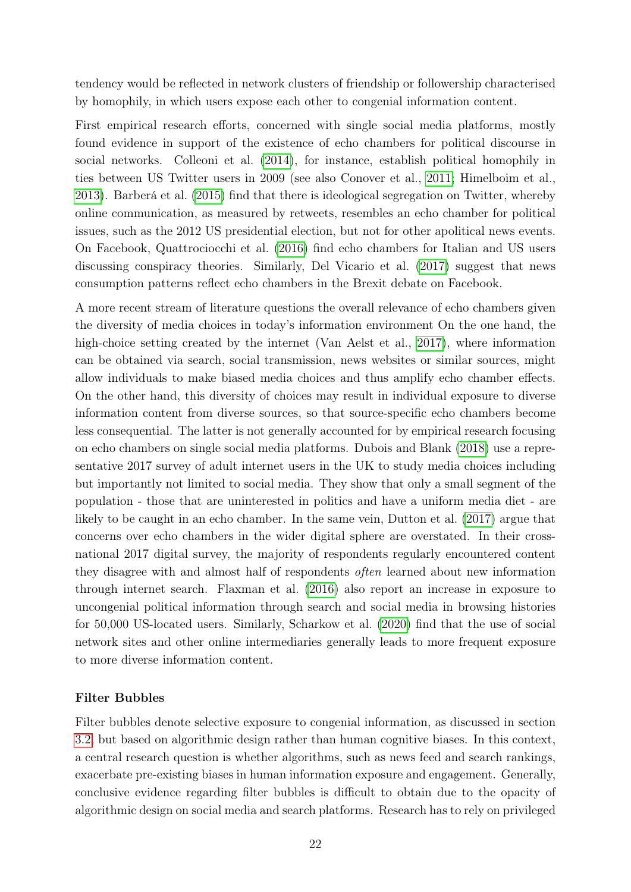tendency would be reflected in network clusters of friendship or followership characterised by homophily, in which users expose each other to congenial information content.

First empirical research efforts, concerned with single social media platforms, mostly found evidence in support of the existence of echo chambers for political discourse in social networks. Colleoni et al. (2014), for instance, establish political homophily in ties between US Twitter users in 2009 (see also Conover et al., 2011; Himelboim et al., 2013). Barberá et al. (2015) find that there is ideological segregation on Twitter, whereby online communication, as measured by retweets, resembles an echo chamber for political issues, such as the 2012 US presidential election, but not for other apolitical news events. On Facebook, Quattrociocchi et al. (2016) find echo chambers for Italian and US users discussing conspiracy theories. Similarly, Del Vicario et al. (2017) suggest that news consumption patterns reflect echo chambers in the Brexit debate on Facebook.

A more recent stream of literature questions the overall relevance of echo chambers given the diversity of media choices in today's information environment On the one hand, the high-choice setting created by the internet (Van Aelst et al., 2017), where information can be obtained via search, social transmission, news websites or similar sources, might allow individuals to make biased media choices and thus amplify echo chamber effects. On the other hand, this diversity of choices may result in individual exposure to diverse information content from diverse sources, so that source-specific echo chambers become less consequential. The latter is not generally accounted for by empirical research focusing on echo chambers on single social media platforms. Dubois and Blank (2018) use a representative 2017 survey of adult internet users in the UK to study media choices including but importantly not limited to social media. They show that only a small segment of the population - those that are uninterested in politics and have a uniform media diet - are likely to be caught in an echo chamber. In the same vein, Dutton et al. (2017) argue that concerns over echo chambers in the wider digital sphere are overstated. In their cross-national 2017 digital survey, the majority of respondents regularly encountered content they disagree with and almost half of respondents *often* learned about new information through internet search. Flaxman et al. (2016) also report an increase in exposure to uncongenial political information through search and social media in browsing histories for 50,000 US-located users. Similarly, Scharkow et al. (2020) find that the use of social network sites and other online intermediaries generally leads to more frequent exposure to more diverse information content.

**Filter Bubbles**

Filter bubbles denote selective exposure to congenial information, as discussed in section 3.2, but based on algorithmic design rather than human cognitive biases. In this context, a central research question is whether algorithms, such as news feed and search rankings, exacerbate pre-existing biases in human information exposure and engagement. Generally, conclusive evidence regarding filter bubbles is difficult to obtain due to the opacity of algorithmic design on social media and search platforms. Research has to rely on privileged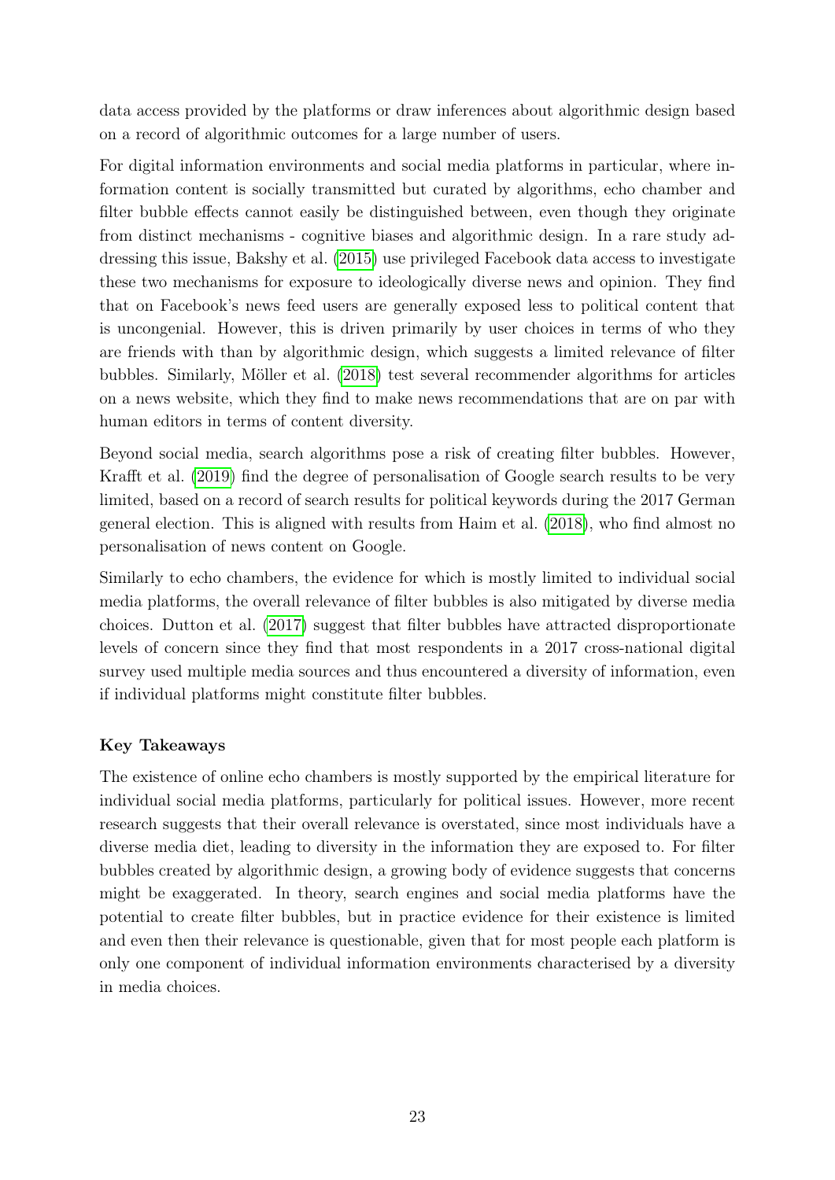data access provided by the platforms or draw inferences about algorithmic design based on a record of algorithmic outcomes for a large number of users.

For digital information environments and social media platforms in particular, where information content is socially transmitted but curated by algorithms, echo chamber and filter bubble effects cannot easily be distinguished between, even though they originate from distinct mechanisms - cognitive biases and algorithmic design. In a rare study addressing this issue, Bakshy et al. (2015) use privileged Facebook data access to investigate these two mechanisms for exposure to ideologically diverse news and opinion. They find that on Facebook's news feed users are generally exposed less to political content that is uncongenial. However, this is driven primarily by user choices in terms of who they are friends with than by algorithmic design, which suggests a limited relevance of filter bubbles. Similarly, Möller et al. (2018) test several recommender algorithms for articles on a news website, which they find to make news recommendations that are on par with human editors in terms of content diversity.

Beyond social media, search algorithms pose a risk of creating filter bubbles. However, Krafft et al. (2019) find the degree of personalisation of Google search results to be very limited, based on a record of search results for political keywords during the 2017 German general election. This is aligned with results from Haim et al. (2018), who find almost no personalisation of news content on Google.

Similarly to echo chambers, the evidence for which is mostly limited to individual social media platforms, the overall relevance of filter bubbles is also mitigated by diverse media choices. Dutton et al. (2017) suggest that filter bubbles have attracted disproportionate levels of concern since they find that most respondents in a 2017 cross-national digital survey used multiple media sources and thus encountered a diversity of information, even if individual platforms might constitute filter bubbles.

**Key Takeaways**

The existence of online echo chambers is mostly supported by the empirical literature for individual social media platforms, particularly for political issues. However, more recent research suggests that their overall relevance is overstated, since most individuals have a diverse media diet, leading to diversity in the information they are exposed to. For filter bubbles created by algorithmic design, a growing body of evidence suggests that concerns might be exaggerated. In theory, search engines and social media platforms have the potential to create filter bubbles, but in practice evidence for their existence is limited and even then their relevance is questionable, given that for most people each platform is only one component of individual information environments characterised by a diversity in media choices.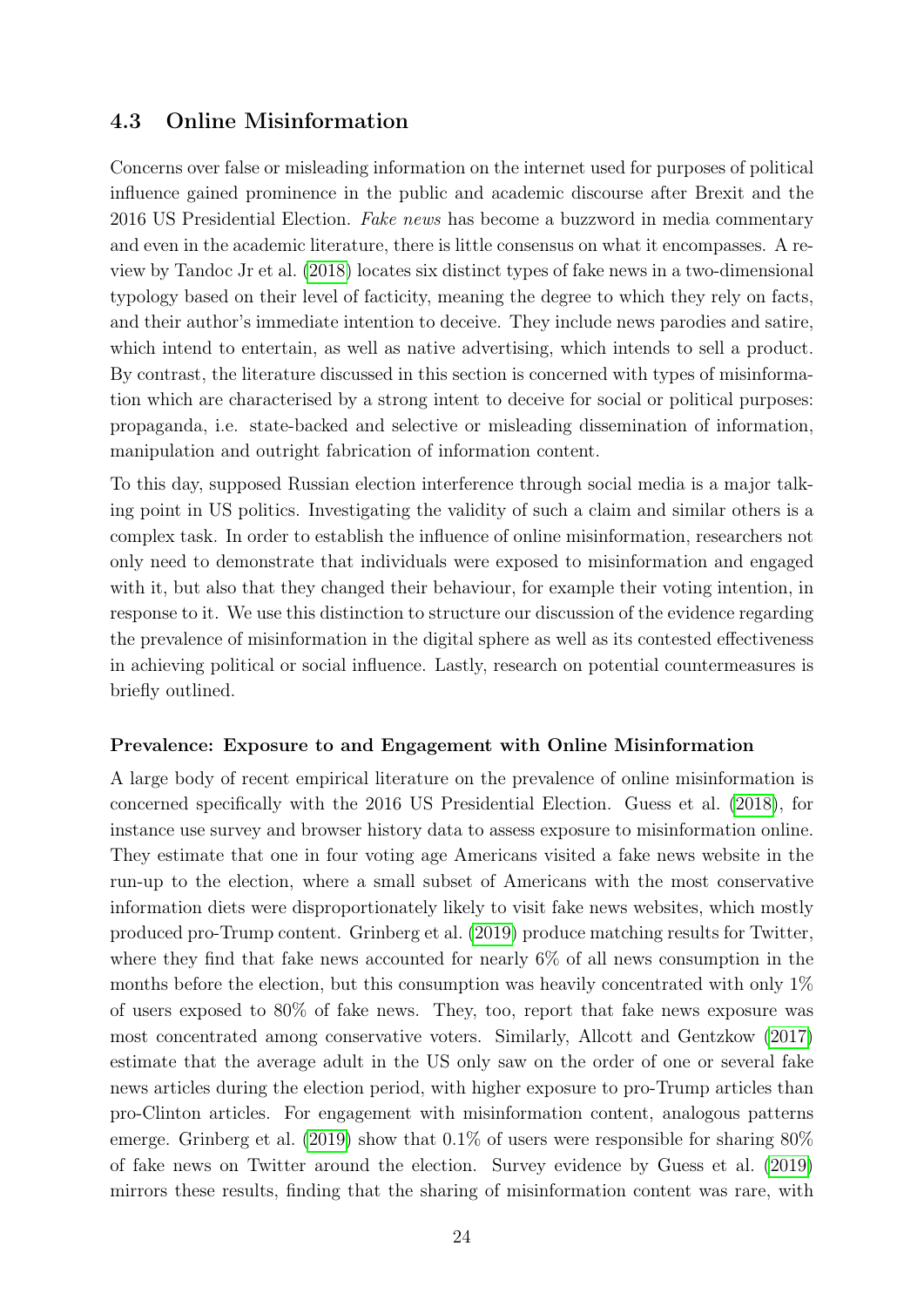## 4.3 Online Misinformation

Concerns over false or misleading information on the internet used for purposes of political influence gained prominence in the public and academic discourse after Brexit and the 2016 US Presidential Election. *Fake news* has become a buzzword in media commentary and even in the academic literature, there is little consensus on what it encompasses. A review by Tandoc Jr et al. (2018) locates six distinct types of fake news in a two-dimensional typology based on their level of facticity, meaning the degree to which they rely on facts, and their author's immediate intention to deceive. They include news parodies and satire, which intend to entertain, as well as native advertising, which intends to sell a product. By contrast, the literature discussed in this section is concerned with types of misinformation which are characterised by a strong intent to deceive for social or political purposes: propaganda, i.e. state-backed and selective or misleading dissemination of information, manipulation and outright fabrication of information content.

To this day, supposed Russian election interference through social media is a major talking point in US politics. Investigating the validity of such a claim and similar others is a complex task. In order to establish the influence of online misinformation, researchers not only need to demonstrate that individuals were exposed to misinformation and engaged with it, but also that they changed their behaviour, for example their voting intention, in response to it. We use this distinction to structure our discussion of the evidence regarding the prevalence of misinformation in the digital sphere as well as its contested effectiveness in achieving political or social influence. Lastly, research on potential countermeasures is briefly outlined.

#### Prevalence: Exposure to and Engagement with Online Misinformation

A large body of recent empirical literature on the prevalence of online misinformation is concerned specifically with the 2016 US Presidential Election. Guess et al. (2018), for instance use survey and browser history data to assess exposure to misinformation online. They estimate that one in four voting age Americans visited a fake news website in the run-up to the election, where a small subset of Americans with the most conservative information diets were disproportionately likely to visit fake news websites, which mostly produced pro-Trump content. Grinberg et al. (2019) produce matching results for Twitter, where they find that fake news accounted for nearly 6% of all news consumption in the months before the election, but this consumption was heavily concentrated with only 1% of users exposed to 80% of fake news. They, too, report that fake news exposure was most concentrated among conservative voters. Similarly, Allcott and Gentzkow (2017) estimate that the average adult in the US only saw on the order of one or several fake news articles during the election period, with higher exposure to pro-Trump articles than pro-Clinton articles. For engagement with misinformation content, analogous patterns emerge. Grinberg et al. (2019) show that 0.1% of users were responsible for sharing 80% of fake news on Twitter around the election. Survey evidence by Guess et al. (2019) mirrors these results, finding that the sharing of misinformation content was rare, with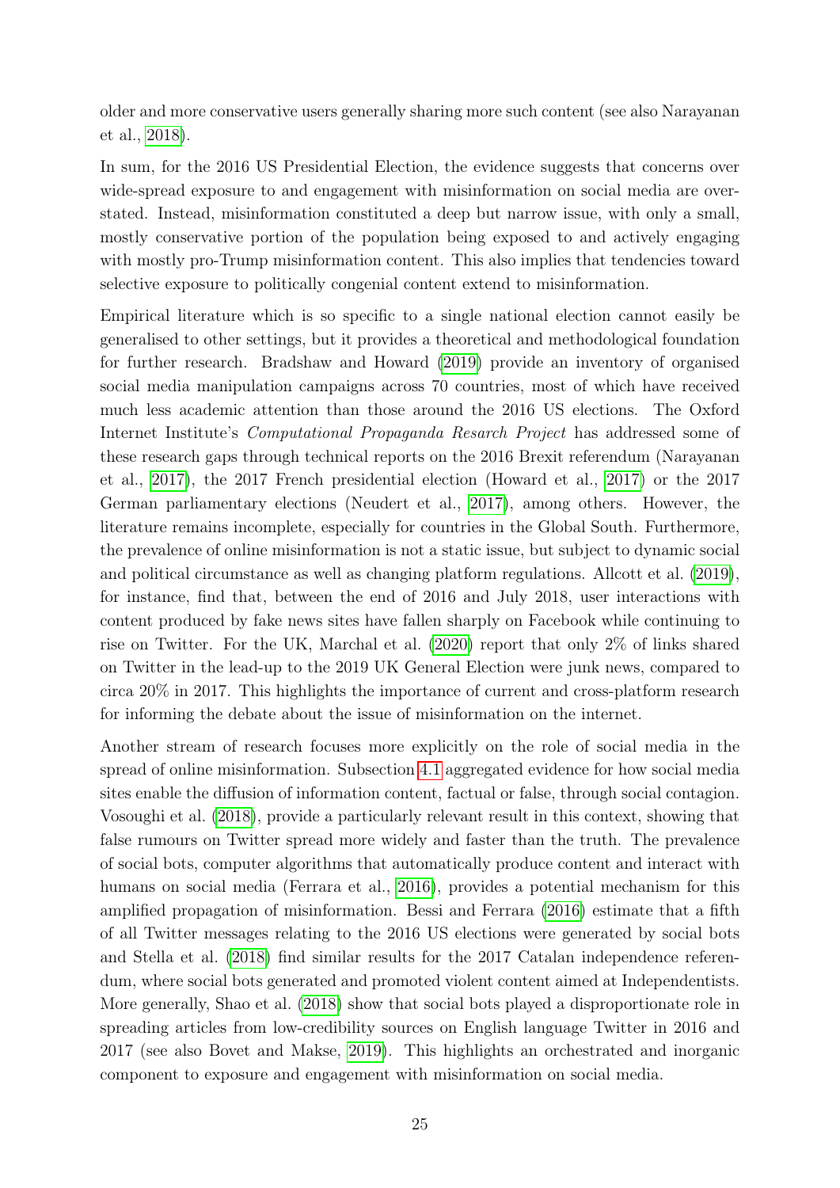older and more conservative users generally sharing more such content (see also Narayanan et al., 2018).

In sum, for the 2016 US Presidential Election, the evidence suggests that concerns over wide-spread exposure to and engagement with misinformation on social media are overstated. Instead, misinformation constituted a deep but narrow issue, with only a small, mostly conservative portion of the population being exposed to and actively engaging with mostly pro-Trump misinformation content. This also implies that tendencies toward selective exposure to politically congenial content extend to misinformation.

Empirical literature which is so specific to a single national election cannot easily be generalised to other settings, but it provides a theoretical and methodological foundation for further research. Bradshaw and Howard (2019) provide an inventory of organised social media manipulation campaigns across 70 countries, most of which have received much less academic attention than those around the 2016 US elections. The Oxford Internet Institute's *Computational Propaganda Resarch Project* has addressed some of these research gaps through technical reports on the 2016 Brexit referendum (Narayanan et al., 2017), the 2017 French presidential election (Howard et al., 2017) or the 2017 German parliamentary elections (Neudert et al., 2017), among others. However, the literature remains incomplete, especially for countries in the Global South. Furthermore, the prevalence of online misinformation is not a static issue, but subject to dynamic social and political circumstance as well as changing platform regulations. Allcott et al. (2019), for instance, find that, between the end of 2016 and July 2018, user interactions with content produced by fake news sites have fallen sharply on Facebook while continuing to rise on Twitter. For the UK, Marchal et al. (2020) report that only 2% of links shared on Twitter in the lead-up to the 2019 UK General Election were junk news, compared to circa 20% in 2017. This highlights the importance of current and cross-platform research for informing the debate about the issue of misinformation on the internet.

Another stream of research focuses more explicitly on the role of social media in the spread of online misinformation. Subsection 4.1 aggregated evidence for how social media sites enable the diffusion of information content, factual or false, through social contagion. Vosoughi et al. (2018), provide a particularly relevant result in this context, showing that false rumours on Twitter spread more widely and faster than the truth. The prevalence of social bots, computer algorithms that automatically produce content and interact with humans on social media (Ferrara et al., 2016), provides a potential mechanism for this amplified propagation of misinformation. Bessi and Ferrara (2016) estimate that a fifth of all Twitter messages relating to the 2016 US elections were generated by social bots and Stella et al. (2018) find similar results for the 2017 Catalan independence referendum, where social bots generated and promoted violent content aimed at Independentists. More generally, Shao et al. (2018) show that social bots played a disproportionate role in spreading articles from low-credibility sources on English language Twitter in 2016 and 2017 (see also Bovet and Makse, 2019). This highlights an orchestrated and inorganic component to exposure and engagement with misinformation on social media.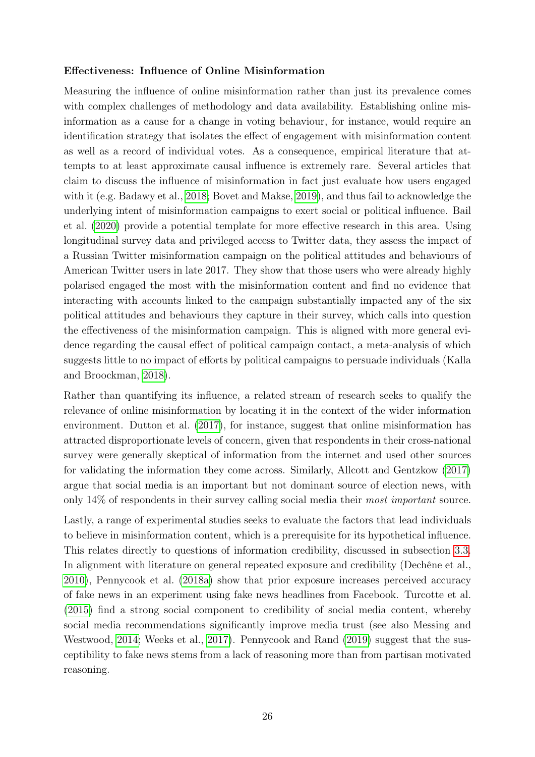**Effectiveness: Influence of Online Misinformation**

Measuring the influence of online misinformation rather than just its prevalence comes with complex challenges of methodology and data availability. Establishing online misinformation as a cause for a change in voting behaviour, for instance, would require an identification strategy that isolates the effect of engagement with misinformation content as well as a record of individual votes. As a consequence, empirical literature that attempts to at least approximate causal influence is extremely rare. Several articles that claim to discuss the influence of misinformation in fact just evaluate how users engaged with it (e.g. Badawy et al., 2018; Bovet and Makse, 2019), and thus fail to acknowledge the underlying intent of misinformation campaigns to exert social or political influence. Bail et al. (2020) provide a potential template for more effective research in this area. Using longitudinal survey data and privileged access to Twitter data, they assess the impact of a Russian Twitter misinformation campaign on the political attitudes and behaviours of American Twitter users in late 2017. They show that those users who were already highly polarised engaged the most with the misinformation content and find no evidence that interacting with accounts linked to the campaign substantially impacted any of the six political attitudes and behaviours they capture in their survey, which calls into question the effectiveness of the misinformation campaign. This is aligned with more general evidence regarding the causal effect of political campaign contact, a meta-analysis of which suggests little to no impact of efforts by political campaigns to persuade individuals (Kalla and Broockman, 2018).

Rather than quantifying its influence, a related stream of research seeks to qualify the relevance of online misinformation by locating it in the context of the wider information environment. Dutton et al. (2017), for instance, suggest that online misinformation has attracted disproportionate levels of concern, given that respondents in their cross-national survey were generally skeptical of information from the internet and used other sources for validating the information they come across. Similarly, Allcott and Gentzkow (2017) argue that social media is an important but not dominant source of election news, with only 14% of respondents in their survey calling social media their *most important* source.

Lastly, a range of experimental studies seeks to evaluate the factors that lead individuals to believe in misinformation content, which is a prerequisite for its hypothetical influence. This relates directly to questions of information credibility, discussed in subsection 3.3. In alignment with literature on general repeated exposure and credibility (Dechêne et al., 2010), Pennycook et al. (2018a) show that prior exposure increases perceived accuracy of fake news in an experiment using fake news headlines from Facebook. Turcotte et al. (2015) find a strong social component to credibility of social media content, whereby social media recommendations significantly improve media trust (see also Messing and Westwood, 2014; Weeks et al., 2017). Pennycook and Rand (2019) suggest that the susceptibility to fake news stems from a lack of reasoning more than from partisan motivated reasoning.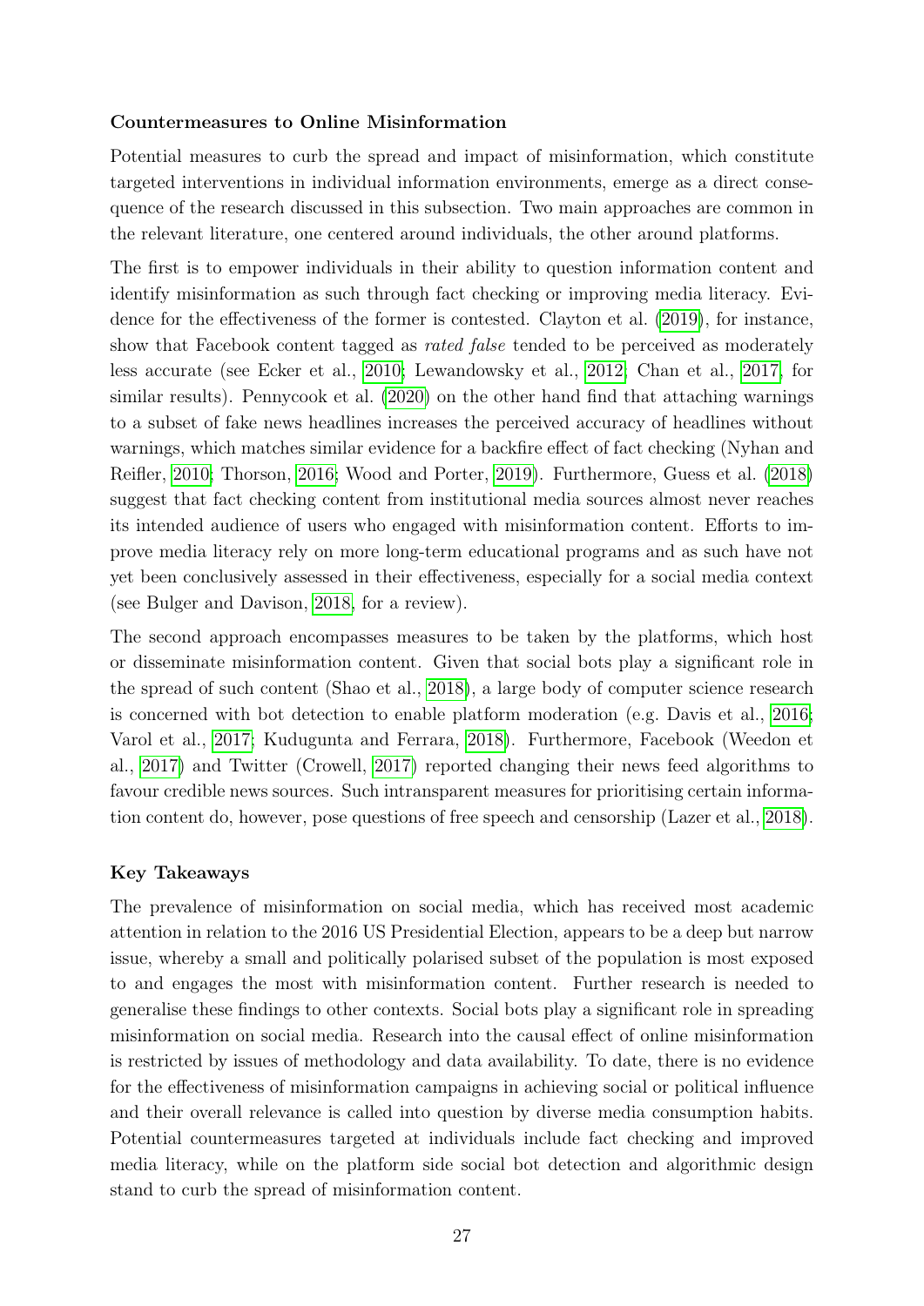**Countermeasures to Online Misinformation**

Potential measures to curb the spread and impact of misinformation, which constitute targeted interventions in individual information environments, emerge as a direct consequence of the research discussed in this subsection. Two main approaches are common in the relevant literature, one centered around individuals, the other around platforms.

The first is to empower individuals in their ability to question information content and identify misinformation as such through fact checking or improving media literacy. Evidence for the effectiveness of the former is contested. Clayton et al. (2019), for instance, show that Facebook content tagged as *rated false* tended to be perceived as moderately less accurate (see Ecker et al., 2010; Lewandowsky et al., 2012; Chan et al., 2017, for similar results). Pennycook et al. (2020) on the other hand find that attaching warnings to a subset of fake news headlines increases the perceived accuracy of headlines without warnings, which matches similar evidence for a backfire effect of fact checking (Nyhan and Reifler, 2010; Thorson, 2016; Wood and Porter, 2019). Furthermore, Guess et al. (2018) suggest that fact checking content from institutional media sources almost never reaches its intended audience of users who engaged with misinformation content. Efforts to improve media literacy rely on more long-term educational programs and as such have not yet been conclusively assessed in their effectiveness, especially for a social media context (see Bulger and Davison, 2018, for a review).

The second approach encompasses measures to be taken by the platforms, which host or disseminate misinformation content. Given that social bots play a significant role in the spread of such content (Shao et al., 2018), a large body of computer science research is concerned with bot detection to enable platform moderation (e.g. Davis et al., 2016; Varol et al., 2017; Kudugunta and Ferrara, 2018). Furthermore, Facebook (Weedon et al., 2017) and Twitter (Crowell, 2017) reported changing their news feed algorithms to favour credible news sources. Such intransparent measures for prioritising certain information content do, however, pose questions of free speech and censorship (Lazer et al., 2018).

**Key Takeaways**

The prevalence of misinformation on social media, which has received most academic attention in relation to the 2016 US Presidential Election, appears to be a deep but narrow issue, whereby a small and politically polarised subset of the population is most exposed to and engages the most with misinformation content. Further research is needed to generalise these findings to other contexts. Social bots play a significant role in spreading misinformation on social media. Research into the causal effect of online misinformation is restricted by issues of methodology and data availability. To date, there is no evidence for the effectiveness of misinformation campaigns in achieving social or political influence and their overall relevance is called into question by diverse media consumption habits. Potential countermeasures targeted at individuals include fact checking and improved media literacy, while on the platform side social bot detection and algorithmic design stand to curb the spread of misinformation content.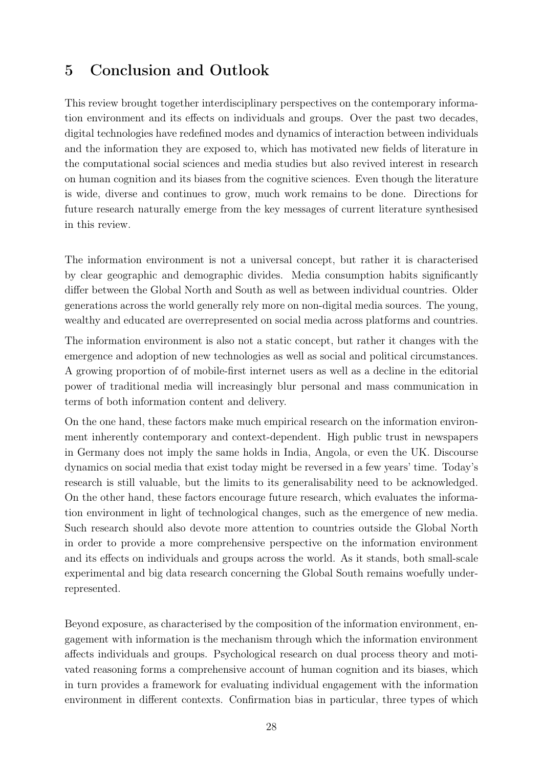## 5 Conclusion and Outlook

This review brought together interdisciplinary perspectives on the contemporary information environment and its effects on individuals and groups. Over the past two decades, digital technologies have redefined modes and dynamics of interaction between individuals and the information they are exposed to, which has motivated new fields of literature in the computational social sciences and media studies but also revived interest in research on human cognition and its biases from the cognitive sciences. Even though the literature is wide, diverse and continues to grow, much work remains to be done. Directions for future research naturally emerge from the key messages of current literature synthesised in this review.

The information environment is not a universal concept, but rather it is characterised by clear geographic and demographic divides. Media consumption habits significantly differ between the Global North and South as well as between individual countries. Older generations across the world generally rely more on non-digital media sources. The young, wealthy and educated are overrepresented on social media across platforms and countries.

The information environment is also not a static concept, but rather it changes with the emergence and adoption of new technologies as well as social and political circumstances. A growing proportion of of mobile-first internet users as well as a decline in the editorial power of traditional media will increasingly blur personal and mass communication in terms of both information content and delivery.

On the one hand, these factors make much empirical research on the information environment inherently contemporary and context-dependent. High public trust in newspapers in Germany does not imply the same holds in India, Angola, or even the UK. Discourse dynamics on social media that exist today might be reversed in a few years' time. Today's research is still valuable, but the limits to its generalisability need to be acknowledged. On the other hand, these factors encourage future research, which evaluates the information environment in light of technological changes, such as the emergence of new media. Such research should also devote more attention to countries outside the Global North in order to provide a more comprehensive perspective on the information environment and its effects on individuals and groups across the world. As it stands, both small-scale experimental and big data research concerning the Global South remains woefully underrepresented.

Beyond exposure, as characterised by the composition of the information environment, engagement with information is the mechanism through which the information environment affects individuals and groups. Psychological research on dual process theory and motivated reasoning forms a comprehensive account of human cognition and its biases, which in turn provides a framework for evaluating individual engagement with the information environment in different contexts. Confirmation bias in particular, three types of which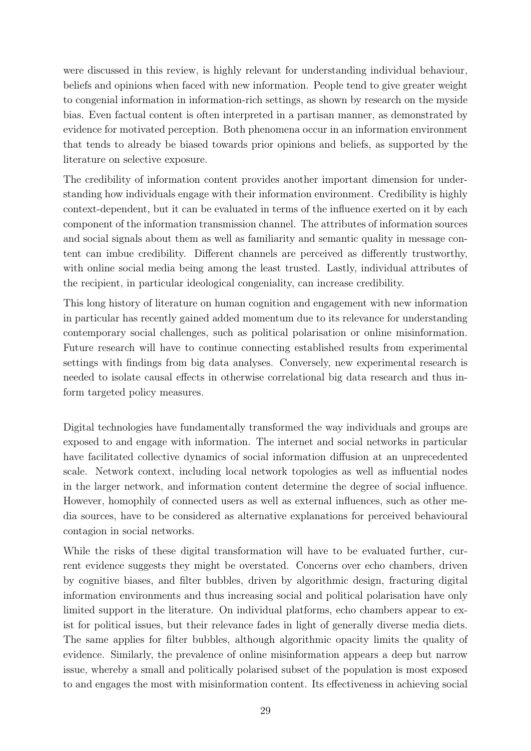were discussed in this review, is highly relevant for understanding individual behaviour, beliefs and opinions when faced with new information. People tend to give greater weight to congenial information in information-rich settings, as shown by research on the myside bias. Even factual content is often interpreted in a partisan manner, as demonstrated by evidence for motivated perception. Both phenomena occur in an information environment that tends to already be biased towards prior opinions and beliefs, as supported by the literature on selective exposure.

The credibility of information content provides another important dimension for understanding how individuals engage with their information environment. Credibility is highly context-dependent, but it can be evaluated in terms of the influence exerted on it by each component of the information transmission channel. The attributes of information sources and social signals about them as well as familiarity and semantic quality in message content can imbue credibility. Different channels are perceived as differently trustworthy, with online social media being among the least trusted. Lastly, individual attributes of the recipient, in particular ideological congeniality, can increase credibility.

This long history of literature on human cognition and engagement with new information in particular has recently gained added momentum due to its relevance for understanding contemporary social challenges, such as political polarisation or online misinformation. Future research will have to continue connecting established results from experimental settings with findings from big data analyses. Conversely, new experimental research is needed to isolate causal effects in otherwise correlational big data research and thus inform targeted policy measures.

Digital technologies have fundamentally transformed the way individuals and groups are exposed to and engage with information. The internet and social networks in particular have facilitated collective dynamics of social information diffusion at an unprecedented scale. Network context, including local network topologies as well as influential nodes in the larger network, and information content determine the degree of social influence. However, homophily of connected users as well as external influences, such as other media sources, have to be considered as alternative explanations for perceived behavioural contagion in social networks.

While the risks of these digital transformation will have to be evaluated further, current evidence suggests they might be overstated. Concerns over echo chambers, driven by cognitive biases, and filter bubbles, driven by algorithmic design, fracturing digital information environments and thus increasing social and political polarisation have only limited support in the literature. On individual platforms, echo chambers appear to exist for political issues, but their relevance fades in light of generally diverse media diets. The same applies for filter bubbles, although algorithmic opacity limits the quality of evidence. Similarly, the prevalence of online misinformation appears a deep but narrow issue, whereby a small and politically polarised subset of the population is most exposed to and engages the most with misinformation content. Its effectiveness in achieving social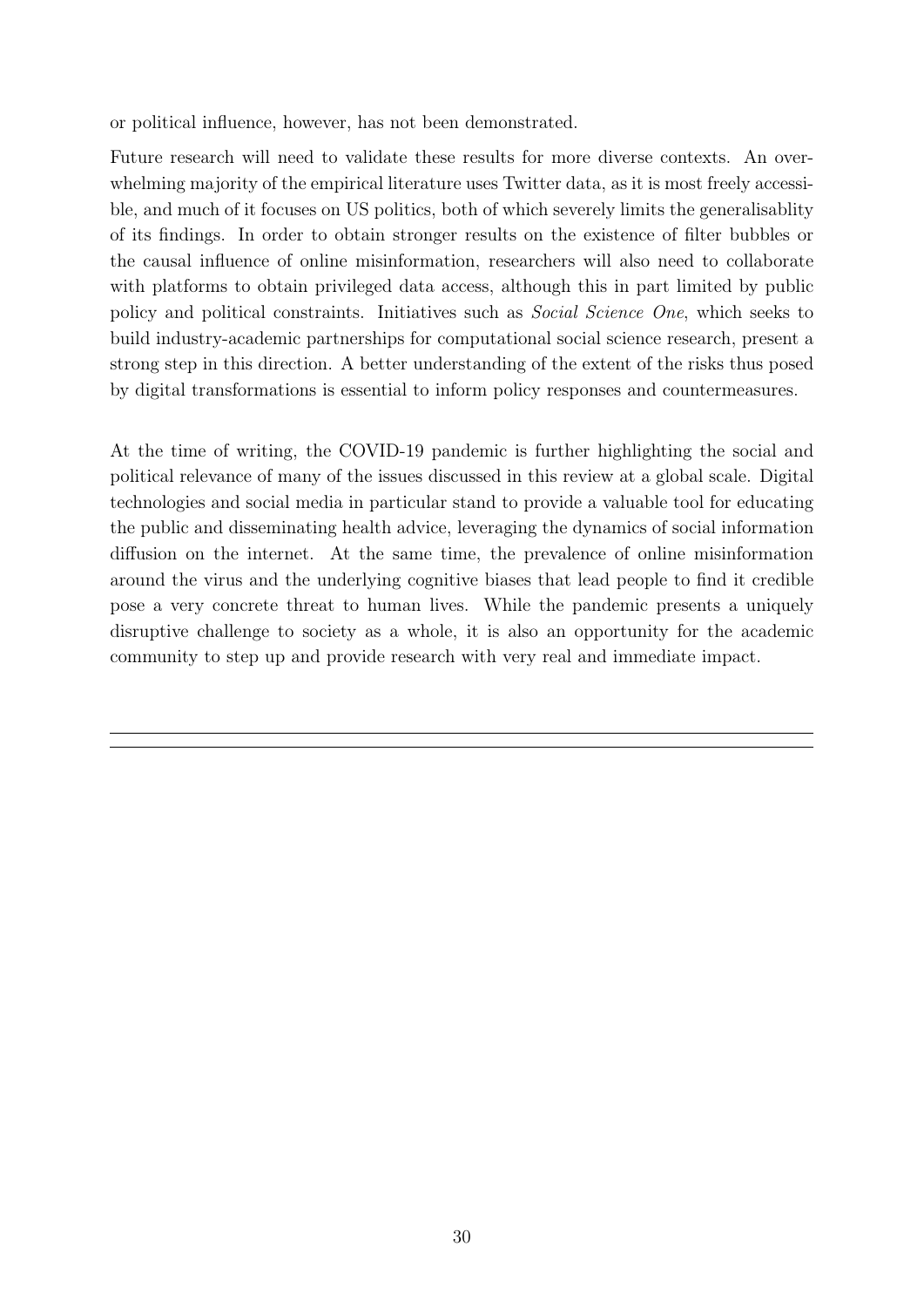or political influence, however, has not been demonstrated.

Future research will need to validate these results for more diverse contexts. An overwhelming majority of the empirical literature uses Twitter data, as it is most freely accessible, and much of it focuses on US politics, both of which severely limits the generalisablity of its findings. In order to obtain stronger results on the existence of filter bubbles or the causal influence of online misinformation, researchers will also need to collaborate with platforms to obtain privileged data access, although this in part limited by public policy and political constraints. Initiatives such as *Social Science One*, which seeks to build industry-academic partnerships for computational social science research, present a strong step in this direction. A better understanding of the extent of the risks thus posed by digital transformations is essential to inform policy responses and countermeasures.

At the time of writing, the COVID-19 pandemic is further highlighting the social and political relevance of many of the issues discussed in this review at a global scale. Digital technologies and social media in particular stand to provide a valuable tool for educating the public and disseminating health advice, leveraging the dynamics of social information diffusion on the internet. At the same time, the prevalence of online misinformation around the virus and the underlying cognitive biases that lead people to find it credible pose a very concrete threat to human lives. While the pandemic presents a uniquely disruptive challenge to society as a whole, it is also an opportunity for the academic community to step up and provide research with very real and immediate impact.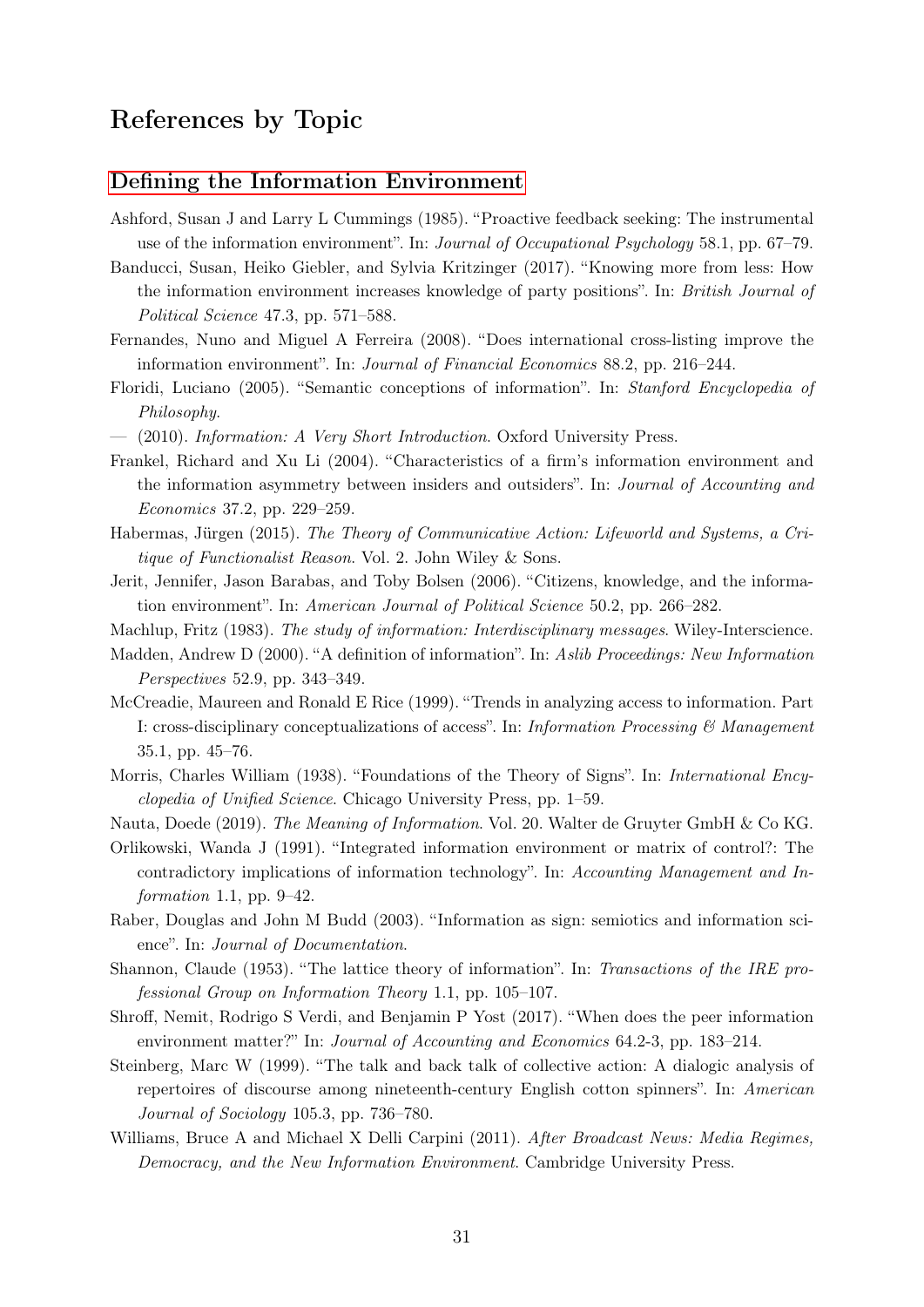## References by Topic

### Defining the Information Environment

Ashford, Susan J and Larry L Cummings (1985). "Proactive feedback seeking: The instrumental use of the information environment". In: *Journal of Occupational Psychology* 58.1, pp. 67–79.

Banducci, Susan, Heiko Giebler, and Sylvia Kritzinger (2017). "Knowing more from less: How the information environment increases knowledge of party positions". In: *British Journal of Political Science* 47.3, pp. 571–588.

Fernandes, Nuno and Miguel A Ferreira (2008). "Does international cross-listing improve the information environment". In: *Journal of Financial Economics* 88.2, pp. 216–244.

Floridi, Luciano (2005). "Semantic conceptions of information". In: *Stanford Encyclopedia of Philosophy*.

— (2010). *Information: A Very Short Introduction*. Oxford University Press.

Frankel, Richard and Xu Li (2004). "Characteristics of a firm's information environment and the information asymmetry between insiders and outsiders". In: *Journal of Accounting and Economics* 37.2, pp. 229–259.

Habermas, Jürgen (2015). *The Theory of Communicative Action: Lifeworld and Systems, a Critique of Functionalist Reason*. Vol. 2. John Wiley & Sons.

Jerit, Jennifer, Jason Barabas, and Toby Bolsen (2006). "Citizens, knowledge, and the information environment". In: *American Journal of Political Science* 50.2, pp. 266–282.

Machlup, Fritz (1983). *The study of information: Interdisciplinary messages*. Wiley-Interscience.

Madden, Andrew D (2000). "A definition of information". In: *Aslib Proceedings: New Information Perspectives* 52.9, pp. 343–349.

McCreadie, Maureen and Ronald E Rice (1999). "Trends in analyzing access to information. Part I: cross-disciplinary conceptualizations of access". In: *Information Processing & Management* 35.1, pp. 45–76.

Morris, Charles William (1938). "Foundations of the Theory of Signs". In: *International Encyclopedia of Unified Science*. Chicago University Press, pp. 1–59.

Nauta, Doede (2019). *The Meaning of Information*. Vol. 20. Walter de Gruyter GmbH & Co KG.

Orlikowski, Wanda J (1991). "Integrated information environment or matrix of control?: The contradictory implications of information technology". In: *Accounting Management and Information* 1.1, pp. 9–42.

Raber, Douglas and John M Budd (2003). "Information as sign: semiotics and information science". In: *Journal of Documentation*.

Shannon, Claude (1953). "The lattice theory of information". In: *Transactions of the IRE professional Group on Information Theory* 1.1, pp. 105–107.

Shroff, Nemit, Rodrigo S Verdi, and Benjamin P Yost (2017). "When does the peer information environment matter?" In: *Journal of Accounting and Economics* 64.2-3, pp. 183–214.

Steinberg, Marc W (1999). "The talk and back talk of collective action: A dialogic analysis of repertoires of discourse among nineteenth-century English cotton spinners". In: *American Journal of Sociology* 105.3, pp. 736–780.

Williams, Bruce A and Michael X Delli Carpini (2011). *After Broadcast News: Media Regimes, Democracy, and the New Information Environment*. Cambridge University Press.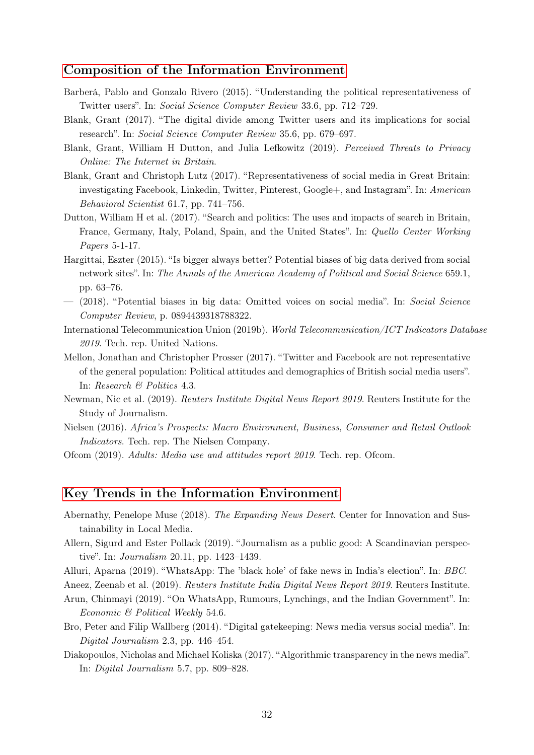## Composition of the Information Environment

Barberá, Pablo and Gonzalo Rivero (2015). "Understanding the political representativeness of Twitter users". In: *Social Science Computer Review* 33.6, pp. 712–729.

Blank, Grant (2017). "The digital divide among Twitter users and its implications for social research". In: *Social Science Computer Review* 35.6, pp. 679–697.

Blank, Grant, William H Dutton, and Julia Lefkowitz (2019). *Perceived Threats to Privacy Online: The Internet in Britain*.

Blank, Grant and Christoph Lutz (2017). "Representativeness of social media in Great Britain: investigating Facebook, Linkedin, Twitter, Pinterest, Google+, and Instagram". In: *American Behavioral Scientist* 61.7, pp. 741–756.

Dutton, William H et al. (2017). "Search and politics: The uses and impacts of search in Britain, France, Germany, Italy, Poland, Spain, and the United States". In: *Quello Center Working Papers* 5-1-17.

Hargittai, Eszter (2015). "Is bigger always better? Potential biases of big data derived from social network sites". In: *The Annals of the American Academy of Political and Social Science* 659.1, pp. 63–76.

— (2018). "Potential biases in big data: Omitted voices on social media". In: *Social Science Computer Review*, p. 0894439318788322.

International Telecommunication Union (2019b). *World Telecommunication/ICT Indicators Database 2019*. Tech. rep. United Nations.

Mellon, Jonathan and Christopher Prosser (2017). "Twitter and Facebook are not representative of the general population: Political attitudes and demographics of British social media users". In: *Research & Politics* 4.3.

Newman, Nic et al. (2019). *Reuters Institute Digital News Report 2019*. Reuters Institute for the Study of Journalism.

Nielsen (2016). *Africa's Prospects: Macro Environment, Business, Consumer and Retail Outlook Indicators*. Tech. rep. The Nielsen Company.

Ofcom (2019). *Adults: Media use and attitudes report 2019*. Tech. rep. Ofcom.

## Key Trends in the Information Environment

Abernathy, Penelope Muse (2018). *The Expanding News Desert*. Center for Innovation and Sustainability in Local Media.

Allern, Sigurd and Ester Pollack (2019). "Journalism as a public good: A Scandinavian perspective". In: *Journalism* 20.11, pp. 1423–1439.

Alluri, Aparna (2019). "WhatsApp: The 'black hole' of fake news in India's election". In: *BBC*.

Aneez, Zeenab et al. (2019). *Reuters Institute India Digital News Report 2019*. Reuters Institute.

Arun, Chinmayi (2019). "On WhatsApp, Rumours, Lynchings, and the Indian Government". In: *Economic & Political Weekly* 54.6.

Bro, Peter and Filip Wallberg (2014). "Digital gatekeeping: News media versus social media". In: *Digital Journalism* 2.3, pp. 446–454.

Diakopoulos, Nicholas and Michael Koliska (2017). "Algorithmic transparency in the news media". In: *Digital Journalism* 5.7, pp. 809–828.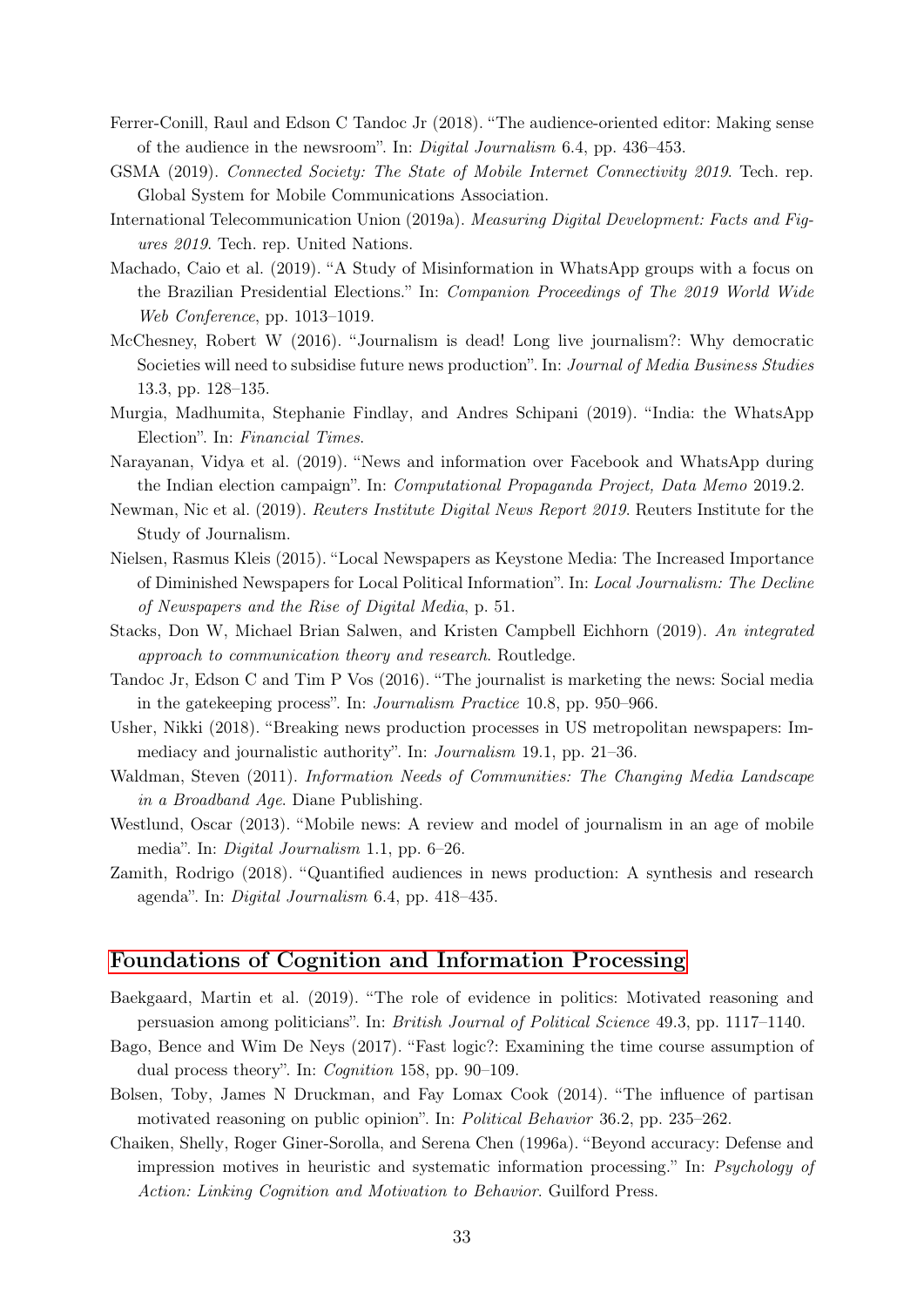Ferrer-Conill, Raul and Edson C Tandoc Jr (2018). "The audience-oriented editor: Making sense of the audience in the newsroom". In: *Digital Journalism* 6.4, pp. 436–453.

GSMA (2019). *Connected Society: The State of Mobile Internet Connectivity 2019*. Tech. rep. Global System for Mobile Communications Association.

International Telecommunication Union (2019a). *Measuring Digital Development: Facts and Figures 2019*. Tech. rep. United Nations.

Machado, Caio et al. (2019). "A Study of Misinformation in WhatsApp groups with a focus on the Brazilian Presidential Elections." In: *Companion Proceedings of The 2019 World Wide Web Conference*, pp. 1013–1019.

McChesney, Robert W (2016). "Journalism is dead! Long live journalism?: Why democratic Societies will need to subsidise future news production". In: *Journal of Media Business Studies* 13.3, pp. 128–135.

Murgia, Madhumita, Stephanie Findlay, and Andres Schipani (2019). "India: the WhatsApp Election". In: *Financial Times*.

Narayanan, Vidya et al. (2019). "News and information over Facebook and WhatsApp during the Indian election campaign". In: *Computational Propaganda Project, Data Memo* 2019.2.

Newman, Nic et al. (2019). *Reuters Institute Digital News Report 2019*. Reuters Institute for the Study of Journalism.

Nielsen, Rasmus Kleis (2015). "Local Newspapers as Keystone Media: The Increased Importance of Diminished Newspapers for Local Political Information". In: *Local Journalism: The Decline of Newspapers and the Rise of Digital Media*, p. 51.

Stacks, Don W, Michael Brian Salwen, and Kristen Campbell Eichhorn (2019). *An integrated approach to communication theory and research*. Routledge.

Tandoc Jr, Edson C and Tim P Vos (2016). "The journalist is marketing the news: Social media in the gatekeeping process". In: *Journalism Practice* 10.8, pp. 950–966.

Usher, Nikki (2018). "Breaking news production processes in US metropolitan newspapers: Immediacy and journalistic authority". In: *Journalism* 19.1, pp. 21–36.

Waldman, Steven (2011). *Information Needs of Communities: The Changing Media Landscape in a Broadband Age*. Diane Publishing.

Westlund, Oscar (2013). "Mobile news: A review and model of journalism in an age of mobile media". In: *Digital Journalism* 1.1, pp. 6–26.

Zamith, Rodrigo (2018). "Quantified audiences in news production: A synthesis and research agenda". In: *Digital Journalism* 6.4, pp. 418–435.

## Foundations of Cognition and Information Processing

Baekgaard, Martin et al. (2019). "The role of evidence in politics: Motivated reasoning and persuasion among politicians". In: *British Journal of Political Science* 49.3, pp. 1117–1140.

Bago, Bence and Wim De Neys (2017). "Fast logic?: Examining the time course assumption of dual process theory". In: *Cognition* 158, pp. 90–109.

Bolsen, Toby, James N Druckman, and Fay Lomax Cook (2014). "The influence of partisan motivated reasoning on public opinion". In: *Political Behavior* 36.2, pp. 235–262.

Chaiken, Shelly, Roger Giner-Sorolla, and Serena Chen (1996a). "Beyond accuracy: Defense and impression motives in heuristic and systematic information processing." In: *Psychology of Action: Linking Cognition and Motivation to Behavior*. Guilford Press.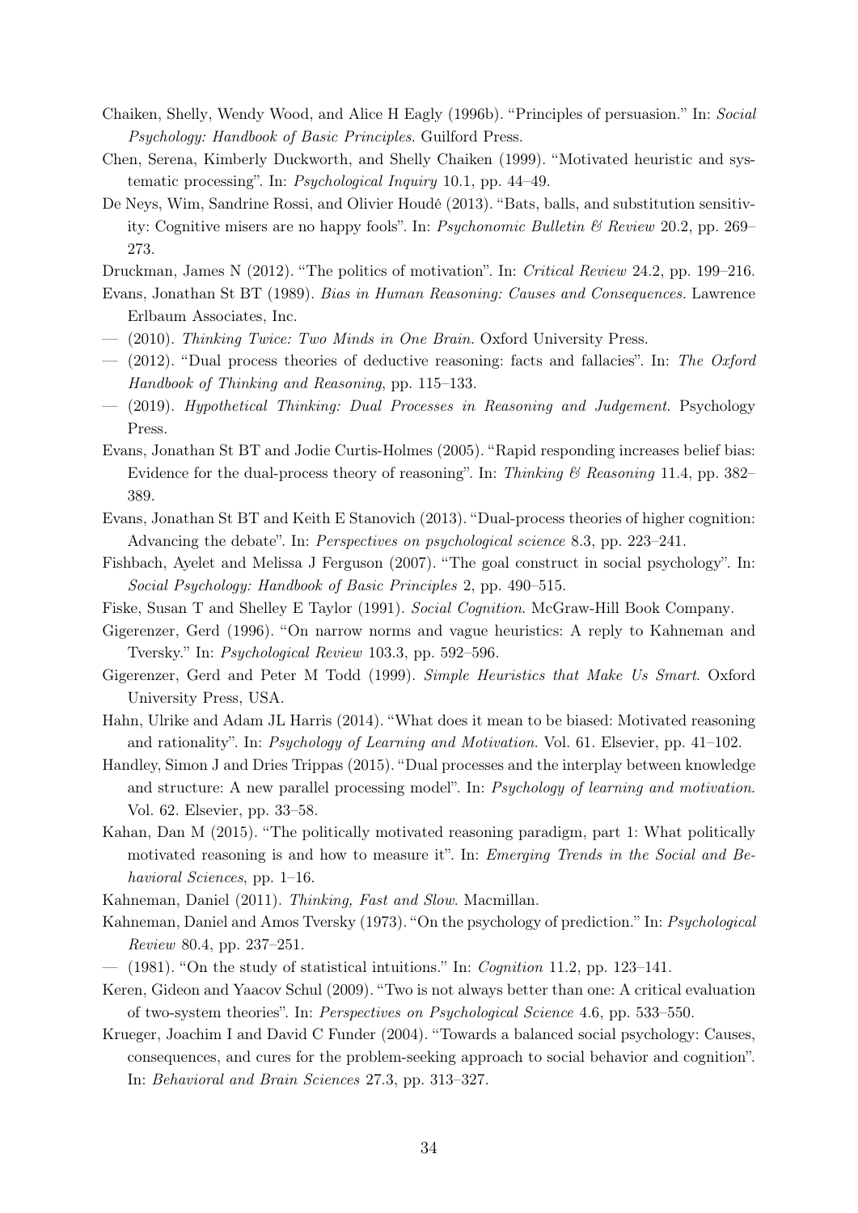Chaiken, Shelly, Wendy Wood, and Alice H Eagly (1996b). "Principles of persuasion." In: *Social Psychology: Handbook of Basic Principles*. Guilford Press.

Chen, Serena, Kimberly Duckworth, and Shelly Chaiken (1999). "Motivated heuristic and systematic processing". In: *Psychological Inquiry* 10.1, pp. 44–49.

De Neys, Wim, Sandrine Rossi, and Olivier Houdé (2013). "Bats, balls, and substitution sensitivity: Cognitive misers are no happy fools". In: *Psychonomic Bulletin & Review* 20.2, pp. 269–273.

Druckman, James N (2012). "The politics of motivation". In: *Critical Review* 24.2, pp. 199–216.

Evans, Jonathan St BT (1989). *Bias in Human Reasoning: Causes and Consequences.* Lawrence Erlbaum Associates, Inc.

— (2010). *Thinking Twice: Two Minds in One Brain.* Oxford University Press.

— (2012). "Dual process theories of deductive reasoning: facts and fallacies". In: *The Oxford Handbook of Thinking and Reasoning*, pp. 115–133.

— (2019). *Hypothetical Thinking: Dual Processes in Reasoning and Judgement*. Psychology Press.

Evans, Jonathan St BT and Jodie Curtis-Holmes (2005). "Rapid responding increases belief bias: Evidence for the dual-process theory of reasoning". In: *Thinking & Reasoning* 11.4, pp. 382–389.

Evans, Jonathan St BT and Keith E Stanovich (2013). "Dual-process theories of higher cognition: Advancing the debate". In: *Perspectives on psychological science* 8.3, pp. 223–241.

Fishbach, Ayelet and Melissa J Ferguson (2007). "The goal construct in social psychology". In: *Social Psychology: Handbook of Basic Principles* 2, pp. 490–515.

Fiske, Susan T and Shelley E Taylor (1991). *Social Cognition*. McGraw-Hill Book Company.

Gigerenzer, Gerd (1996). "On narrow norms and vague heuristics: A reply to Kahneman and Tversky." In: *Psychological Review* 103.3, pp. 592–596.

Gigerenzer, Gerd and Peter M Todd (1999). *Simple Heuristics that Make Us Smart*. Oxford University Press, USA.

Hahn, Ulrike and Adam JL Harris (2014). "What does it mean to be biased: Motivated reasoning and rationality". In: *Psychology of Learning and Motivation*. Vol. 61. Elsevier, pp. 41–102.

Handley, Simon J and Dries Trippas (2015). "Dual processes and the interplay between knowledge and structure: A new parallel processing model". In: *Psychology of learning and motivation*. Vol. 62. Elsevier, pp. 33–58.

Kahan, Dan M (2015). "The politically motivated reasoning paradigm, part 1: What politically motivated reasoning is and how to measure it". In: *Emerging Trends in the Social and Behavioral Sciences*, pp. 1–16.

Kahneman, Daniel (2011). *Thinking, Fast and Slow*. Macmillan.

Kahneman, Daniel and Amos Tversky (1973). "On the psychology of prediction." In: *Psychological Review* 80.4, pp. 237–251.

— (1981). "On the study of statistical intuitions." In: *Cognition* 11.2, pp. 123–141.

Keren, Gideon and Yaacov Schul (2009). "Two is not always better than one: A critical evaluation of two-system theories". In: *Perspectives on Psychological Science* 4.6, pp. 533–550.

Krueger, Joachim I and David C Funder (2004). "Towards a balanced social psychology: Causes, consequences, and cures for the problem-seeking approach to social behavior and cognition". In: *Behavioral and Brain Sciences* 27.3, pp. 313–327.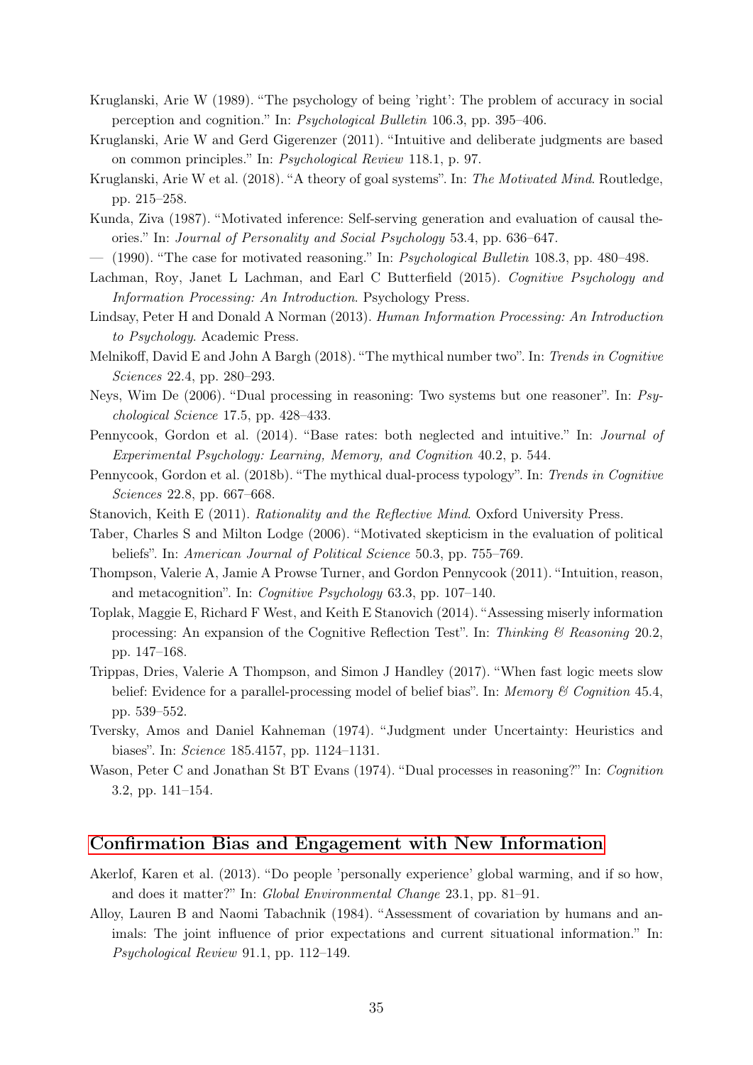Kruglanski, Arie W (1989). "The psychology of being 'right': The problem of accuracy in social perception and cognition." In: *Psychological Bulletin* 106.3, pp. 395–406.

Kruglanski, Arie W and Gerd Gigerenzer (2011). "Intuitive and deliberate judgments are based on common principles." In: *Psychological Review* 118.1, p. 97.

Kruglanski, Arie W et al. (2018). "A theory of goal systems". In: *The Motivated Mind*. Routledge, pp. 215–258.

Kunda, Ziva (1987). "Motivated inference: Self-serving generation and evaluation of causal theories." In: *Journal of Personality and Social Psychology* 53.4, pp. 636–647.

— (1990). "The case for motivated reasoning." In: *Psychological Bulletin* 108.3, pp. 480–498.

Lachman, Roy, Janet L Lachman, and Earl C Butterfield (2015). *Cognitive Psychology and Information Processing: An Introduction*. Psychology Press.

Lindsay, Peter H and Donald A Norman (2013). *Human Information Processing: An Introduction to Psychology*. Academic Press.

Melnikoff, David E and John A Bargh (2018). "The mythical number two". In: *Trends in Cognitive Sciences* 22.4, pp. 280–293.

Neys, Wim De (2006). "Dual processing in reasoning: Two systems but one reasoner". In: *Psychological Science* 17.5, pp. 428–433.

Pennycook, Gordon et al. (2014). "Base rates: both neglected and intuitive." In: *Journal of Experimental Psychology: Learning, Memory, and Cognition* 40.2, p. 544.

Pennycook, Gordon et al. (2018b). "The mythical dual-process typology". In: *Trends in Cognitive Sciences* 22.8, pp. 667–668.

Stanovich, Keith E (2011). *Rationality and the Reflective Mind*. Oxford University Press.

Taber, Charles S and Milton Lodge (2006). "Motivated skepticism in the evaluation of political beliefs". In: *American Journal of Political Science* 50.3, pp. 755–769.

Thompson, Valerie A, Jamie A Prowse Turner, and Gordon Pennycook (2011). "Intuition, reason, and metacognition". In: *Cognitive Psychology* 63.3, pp. 107–140.

Toplak, Maggie E, Richard F West, and Keith E Stanovich (2014). "Assessing miserly information processing: An expansion of the Cognitive Reflection Test". In: *Thinking & Reasoning* 20.2, pp. 147–168.

Trippas, Dries, Valerie A Thompson, and Simon J Handley (2017). "When fast logic meets slow belief: Evidence for a parallel-processing model of belief bias". In: *Memory & Cognition* 45.4, pp. 539–552.

Tversky, Amos and Daniel Kahneman (1974). "Judgment under Uncertainty: Heuristics and biases". In: *Science* 185.4157, pp. 1124–1131.

Wason, Peter C and Jonathan St BT Evans (1974). "Dual processes in reasoning?" In: *Cognition* 3.2, pp. 141–154.

## Confirmation Bias and Engagement with New Information

Akerlof, Karen et al. (2013). "Do people 'personally experience' global warming, and if so how, and does it matter?" In: *Global Environmental Change* 23.1, pp. 81–91.

Alloy, Lauren B and Naomi Tabachnik (1984). "Assessment of covariation by humans and animals: The joint influence of prior expectations and current situational information." In: *Psychological Review* 91.1, pp. 112–149.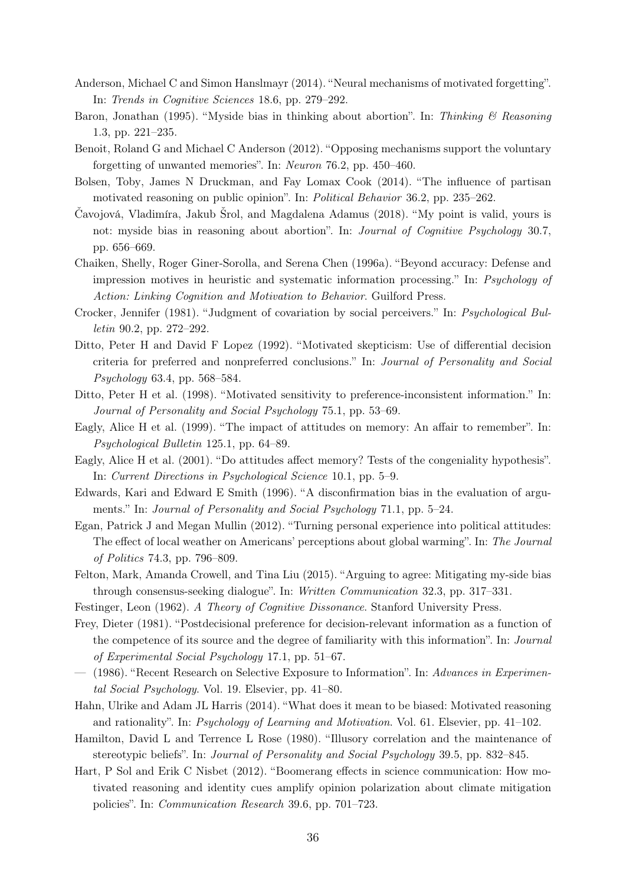Anderson, Michael C and Simon Hanslmayr (2014). "Neural mechanisms of motivated forgetting". In: *Trends in Cognitive Sciences* 18.6, pp. 279–292.

Baron, Jonathan (1995). "Myside bias in thinking about abortion". In: *Thinking & Reasoning* 1.3, pp. 221–235.

Benoit, Roland G and Michael C Anderson (2012). "Opposing mechanisms support the voluntary forgetting of unwanted memories". In: *Neuron* 76.2, pp. 450–460.

Bolsen, Toby, James N Druckman, and Fay Lomax Cook (2014). "The influence of partisan motivated reasoning on public opinion". In: *Political Behavior* 36.2, pp. 235–262.

Čavojová, Vladimíra, Jakub Šrol, and Magdalena Adamus (2018). "My point is valid, yours is not: myside bias in reasoning about abortion". In: *Journal of Cognitive Psychology* 30.7, pp. 656–669.

Chaiken, Shelly, Roger Giner-Sorolla, and Serena Chen (1996a). "Beyond accuracy: Defense and impression motives in heuristic and systematic information processing." In: *Psychology of Action: Linking Cognition and Motivation to Behavior*. Guilford Press.

Crocker, Jennifer (1981). "Judgment of covariation by social perceivers." In: *Psychological Bulletin* 90.2, pp. 272–292.

Ditto, Peter H and David F Lopez (1992). "Motivated skepticism: Use of differential decision criteria for preferred and nonpreferred conclusions." In: *Journal of Personality and Social Psychology* 63.4, pp. 568–584.

Ditto, Peter H et al. (1998). "Motivated sensitivity to preference-inconsistent information." In: *Journal of Personality and Social Psychology* 75.1, pp. 53–69.

Eagly, Alice H et al. (1999). "The impact of attitudes on memory: An affair to remember". In: *Psychological Bulletin* 125.1, pp. 64–89.

Eagly, Alice H et al. (2001). "Do attitudes affect memory? Tests of the congeniality hypothesis". In: *Current Directions in Psychological Science* 10.1, pp. 5–9.

Edwards, Kari and Edward E Smith (1996). "A disconfirmation bias in the evaluation of arguments." In: *Journal of Personality and Social Psychology* 71.1, pp. 5–24.

Egan, Patrick J and Megan Mullin (2012). "Turning personal experience into political attitudes: The effect of local weather on Americans' perceptions about global warming". In: *The Journal of Politics* 74.3, pp. 796–809.

Felton, Mark, Amanda Crowell, and Tina Liu (2015). "Arguing to agree: Mitigating my-side bias through consensus-seeking dialogue". In: *Written Communication* 32.3, pp. 317–331.

Festinger, Leon (1962). *A Theory of Cognitive Dissonance*. Stanford University Press.

Frey, Dieter (1981). "Postdecisional preference for decision-relevant information as a function of the competence of its source and the degree of familiarity with this information". In: *Journal of Experimental Social Psychology* 17.1, pp. 51–67.

— (1986). "Recent Research on Selective Exposure to Information". In: *Advances in Experimental Social Psychology*. Vol. 19. Elsevier, pp. 41–80.

Hahn, Ulrike and Adam JL Harris (2014). "What does it mean to be biased: Motivated reasoning and rationality". In: *Psychology of Learning and Motivation*. Vol. 61. Elsevier, pp. 41–102.

Hamilton, David L and Terrence L Rose (1980). "Illusory correlation and the maintenance of stereotypic beliefs". In: *Journal of Personality and Social Psychology* 39.5, pp. 832–845.

Hart, P Sol and Erik C Nisbet (2012). "Boomerang effects in science communication: How motivated reasoning and identity cues amplify opinion polarization about climate mitigation policies". In: *Communication Research* 39.6, pp. 701–723.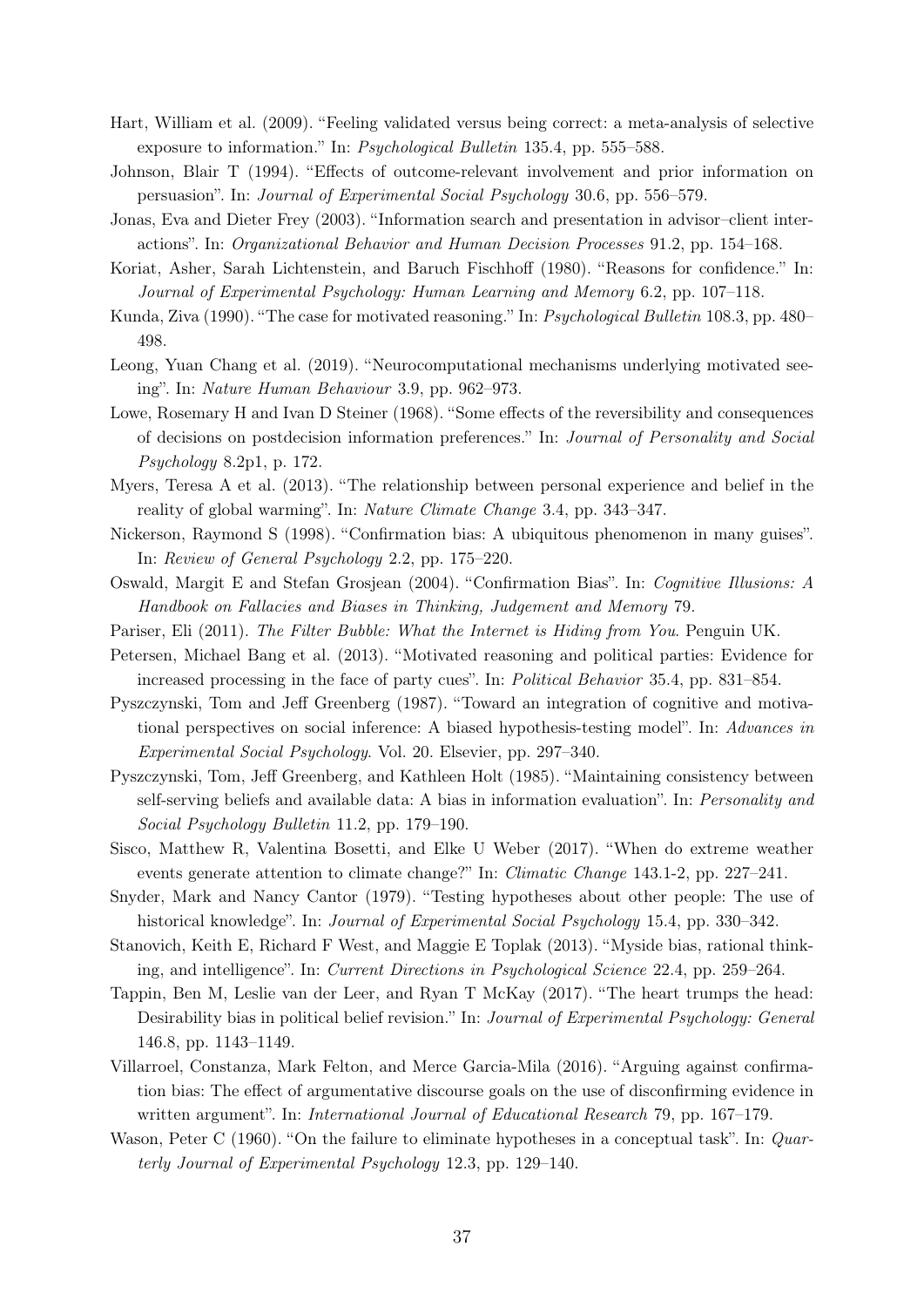Hart, William et al. (2009). "Feeling validated versus being correct: a meta-analysis of selective exposure to information." In: *Psychological Bulletin* 135.4, pp. 555–588.

Johnson, Blair T (1994). "Effects of outcome-relevant involvement and prior information on persuasion". In: *Journal of Experimental Social Psychology* 30.6, pp. 556–579.

Jonas, Eva and Dieter Frey (2003). "Information search and presentation in advisor–client interactions". In: *Organizational Behavior and Human Decision Processes* 91.2, pp. 154–168.

Koriat, Asher, Sarah Lichtenstein, and Baruch Fischhoff (1980). "Reasons for confidence." In: *Journal of Experimental Psychology: Human Learning and Memory* 6.2, pp. 107–118.

Kunda, Ziva (1990). "The case for motivated reasoning." In: *Psychological Bulletin* 108.3, pp. 480–498.

Leong, Yuan Chang et al. (2019). "Neurocomputational mechanisms underlying motivated seeing". In: *Nature Human Behaviour* 3.9, pp. 962–973.

Lowe, Rosemary H and Ivan D Steiner (1968). "Some effects of the reversibility and consequences of decisions on postdecision information preferences." In: *Journal of Personality and Social Psychology* 8.2p1, p. 172.

Myers, Teresa A et al. (2013). "The relationship between personal experience and belief in the reality of global warming". In: *Nature Climate Change* 3.4, pp. 343–347.

Nickerson, Raymond S (1998). "Confirmation bias: A ubiquitous phenomenon in many guises". In: *Review of General Psychology* 2.2, pp. 175–220.

Oswald, Margit E and Stefan Grosjean (2004). "Confirmation Bias". In: *Cognitive Illusions: A Handbook on Fallacies and Biases in Thinking, Judgement and Memory* 79.

Pariser, Eli (2011). *The Filter Bubble: What the Internet is Hiding from You*. Penguin UK.

Petersen, Michael Bang et al. (2013). "Motivated reasoning and political parties: Evidence for increased processing in the face of party cues". In: *Political Behavior* 35.4, pp. 831–854.

Pyszczynski, Tom and Jeff Greenberg (1987). "Toward an integration of cognitive and motivational perspectives on social inference: A biased hypothesis-testing model". In: *Advances in Experimental Social Psychology*. Vol. 20. Elsevier, pp. 297–340.

Pyszczynski, Tom, Jeff Greenberg, and Kathleen Holt (1985). "Maintaining consistency between self-serving beliefs and available data: A bias in information evaluation". In: *Personality and Social Psychology Bulletin* 11.2, pp. 179–190.

Sisco, Matthew R, Valentina Bosetti, and Elke U Weber (2017). "When do extreme weather events generate attention to climate change?" In: *Climatic Change* 143.1-2, pp. 227–241.

Snyder, Mark and Nancy Cantor (1979). "Testing hypotheses about other people: The use of historical knowledge". In: *Journal of Experimental Social Psychology* 15.4, pp. 330–342.

Stanovich, Keith E, Richard F West, and Maggie E Toplak (2013). "Myside bias, rational thinking, and intelligence". In: *Current Directions in Psychological Science* 22.4, pp. 259–264.

Tappin, Ben M, Leslie van der Leer, and Ryan T McKay (2017). "The heart trumps the head: Desirability bias in political belief revision." In: *Journal of Experimental Psychology: General* 146.8, pp. 1143–1149.

Villarroel, Constanza, Mark Felton, and Merce Garcia-Mila (2016). "Arguing against confirmation bias: The effect of argumentative discourse goals on the use of disconfirming evidence in written argument". In: *International Journal of Educational Research* 79, pp. 167–179.

Wason, Peter C (1960). "On the failure to eliminate hypotheses in a conceptual task". In: *Quarterly Journal of Experimental Psychology* 12.3, pp. 129–140.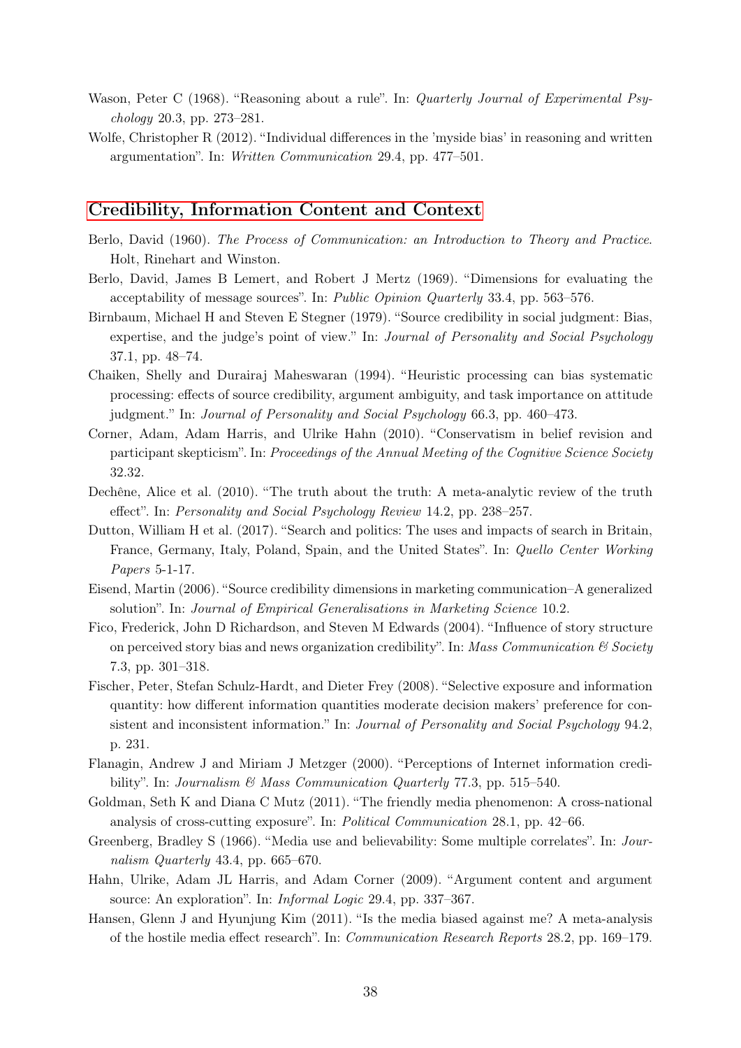Wason, Peter C (1968). "Reasoning about a rule". In: *Quarterly Journal of Experimental Psychology* 20.3, pp. 273–281.

Wolfe, Christopher R (2012). "Individual differences in the 'myside bias' in reasoning and written argumentation". In: *Written Communication* 29.4, pp. 477–501.

## Credibility, Information Content and Context

Berlo, David (1960). *The Process of Communication: an Introduction to Theory and Practice*. Holt, Rinehart and Winston.

Berlo, David, James B Lemert, and Robert J Mertz (1969). "Dimensions for evaluating the acceptability of message sources". In: *Public Opinion Quarterly* 33.4, pp. 563–576.

Birnbaum, Michael H and Steven E Stegner (1979). "Source credibility in social judgment: Bias, expertise, and the judge's point of view." In: *Journal of Personality and Social Psychology* 37.1, pp. 48–74.

Chaiken, Shelly and Durairaj Maheswaran (1994). "Heuristic processing can bias systematic processing: effects of source credibility, argument ambiguity, and task importance on attitude judgment." In: *Journal of Personality and Social Psychology* 66.3, pp. 460–473.

Corner, Adam, Adam Harris, and Ulrike Hahn (2010). "Conservatism in belief revision and participant skepticism". In: *Proceedings of the Annual Meeting of the Cognitive Science Society* 32.32.

Dechêne, Alice et al. (2010). "The truth about the truth: A meta-analytic review of the truth effect". In: *Personality and Social Psychology Review* 14.2, pp. 238–257.

Dutton, William H et al. (2017). "Search and politics: The uses and impacts of search in Britain, France, Germany, Italy, Poland, Spain, and the United States". In: *Quello Center Working Papers* 5-1-17.

Eisend, Martin (2006). "Source credibility dimensions in marketing communication–A generalized solution". In: *Journal of Empirical Generalisations in Marketing Science* 10.2.

Fico, Frederick, John D Richardson, and Steven M Edwards (2004). "Influence of story structure on perceived story bias and news organization credibility". In: *Mass Communication & Society* 7.3, pp. 301–318.

Fischer, Peter, Stefan Schulz-Hardt, and Dieter Frey (2008). "Selective exposure and information quantity: how different information quantities moderate decision makers' preference for consistent and inconsistent information." In: *Journal of Personality and Social Psychology* 94.2, p. 231.

Flanagin, Andrew J and Miriam J Metzger (2000). "Perceptions of Internet information credibility". In: *Journalism & Mass Communication Quarterly* 77.3, pp. 515–540.

Goldman, Seth K and Diana C Mutz (2011). "The friendly media phenomenon: A cross-national analysis of cross-cutting exposure". In: *Political Communication* 28.1, pp. 42–66.

Greenberg, Bradley S (1966). "Media use and believability: Some multiple correlates". In: *Journalism Quarterly* 43.4, pp. 665–670.

Hahn, Ulrike, Adam JL Harris, and Adam Corner (2009). "Argument content and argument source: An exploration". In: *Informal Logic* 29.4, pp. 337–367.

Hansen, Glenn J and Hyunjung Kim (2011). "Is the media biased against me? A meta-analysis of the hostile media effect research". In: *Communication Research Reports* 28.2, pp. 169–179.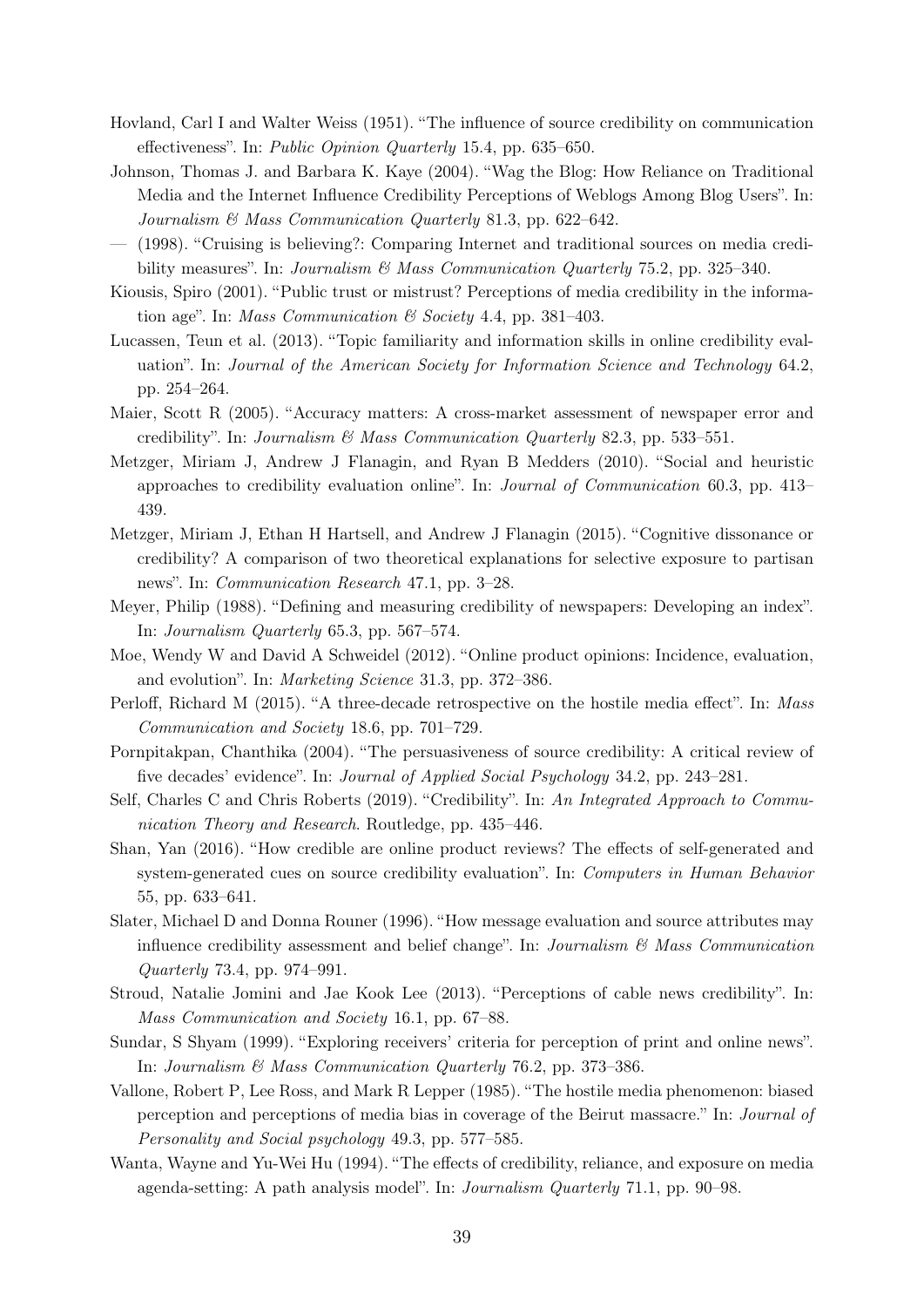Hovland, Carl I and Walter Weiss (1951). "The influence of source credibility on communication effectiveness". In: *Public Opinion Quarterly* 15.4, pp. 635–650.

Johnson, Thomas J. and Barbara K. Kaye (2004). "Wag the Blog: How Reliance on Traditional Media and the Internet Influence Credibility Perceptions of Weblogs Among Blog Users". In: *Journalism & Mass Communication Quarterly* 81.3, pp. 622–642.

— (1998). "Cruising is believing?: Comparing Internet and traditional sources on media credibility measures". In: *Journalism & Mass Communication Quarterly* 75.2, pp. 325–340.

Kiousis, Spiro (2001). "Public trust or mistrust? Perceptions of media credibility in the information age". In: *Mass Communication & Society* 4.4, pp. 381–403.

Lucassen, Teun et al. (2013). "Topic familiarity and information skills in online credibility evaluation". In: *Journal of the American Society for Information Science and Technology* 64.2, pp. 254–264.

Maier, Scott R (2005). "Accuracy matters: A cross-market assessment of newspaper error and credibility". In: *Journalism & Mass Communication Quarterly* 82.3, pp. 533–551.

Metzger, Miriam J, Andrew J Flanagin, and Ryan B Medders (2010). "Social and heuristic approaches to credibility evaluation online". In: *Journal of Communication* 60.3, pp. 413–439.

Metzger, Miriam J, Ethan H Hartsell, and Andrew J Flanagin (2015). "Cognitive dissonance or credibility? A comparison of two theoretical explanations for selective exposure to partisan news". In: *Communication Research* 47.1, pp. 3–28.

Meyer, Philip (1988). "Defining and measuring credibility of newspapers: Developing an index". In: *Journalism Quarterly* 65.3, pp. 567–574.

Moe, Wendy W and David A Schweidel (2012). "Online product opinions: Incidence, evaluation, and evolution". In: *Marketing Science* 31.3, pp. 372–386.

Perloff, Richard M (2015). "A three-decade retrospective on the hostile media effect". In: *Mass Communication and Society* 18.6, pp. 701–729.

Pornpitakpan, Chanthika (2004). "The persuasiveness of source credibility: A critical review of five decades' evidence". In: *Journal of Applied Social Psychology* 34.2, pp. 243–281.

Self, Charles C and Chris Roberts (2019). "Credibility". In: *An Integrated Approach to Communication Theory and Research*. Routledge, pp. 435–446.

Shan, Yan (2016). "How credible are online product reviews? The effects of self-generated and system-generated cues on source credibility evaluation". In: *Computers in Human Behavior* 55, pp. 633–641.

Slater, Michael D and Donna Rouner (1996). "How message evaluation and source attributes may influence credibility assessment and belief change". In: *Journalism & Mass Communication Quarterly* 73.4, pp. 974–991.

Stroud, Natalie Jomini and Jae Kook Lee (2013). "Perceptions of cable news credibility". In: *Mass Communication and Society* 16.1, pp. 67–88.

Sundar, S Shyam (1999). "Exploring receivers' criteria for perception of print and online news". In: *Journalism & Mass Communication Quarterly* 76.2, pp. 373–386.

Vallone, Robert P, Lee Ross, and Mark R Lepper (1985). "The hostile media phenomenon: biased perception and perceptions of media bias in coverage of the Beirut massacre." In: *Journal of Personality and Social psychology* 49.3, pp. 577–585.

Wanta, Wayne and Yu-Wei Hu (1994). "The effects of credibility, reliance, and exposure on media agenda-setting: A path analysis model". In: *Journalism Quarterly* 71.1, pp. 90–98.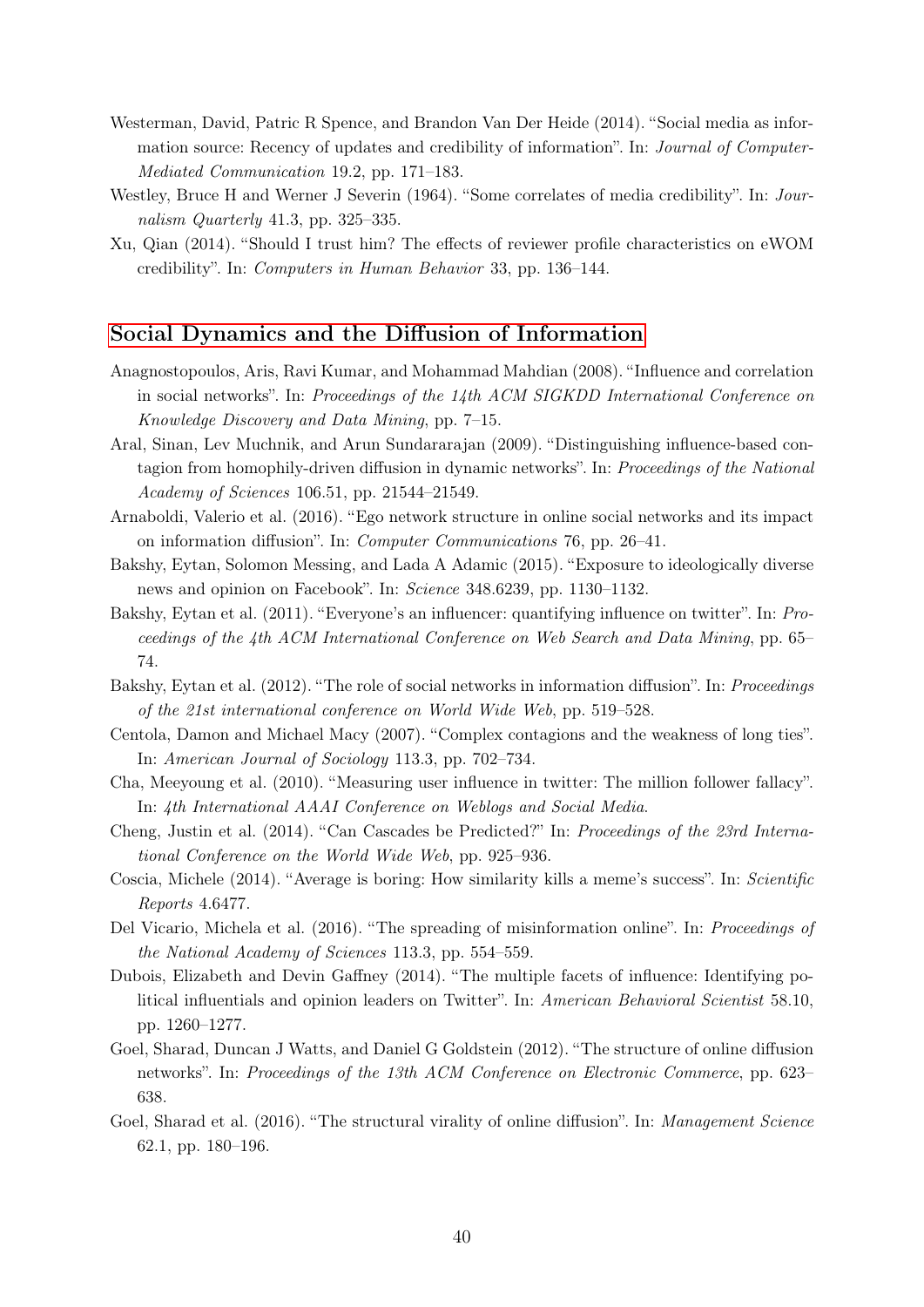Westerman, David, Patric R Spence, and Brandon Van Der Heide (2014). "Social media as information source: Recency of updates and credibility of information". In: *Journal of Computer-Mediated Communication* 19.2, pp. 171–183.

Westley, Bruce H and Werner J Severin (1964). "Some correlates of media credibility". In: *Journalism Quarterly* 41.3, pp. 325–335.

Xu, Qian (2014). "Should I trust him? The effects of reviewer profile characteristics on eWOM credibility". In: *Computers in Human Behavior* 33, pp. 136–144.

## Social Dynamics and the Diffusion of Information

Anagnostopoulos, Aris, Ravi Kumar, and Mohammad Mahdian (2008). "Influence and correlation in social networks". In: *Proceedings of the 14th ACM SIGKDD International Conference on Knowledge Discovery and Data Mining*, pp. 7–15.

Aral, Sinan, Lev Muchnik, and Arun Sundararajan (2009). "Distinguishing influence-based contagion from homophily-driven diffusion in dynamic networks". In: *Proceedings of the National Academy of Sciences* 106.51, pp. 21544–21549.

Arnaboldi, Valerio et al. (2016). "Ego network structure in online social networks and its impact on information diffusion". In: *Computer Communications* 76, pp. 26–41.

Bakshy, Eytan, Solomon Messing, and Lada A Adamic (2015). "Exposure to ideologically diverse news and opinion on Facebook". In: *Science* 348.6239, pp. 1130–1132.

Bakshy, Eytan et al. (2011). "Everyone's an influencer: quantifying influence on twitter". In: *Proceedings of the 4th ACM International Conference on Web Search and Data Mining*, pp. 65–74.

Bakshy, Eytan et al. (2012). "The role of social networks in information diffusion". In: *Proceedings of the 21st international conference on World Wide Web*, pp. 519–528.

Centola, Damon and Michael Macy (2007). "Complex contagions and the weakness of long ties". In: *American Journal of Sociology* 113.3, pp. 702–734.

Cha, Meeyoung et al. (2010). "Measuring user influence in twitter: The million follower fallacy". In: *4th International AAAI Conference on Weblogs and Social Media*.

Cheng, Justin et al. (2014). "Can Cascades be Predicted?" In: *Proceedings of the 23rd International Conference on the World Wide Web*, pp. 925–936.

Coscia, Michele (2014). "Average is boring: How similarity kills a meme's success". In: *Scientific Reports* 4.6477.

Del Vicario, Michela et al. (2016). "The spreading of misinformation online". In: *Proceedings of the National Academy of Sciences* 113.3, pp. 554–559.

Dubois, Elizabeth and Devin Gaffney (2014). "The multiple facets of influence: Identifying political influentials and opinion leaders on Twitter". In: *American Behavioral Scientist* 58.10, pp. 1260–1277.

Goel, Sharad, Duncan J Watts, and Daniel G Goldstein (2012). "The structure of online diffusion networks". In: *Proceedings of the 13th ACM Conference on Electronic Commerce*, pp. 623–638.

Goel, Sharad et al. (2016). "The structural virality of online diffusion". In: *Management Science* 62.1, pp. 180–196.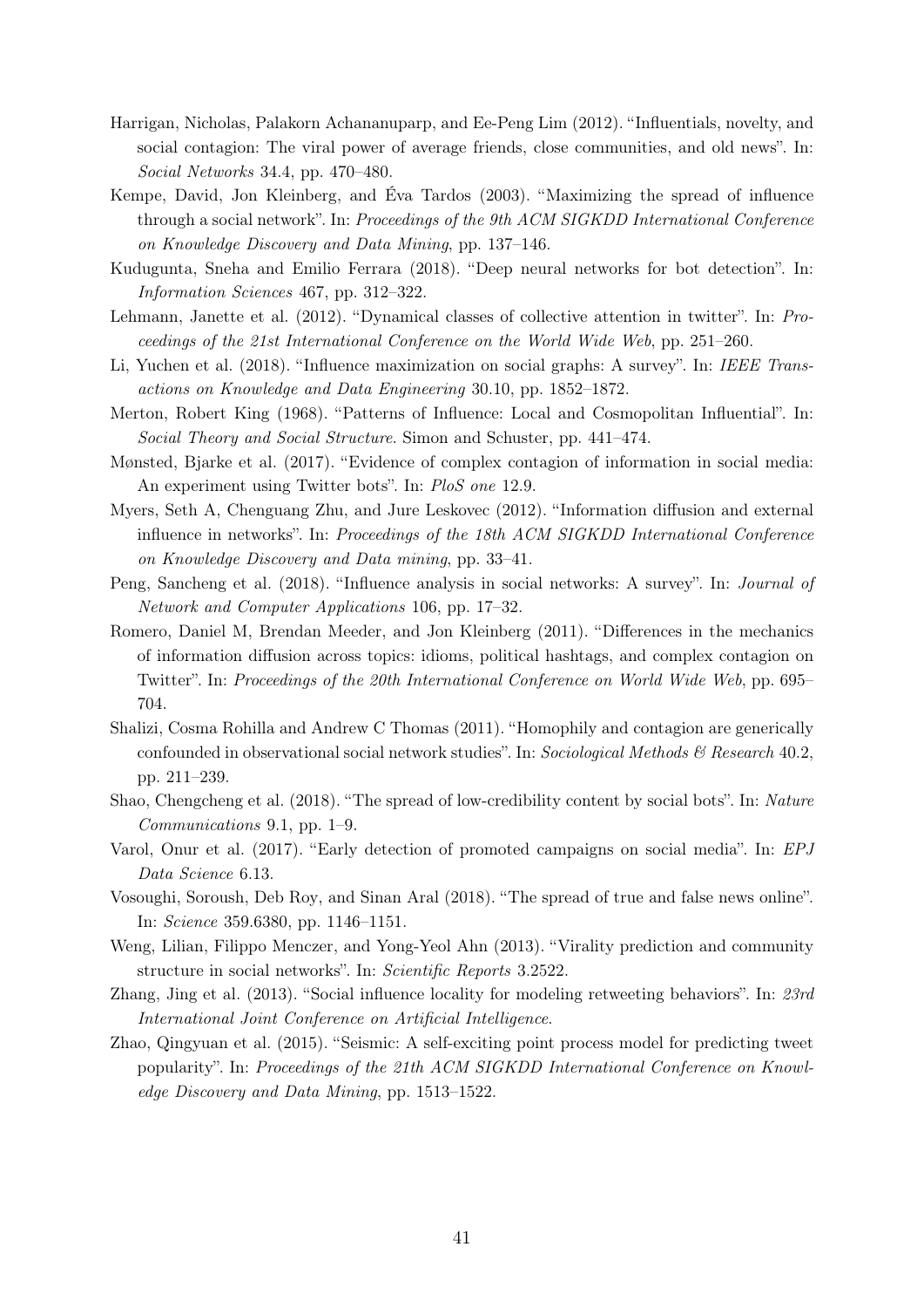Harrigan, Nicholas, Palakorn Achananuparp, and Ee-Peng Lim (2012). "Influentials, novelty, and social contagion: The viral power of average friends, close communities, and old news". In: *Social Networks* 34.4, pp. 470–480.

Kempe, David, Jon Kleinberg, and Éva Tardos (2003). "Maximizing the spread of influence through a social network". In: *Proceedings of the 9th ACM SIGKDD International Conference on Knowledge Discovery and Data Mining*, pp. 137–146.

Kudugunta, Sneha and Emilio Ferrara (2018). "Deep neural networks for bot detection". In: *Information Sciences* 467, pp. 312–322.

Lehmann, Janette et al. (2012). "Dynamical classes of collective attention in twitter". In: *Proceedings of the 21st International Conference on the World Wide Web*, pp. 251–260.

Li, Yuchen et al. (2018). "Influence maximization on social graphs: A survey". In: *IEEE Transactions on Knowledge and Data Engineering* 30.10, pp. 1852–1872.

Merton, Robert King (1968). "Patterns of Influence: Local and Cosmopolitan Influential". In: *Social Theory and Social Structure*. Simon and Schuster, pp. 441–474.

Mønsted, Bjarke et al. (2017). "Evidence of complex contagion of information in social media: An experiment using Twitter bots". In: *PloS one* 12.9.

Myers, Seth A, Chenguang Zhu, and Jure Leskovec (2012). "Information diffusion and external influence in networks". In: *Proceedings of the 18th ACM SIGKDD International Conference on Knowledge Discovery and Data mining*, pp. 33–41.

Peng, Sancheng et al. (2018). "Influence analysis in social networks: A survey". In: *Journal of Network and Computer Applications* 106, pp. 17–32.

Romero, Daniel M, Brendan Meeder, and Jon Kleinberg (2011). "Differences in the mechanics of information diffusion across topics: idioms, political hashtags, and complex contagion on Twitter". In: *Proceedings of the 20th International Conference on World Wide Web*, pp. 695–704.

Shalizi, Cosma Rohilla and Andrew C Thomas (2011). "Homophily and contagion are generically confounded in observational social network studies". In: *Sociological Methods & Research* 40.2, pp. 211–239.

Shao, Chengcheng et al. (2018). "The spread of low-credibility content by social bots". In: *Nature Communications* 9.1, pp. 1–9.

Varol, Onur et al. (2017). "Early detection of promoted campaigns on social media". In: *EPJ Data Science* 6.13.

Vosoughi, Soroush, Deb Roy, and Sinan Aral (2018). "The spread of true and false news online". In: *Science* 359.6380, pp. 1146–1151.

Weng, Lilian, Filippo Menczer, and Yong-Yeol Ahn (2013). "Virality prediction and community structure in social networks". In: *Scientific Reports* 3.2522.

Zhang, Jing et al. (2013). "Social influence locality for modeling retweeting behaviors". In: *23rd International Joint Conference on Artificial Intelligence*.

Zhao, Qingyuan et al. (2015). "Seismic: A self-exciting point process model for predicting tweet popularity". In: *Proceedings of the 21th ACM SIGKDD International Conference on Knowledge Discovery and Data Mining*, pp. 1513–1522.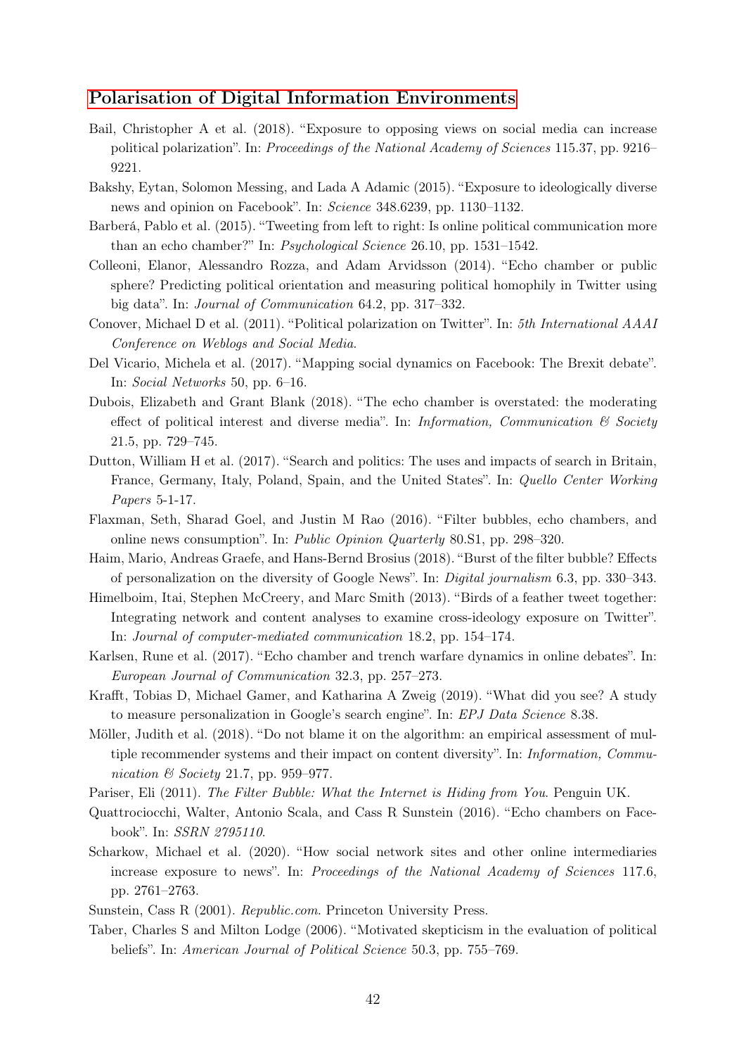## Polarisation of Digital Information Environments

Bail, Christopher A et al. (2018). "Exposure to opposing views on social media can increase political polarization". In: *Proceedings of the National Academy of Sciences* 115.37, pp. 9216–9221.

Bakshy, Eytan, Solomon Messing, and Lada A Adamic (2015). "Exposure to ideologically diverse news and opinion on Facebook". In: *Science* 348.6239, pp. 1130–1132.

Barberá, Pablo et al. (2015). "Tweeting from left to right: Is online political communication more than an echo chamber?" In: *Psychological Science* 26.10, pp. 1531–1542.

Colleoni, Elanor, Alessandro Rozza, and Adam Arvidsson (2014). "Echo chamber or public sphere? Predicting political orientation and measuring political homophily in Twitter using big data". In: *Journal of Communication* 64.2, pp. 317–332.

Conover, Michael D et al. (2011). "Political polarization on Twitter". In: *5th International AAAI Conference on Weblogs and Social Media*.

Del Vicario, Michela et al. (2017). "Mapping social dynamics on Facebook: The Brexit debate". In: *Social Networks* 50, pp. 6–16.

Dubois, Elizabeth and Grant Blank (2018). "The echo chamber is overstated: the moderating effect of political interest and diverse media". In: *Information, Communication & Society* 21.5, pp. 729–745.

Dutton, William H et al. (2017). "Search and politics: The uses and impacts of search in Britain, France, Germany, Italy, Poland, Spain, and the United States". In: *Quello Center Working Papers* 5-1-17.

Flaxman, Seth, Sharad Goel, and Justin M Rao (2016). "Filter bubbles, echo chambers, and online news consumption". In: *Public Opinion Quarterly* 80.S1, pp. 298–320.

Haim, Mario, Andreas Graefe, and Hans-Bernd Brosius (2018). "Burst of the filter bubble? Effects of personalization on the diversity of Google News". In: *Digital journalism* 6.3, pp. 330–343.

Himelboim, Itai, Stephen McCreery, and Marc Smith (2013). "Birds of a feather tweet together: Integrating network and content analyses to examine cross-ideology exposure on Twitter". In: *Journal of computer-mediated communication* 18.2, pp. 154–174.

Karlsen, Rune et al. (2017). "Echo chamber and trench warfare dynamics in online debates". In: *European Journal of Communication* 32.3, pp. 257–273.

Krafft, Tobias D, Michael Gamer, and Katharina A Zweig (2019). "What did you see? A study to measure personalization in Google's search engine". In: *EPJ Data Science* 8.38.

Möller, Judith et al. (2018). "Do not blame it on the algorithm: an empirical assessment of multiple recommender systems and their impact on content diversity". In: *Information, Communication & Society* 21.7, pp. 959–977.

Pariser, Eli (2011). *The Filter Bubble: What the Internet is Hiding from You*. Penguin UK.

Quattrociocchi, Walter, Antonio Scala, and Cass R Sunstein (2016). "Echo chambers on Facebook". In: *SSRN 2795110*.

Scharkow, Michael et al. (2020). "How social network sites and other online intermediaries increase exposure to news". In: *Proceedings of the National Academy of Sciences* 117.6, pp. 2761–2763.

Sunstein, Cass R (2001). *Republic.com*. Princeton University Press.

Taber, Charles S and Milton Lodge (2006). "Motivated skepticism in the evaluation of political beliefs". In: *American Journal of Political Science* 50.3, pp. 755–769.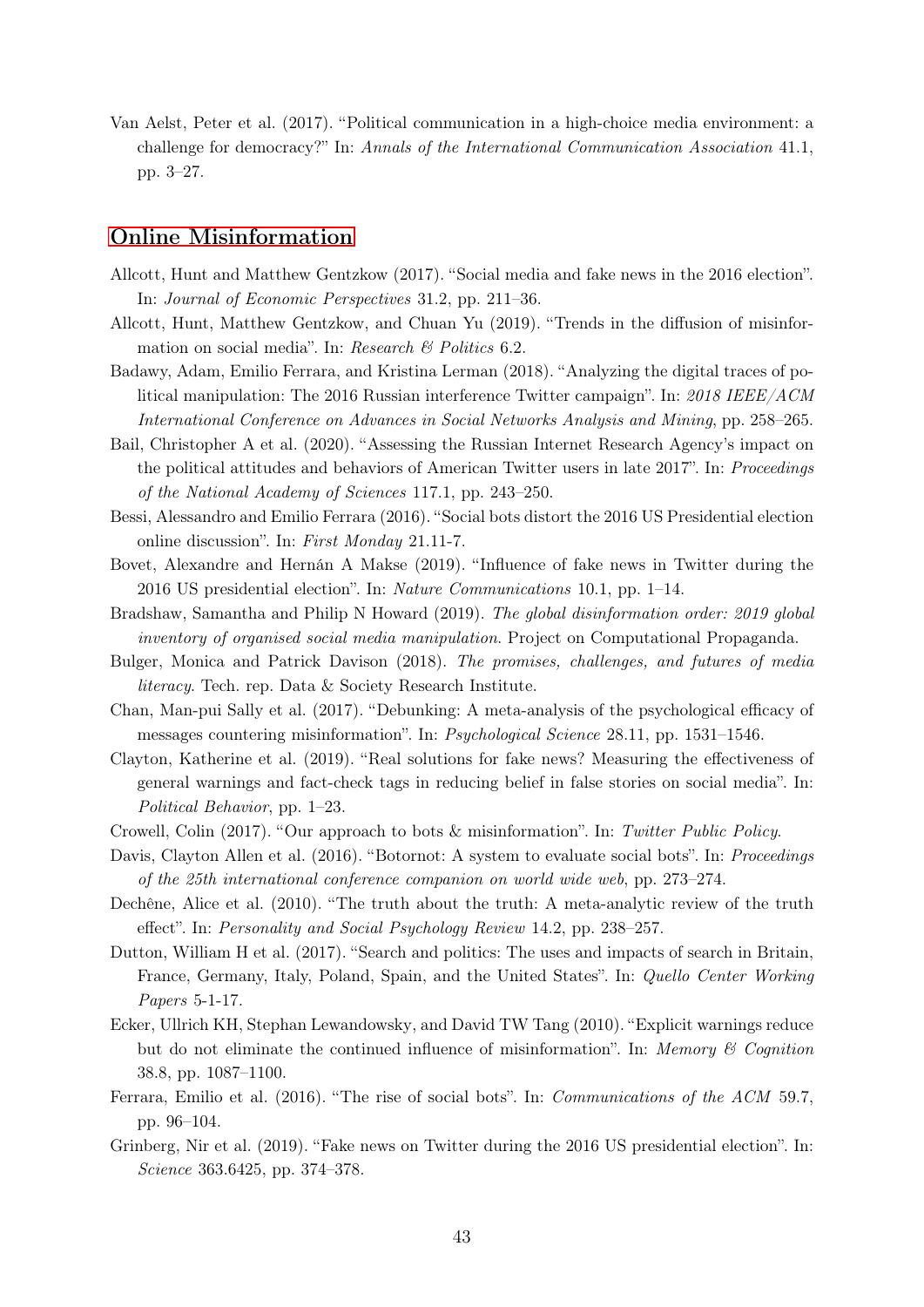Van Aelst, Peter et al. (2017). "Political communication in a high-choice media environment: a challenge for democracy?" In: *Annals of the International Communication Association* 41.1, pp. 3–27.

## Online Misinformation

Allcott, Hunt and Matthew Gentzkow (2017). "Social media and fake news in the 2016 election". In: *Journal of Economic Perspectives* 31.2, pp. 211–36.

Allcott, Hunt, Matthew Gentzkow, and Chuan Yu (2019). "Trends in the diffusion of misinformation on social media". In: *Research & Politics* 6.2.

Badawy, Adam, Emilio Ferrara, and Kristina Lerman (2018). "Analyzing the digital traces of political manipulation: The 2016 Russian interference Twitter campaign". In: *2018 IEEE/ACM International Conference on Advances in Social Networks Analysis and Mining*, pp. 258–265.

Bail, Christopher A et al. (2020). "Assessing the Russian Internet Research Agency's impact on the political attitudes and behaviors of American Twitter users in late 2017". In: *Proceedings of the National Academy of Sciences* 117.1, pp. 243–250.

Bessi, Alessandro and Emilio Ferrara (2016). "Social bots distort the 2016 US Presidential election online discussion". In: *First Monday* 21.11-7.

Bovet, Alexandre and Hernán A Makse (2019). "Influence of fake news in Twitter during the 2016 US presidential election". In: *Nature Communications* 10.1, pp. 1–14.

Bradshaw, Samantha and Philip N Howard (2019). *The global disinformation order: 2019 global inventory of organised social media manipulation*. Project on Computational Propaganda.

Bulger, Monica and Patrick Davison (2018). *The promises, challenges, and futures of media literacy*. Tech. rep. Data & Society Research Institute.

Chan, Man-pui Sally et al. (2017). "Debunking: A meta-analysis of the psychological efficacy of messages countering misinformation". In: *Psychological Science* 28.11, pp. 1531–1546.

Clayton, Katherine et al. (2019). "Real solutions for fake news? Measuring the effectiveness of general warnings and fact-check tags in reducing belief in false stories on social media". In: *Political Behavior*, pp. 1–23.

Crowell, Colin (2017). "Our approach to bots & misinformation". In: *Twitter Public Policy*.

Davis, Clayton Allen et al. (2016). "Botornot: A system to evaluate social bots". In: *Proceedings of the 25th international conference companion on world wide web*, pp. 273–274.

Dechêne, Alice et al. (2010). "The truth about the truth: A meta-analytic review of the truth effect". In: *Personality and Social Psychology Review* 14.2, pp. 238–257.

Dutton, William H et al. (2017). "Search and politics: The uses and impacts of search in Britain, France, Germany, Italy, Poland, Spain, and the United States". In: *Quello Center Working Papers* 5-1-17.

Ecker, Ullrich KH, Stephan Lewandowsky, and David TW Tang (2010). "Explicit warnings reduce but do not eliminate the continued influence of misinformation". In: *Memory & Cognition* 38.8, pp. 1087–1100.

Ferrara, Emilio et al. (2016). "The rise of social bots". In: *Communications of the ACM* 59.7, pp. 96–104.

Grinberg, Nir et al. (2019). "Fake news on Twitter during the 2016 US presidential election". In: *Science* 363.6425, pp. 374–378.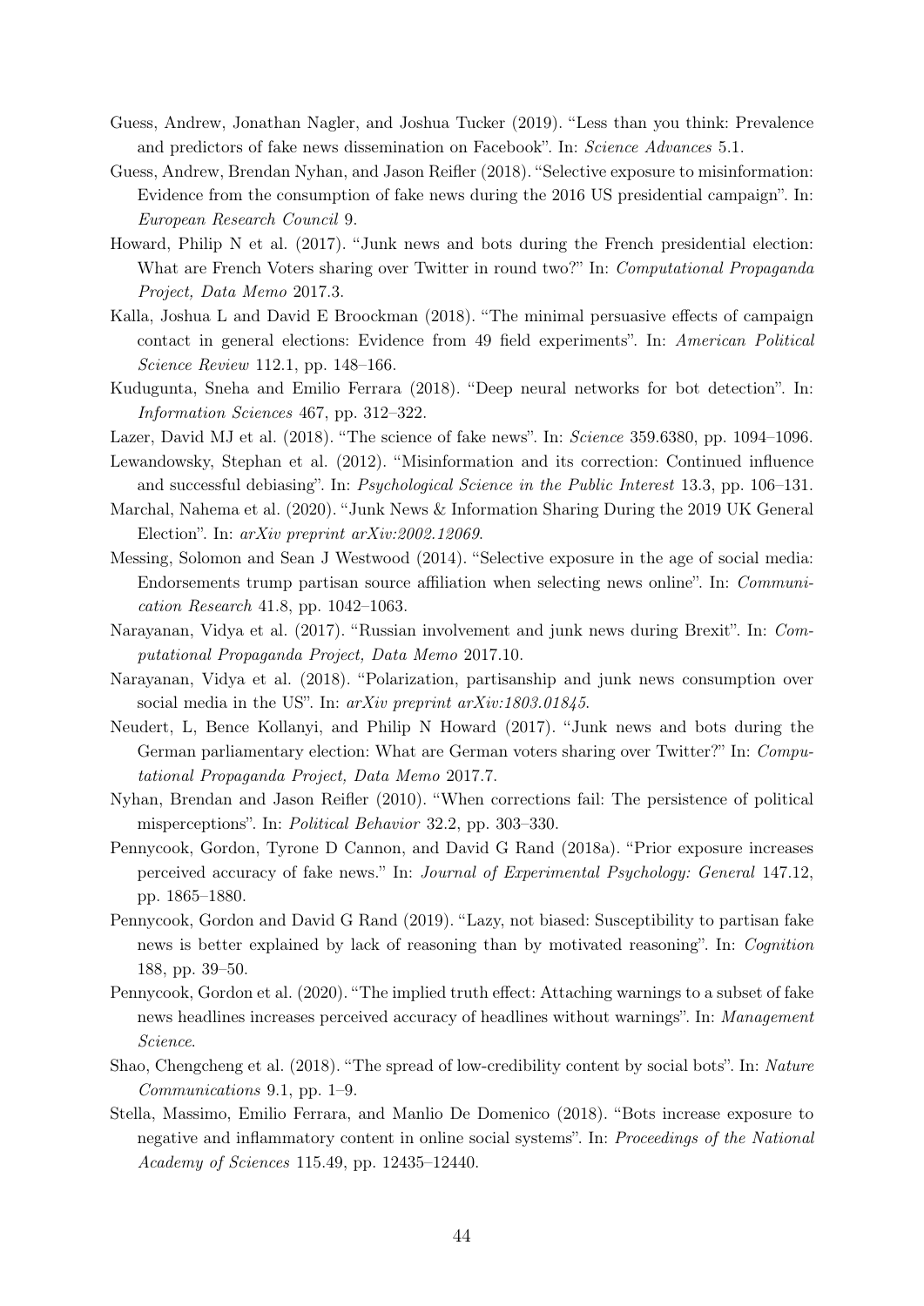Guess, Andrew, Jonathan Nagler, and Joshua Tucker (2019). "Less than you think: Prevalence and predictors of fake news dissemination on Facebook". In: *Science Advances* 5.1.

Guess, Andrew, Brendan Nyhan, and Jason Reifler (2018). "Selective exposure to misinformation: Evidence from the consumption of fake news during the 2016 US presidential campaign". In: *European Research Council* 9.

Howard, Philip N et al. (2017). "Junk news and bots during the French presidential election: What are French Voters sharing over Twitter in round two?" In: *Computational Propaganda Project, Data Memo* 2017.3.

Kalla, Joshua L and David E Broockman (2018). "The minimal persuasive effects of campaign contact in general elections: Evidence from 49 field experiments". In: *American Political Science Review* 112.1, pp. 148–166.

Kudugunta, Sneha and Emilio Ferrara (2018). "Deep neural networks for bot detection". In: *Information Sciences* 467, pp. 312–322.

Lazer, David MJ et al. (2018). "The science of fake news". In: *Science* 359.6380, pp. 1094–1096.

Lewandowsky, Stephan et al. (2012). "Misinformation and its correction: Continued influence and successful debiasing". In: *Psychological Science in the Public Interest* 13.3, pp. 106–131.

Marchal, Nahema et al. (2020). "Junk News & Information Sharing During the 2019 UK General Election". In: *arXiv preprint arXiv:2002.12069*.

Messing, Solomon and Sean J Westwood (2014). "Selective exposure in the age of social media: Endorsements trump partisan source affiliation when selecting news online". In: *Communication Research* 41.8, pp. 1042–1063.

Narayanan, Vidya et al. (2017). "Russian involvement and junk news during Brexit". In: *Computational Propaganda Project, Data Memo* 2017.10.

Narayanan, Vidya et al. (2018). "Polarization, partisanship and junk news consumption over social media in the US". In: *arXiv preprint arXiv:1803.01845*.

Neudert, L, Bence Kollanyi, and Philip N Howard (2017). "Junk news and bots during the German parliamentary election: What are German voters sharing over Twitter?" In: *Computational Propaganda Project, Data Memo* 2017.7.

Nyhan, Brendan and Jason Reifler (2010). "When corrections fail: The persistence of political misperceptions". In: *Political Behavior* 32.2, pp. 303–330.

Pennycook, Gordon, Tyrone D Cannon, and David G Rand (2018a). "Prior exposure increases perceived accuracy of fake news." In: *Journal of Experimental Psychology: General* 147.12, pp. 1865–1880.

Pennycook, Gordon and David G Rand (2019). "Lazy, not biased: Susceptibility to partisan fake news is better explained by lack of reasoning than by motivated reasoning". In: *Cognition* 188, pp. 39–50.

Pennycook, Gordon et al. (2020). "The implied truth effect: Attaching warnings to a subset of fake news headlines increases perceived accuracy of headlines without warnings". In: *Management Science*.

Shao, Chengcheng et al. (2018). "The spread of low-credibility content by social bots". In: *Nature Communications* 9.1, pp. 1–9.

Stella, Massimo, Emilio Ferrara, and Manlio De Domenico (2018). "Bots increase exposure to negative and inflammatory content in online social systems". In: *Proceedings of the National Academy of Sciences* 115.49, pp. 12435–12440.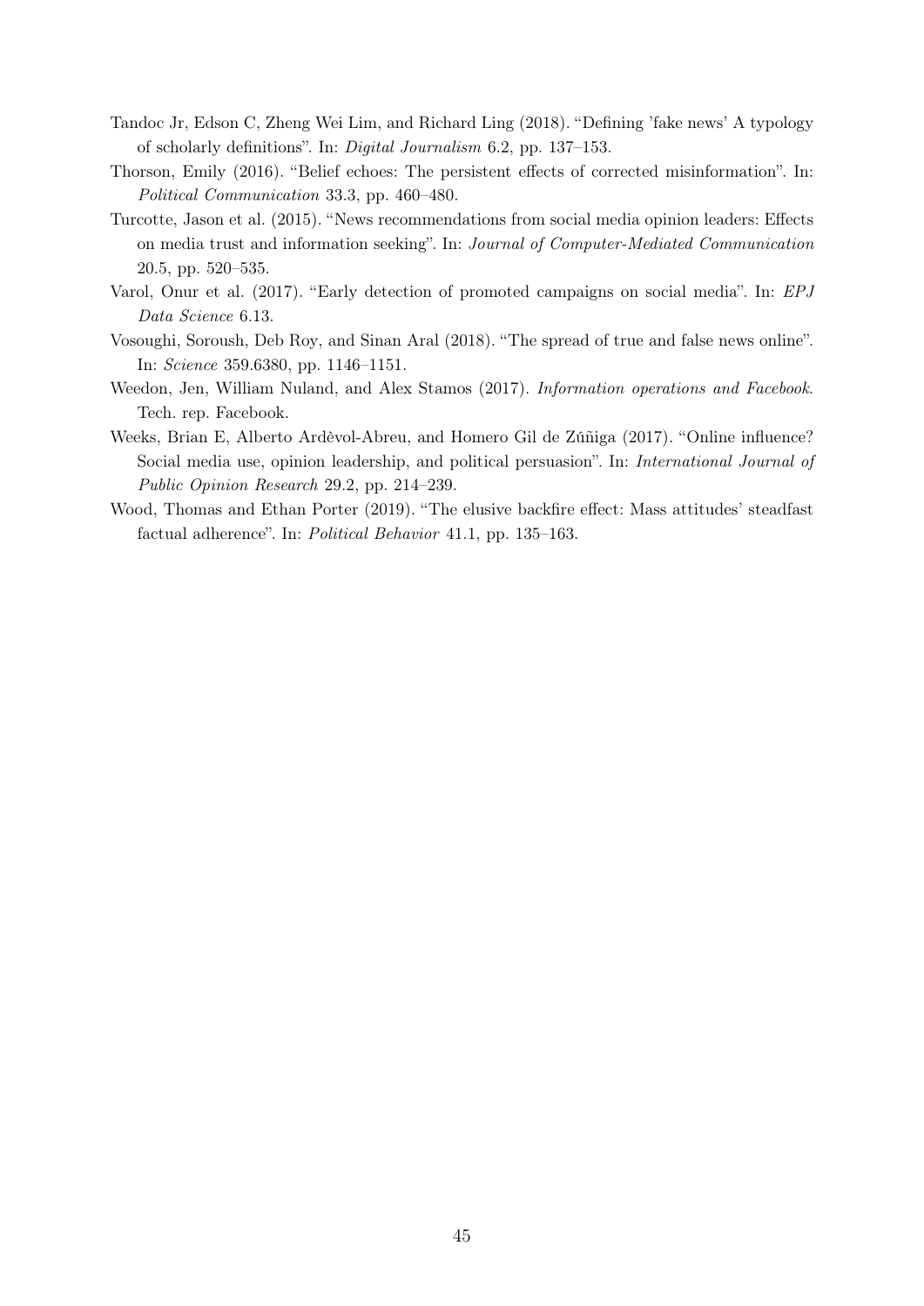Tandoc Jr, Edson C, Zheng Wei Lim, and Richard Ling (2018). "Defining 'fake news' A typology of scholarly definitions". In: *Digital Journalism* 6.2, pp. 137–153.

Thorson, Emily (2016). "Belief echoes: The persistent effects of corrected misinformation". In: *Political Communication* 33.3, pp. 460–480.

Turcotte, Jason et al. (2015). "News recommendations from social media opinion leaders: Effects on media trust and information seeking". In: *Journal of Computer-Mediated Communication* 20.5, pp. 520–535.

Varol, Onur et al. (2017). "Early detection of promoted campaigns on social media". In: *EPJ Data Science* 6.13.

Vosoughi, Soroush, Deb Roy, and Sinan Aral (2018). "The spread of true and false news online". In: *Science* 359.6380, pp. 1146–1151.

Weedon, Jen, William Nuland, and Alex Stamos (2017). *Information operations and Facebook*. Tech. rep. Facebook.

Weeks, Brian E, Alberto Ardèvol-Abreu, and Homero Gil de Zúñiga (2017). "Online influence? Social media use, opinion leadership, and political persuasion". In: *International Journal of Public Opinion Research* 29.2, pp. 214–239.

Wood, Thomas and Ethan Porter (2019). "The elusive backfire effect: Mass attitudes' steadfast factual adherence". In: *Political Behavior* 41.1, pp. 135–163.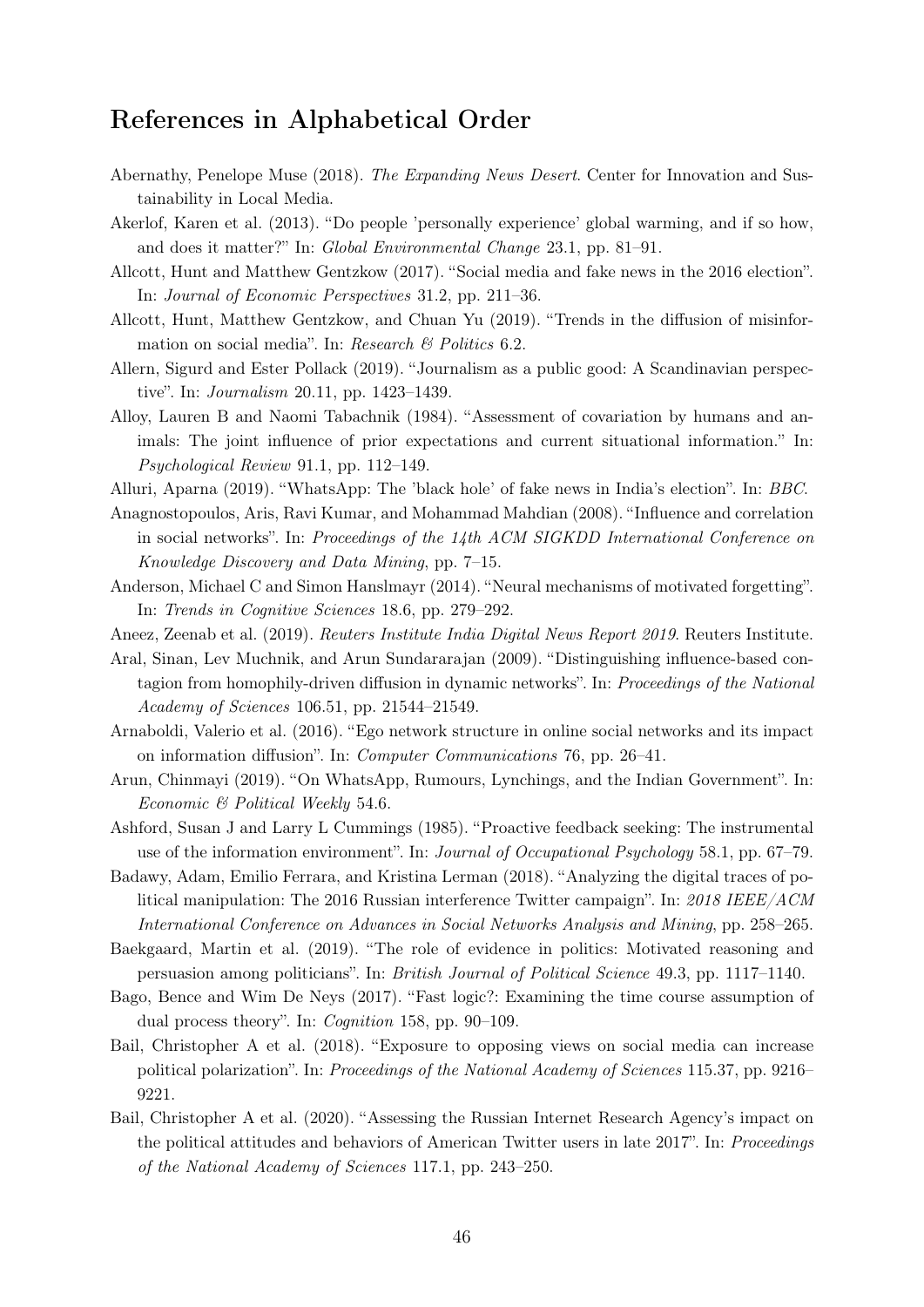## References in Alphabetical Order

Abernathy, Penelope Muse (2018). *The Expanding News Desert*. Center for Innovation and Sustainability in Local Media.

Akerlof, Karen et al. (2013). "Do people 'personally experience' global warming, and if so how, and does it matter?" In: *Global Environmental Change* 23.1, pp. 81–91.

Allcott, Hunt and Matthew Gentzkow (2017). "Social media and fake news in the 2016 election". In: *Journal of Economic Perspectives* 31.2, pp. 211–36.

Allcott, Hunt, Matthew Gentzkow, and Chuan Yu (2019). "Trends in the diffusion of misinformation on social media". In: *Research & Politics* 6.2.

Allern, Sigurd and Ester Pollack (2019). "Journalism as a public good: A Scandinavian perspective". In: *Journalism* 20.11, pp. 1423–1439.

Alloy, Lauren B and Naomi Tabachnik (1984). "Assessment of covariation by humans and animals: The joint influence of prior expectations and current situational information." In: *Psychological Review* 91.1, pp. 112–149.

Alluri, Aparna (2019). "WhatsApp: The 'black hole' of fake news in India's election". In: *BBC*.

Anagnostopoulos, Aris, Ravi Kumar, and Mohammad Mahdian (2008). "Influence and correlation in social networks". In: *Proceedings of the 14th ACM SIGKDD International Conference on Knowledge Discovery and Data Mining*, pp. 7–15.

Anderson, Michael C and Simon Hanslmayr (2014). "Neural mechanisms of motivated forgetting". In: *Trends in Cognitive Sciences* 18.6, pp. 279–292.

Aneez, Zeenab et al. (2019). *Reuters Institute India Digital News Report 2019*. Reuters Institute.

Aral, Sinan, Lev Muchnik, and Arun Sundararajan (2009). "Distinguishing influence-based contagion from homophily-driven diffusion in dynamic networks". In: *Proceedings of the National Academy of Sciences* 106.51, pp. 21544–21549.

Arnaboldi, Valerio et al. (2016). "Ego network structure in online social networks and its impact on information diffusion". In: *Computer Communications* 76, pp. 26–41.

Arun, Chinmayi (2019). "On WhatsApp, Rumours, Lynchings, and the Indian Government". In: *Economic & Political Weekly* 54.6.

Ashford, Susan J and Larry L Cummings (1985). "Proactive feedback seeking: The instrumental use of the information environment". In: *Journal of Occupational Psychology* 58.1, pp. 67–79.

Badawy, Adam, Emilio Ferrara, and Kristina Lerman (2018). "Analyzing the digital traces of political manipulation: The 2016 Russian interference Twitter campaign". In: *2018 IEEE/ACM International Conference on Advances in Social Networks Analysis and Mining*, pp. 258–265.

Baekgaard, Martin et al. (2019). "The role of evidence in politics: Motivated reasoning and persuasion among politicians". In: *British Journal of Political Science* 49.3, pp. 1117–1140.

Bago, Bence and Wim De Neys (2017). "Fast logic?: Examining the time course assumption of dual process theory". In: *Cognition* 158, pp. 90–109.

Bail, Christopher A et al. (2018). "Exposure to opposing views on social media can increase political polarization". In: *Proceedings of the National Academy of Sciences* 115.37, pp. 9216–9221.

Bail, Christopher A et al. (2020). "Assessing the Russian Internet Research Agency's impact on the political attitudes and behaviors of American Twitter users in late 2017". In: *Proceedings of the National Academy of Sciences* 117.1, pp. 243–250.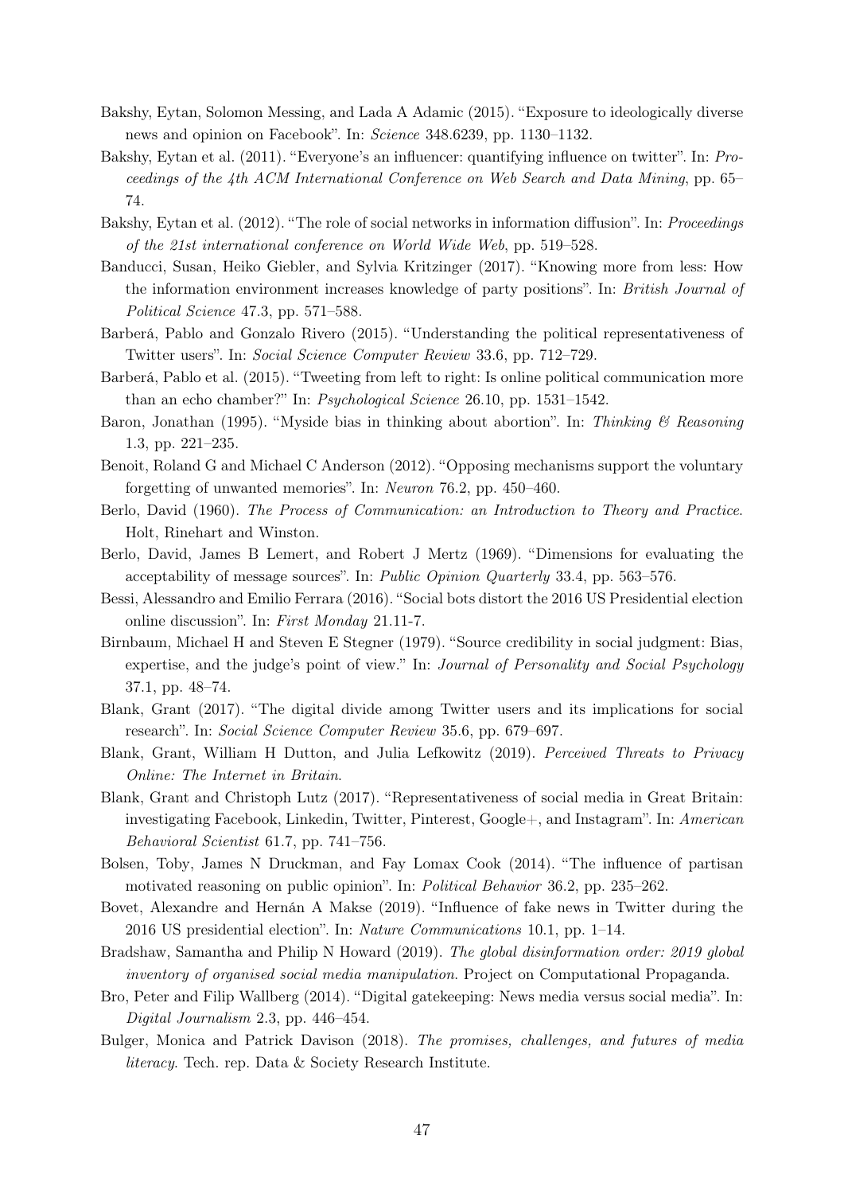Bakshy, Eytan, Solomon Messing, and Lada A Adamic (2015). "Exposure to ideologically diverse news and opinion on Facebook". In: *Science* 348.6239, pp. 1130–1132.

Bakshy, Eytan et al. (2011). "Everyone's an influencer: quantifying influence on twitter". In: *Proceedings of the 4th ACM International Conference on Web Search and Data Mining*, pp. 65–74.

Bakshy, Eytan et al. (2012). "The role of social networks in information diffusion". In: *Proceedings of the 21st international conference on World Wide Web*, pp. 519–528.

Banducci, Susan, Heiko Giebler, and Sylvia Kritzinger (2017). "Knowing more from less: How the information environment increases knowledge of party positions". In: *British Journal of Political Science* 47.3, pp. 571–588.

Barberá, Pablo and Gonzalo Rivero (2015). "Understanding the political representativeness of Twitter users". In: *Social Science Computer Review* 33.6, pp. 712–729.

Barberá, Pablo et al. (2015). "Tweeting from left to right: Is online political communication more than an echo chamber?" In: *Psychological Science* 26.10, pp. 1531–1542.

Baron, Jonathan (1995). "Myside bias in thinking about abortion". In: *Thinking & Reasoning* 1.3, pp. 221–235.

Benoit, Roland G and Michael C Anderson (2012). "Opposing mechanisms support the voluntary forgetting of unwanted memories". In: *Neuron* 76.2, pp. 450–460.

Berlo, David (1960). *The Process of Communication: an Introduction to Theory and Practice*. Holt, Rinehart and Winston.

Berlo, David, James B Lemert, and Robert J Mertz (1969). "Dimensions for evaluating the acceptability of message sources". In: *Public Opinion Quarterly* 33.4, pp. 563–576.

Bessi, Alessandro and Emilio Ferrara (2016). "Social bots distort the 2016 US Presidential election online discussion". In: *First Monday* 21.11-7.

Birnbaum, Michael H and Steven E Stegner (1979). "Source credibility in social judgment: Bias, expertise, and the judge's point of view." In: *Journal of Personality and Social Psychology* 37.1, pp. 48–74.

Blank, Grant (2017). "The digital divide among Twitter users and its implications for social research". In: *Social Science Computer Review* 35.6, pp. 679–697.

Blank, Grant, William H Dutton, and Julia Lefkowitz (2019). *Perceived Threats to Privacy Online: The Internet in Britain*.

Blank, Grant and Christoph Lutz (2017). "Representativeness of social media in Great Britain: investigating Facebook, Linkedin, Twitter, Pinterest, Google+, and Instagram". In: *American Behavioral Scientist* 61.7, pp. 741–756.

Bolsen, Toby, James N Druckman, and Fay Lomax Cook (2014). "The influence of partisan motivated reasoning on public opinion". In: *Political Behavior* 36.2, pp. 235–262.

Bovet, Alexandre and Hernán A Makse (2019). "Influence of fake news in Twitter during the 2016 US presidential election". In: *Nature Communications* 10.1, pp. 1–14.

Bradshaw, Samantha and Philip N Howard (2019). *The global disinformation order: 2019 global inventory of organised social media manipulation*. Project on Computational Propaganda.

Bro, Peter and Filip Wallberg (2014). "Digital gatekeeping: News media versus social media". In: *Digital Journalism* 2.3, pp. 446–454.

Bulger, Monica and Patrick Davison (2018). *The promises, challenges, and futures of media literacy*. Tech. rep. Data & Society Research Institute.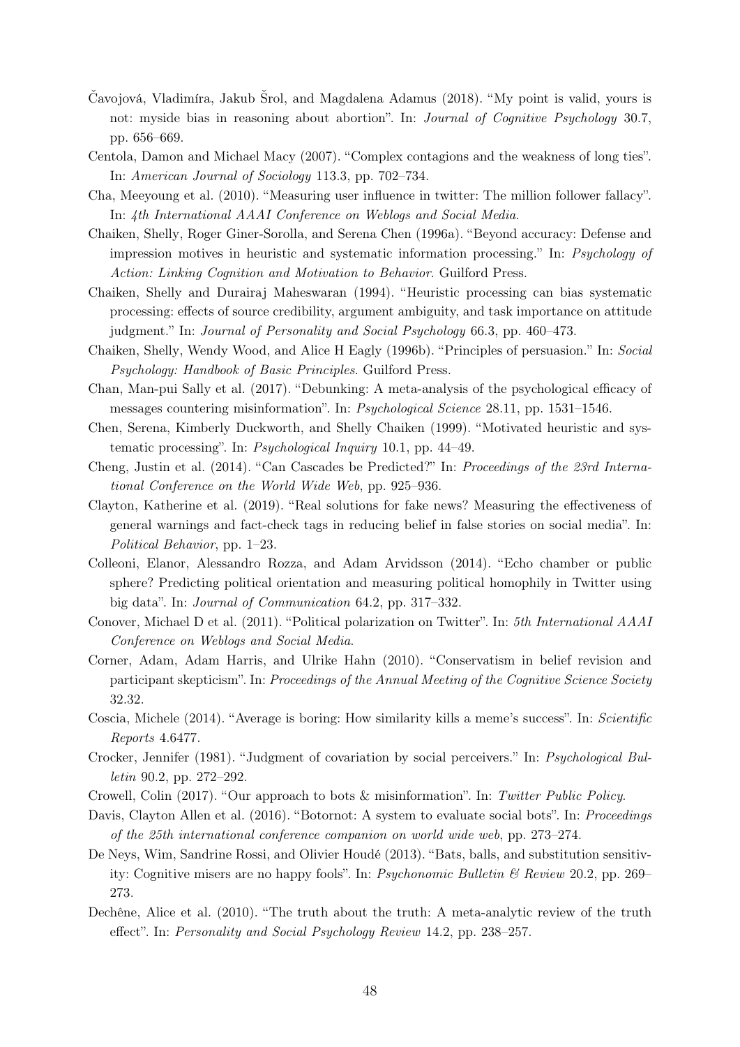Čavojová, Vladimíra, Jakub Šrol, and Magdalena Adamus (2018). "My point is valid, yours is not: myside bias in reasoning about abortion". In: *Journal of Cognitive Psychology* 30.7, pp. 656–669.

Centola, Damon and Michael Macy (2007). "Complex contagions and the weakness of long ties". In: *American Journal of Sociology* 113.3, pp. 702–734.

Cha, Meeyoung et al. (2010). "Measuring user influence in twitter: The million follower fallacy". In: *4th International AAAI Conference on Weblogs and Social Media*.

Chaiken, Shelly, Roger Giner-Sorolla, and Serena Chen (1996a). "Beyond accuracy: Defense and impression motives in heuristic and systematic information processing." In: *Psychology of Action: Linking Cognition and Motivation to Behavior*. Guilford Press.

Chaiken, Shelly and Durairaj Maheswaran (1994). "Heuristic processing can bias systematic processing: effects of source credibility, argument ambiguity, and task importance on attitude judgment." In: *Journal of Personality and Social Psychology* 66.3, pp. 460–473.

Chaiken, Shelly, Wendy Wood, and Alice H Eagly (1996b). "Principles of persuasion." In: *Social Psychology: Handbook of Basic Principles*. Guilford Press.

Chan, Man-pui Sally et al. (2017). "Debunking: A meta-analysis of the psychological efficacy of messages countering misinformation". In: *Psychological Science* 28.11, pp. 1531–1546.

Chen, Serena, Kimberly Duckworth, and Shelly Chaiken (1999). "Motivated heuristic and systematic processing". In: *Psychological Inquiry* 10.1, pp. 44–49.

Cheng, Justin et al. (2014). "Can Cascades be Predicted?" In: *Proceedings of the 23rd International Conference on the World Wide Web*, pp. 925–936.

Clayton, Katherine et al. (2019). "Real solutions for fake news? Measuring the effectiveness of general warnings and fact-check tags in reducing belief in false stories on social media". In: *Political Behavior*, pp. 1–23.

Colleoni, Elanor, Alessandro Rozza, and Adam Arvidsson (2014). "Echo chamber or public sphere? Predicting political orientation and measuring political homophily in Twitter using big data". In: *Journal of Communication* 64.2, pp. 317–332.

Conover, Michael D et al. (2011). "Political polarization on Twitter". In: *5th International AAAI Conference on Weblogs and Social Media*.

Corner, Adam, Adam Harris, and Ulrike Hahn (2010). "Conservatism in belief revision and participant skepticism". In: *Proceedings of the Annual Meeting of the Cognitive Science Society* 32.32.

Coscia, Michele (2014). "Average is boring: How similarity kills a meme's success". In: *Scientific Reports* 4.6477.

Crocker, Jennifer (1981). "Judgment of covariation by social perceivers." In: *Psychological Bulletin* 90.2, pp. 272–292.

Crowell, Colin (2017). "Our approach to bots & misinformation". In: *Twitter Public Policy*.

Davis, Clayton Allen et al. (2016). "Botornot: A system to evaluate social bots". In: *Proceedings of the 25th international conference companion on world wide web*, pp. 273–274.

De Neys, Wim, Sandrine Rossi, and Olivier Houdé (2013). "Bats, balls, and substitution sensitivity: Cognitive misers are no happy fools". In: *Psychonomic Bulletin & Review* 20.2, pp. 269–273.

Dechêne, Alice et al. (2010). "The truth about the truth: A meta-analytic review of the truth effect". In: *Personality and Social Psychology Review* 14.2, pp. 238–257.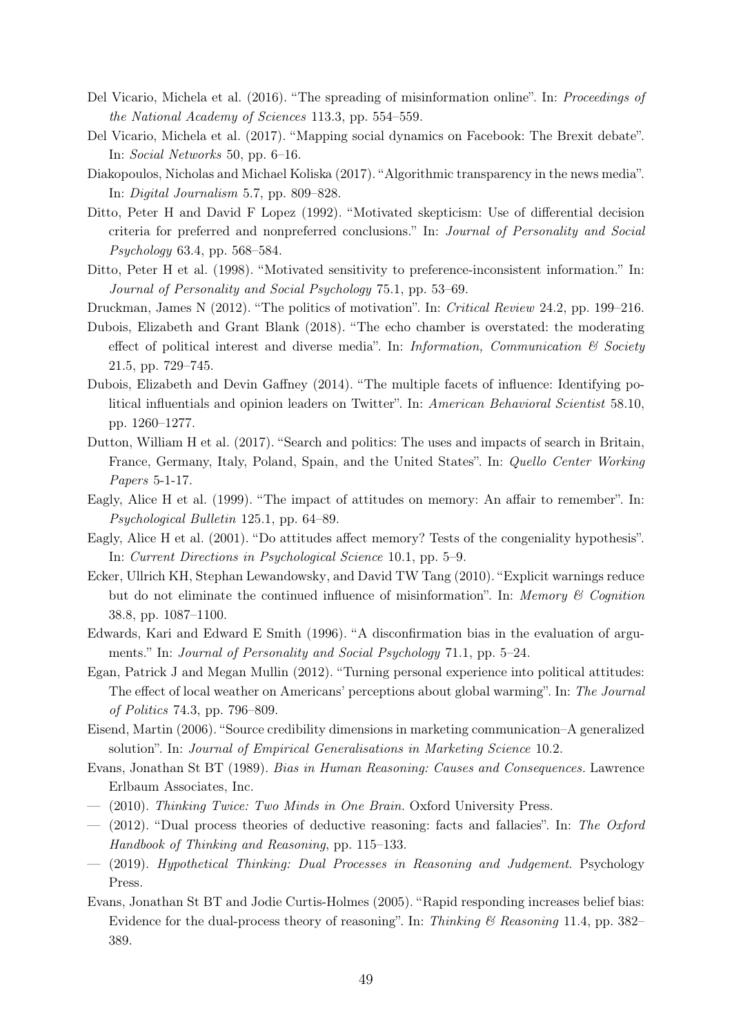Del Vicario, Michela et al. (2016). "The spreading of misinformation online". In: *Proceedings of the National Academy of Sciences* 113.3, pp. 554–559.

Del Vicario, Michela et al. (2017). "Mapping social dynamics on Facebook: The Brexit debate". In: *Social Networks* 50, pp. 6–16.

Diakopoulos, Nicholas and Michael Koliska (2017). "Algorithmic transparency in the news media". In: *Digital Journalism* 5.7, pp. 809–828.

Ditto, Peter H and David F Lopez (1992). "Motivated skepticism: Use of differential decision criteria for preferred and nonpreferred conclusions." In: *Journal of Personality and Social Psychology* 63.4, pp. 568–584.

Ditto, Peter H et al. (1998). "Motivated sensitivity to preference-inconsistent information." In: *Journal of Personality and Social Psychology* 75.1, pp. 53–69.

Druckman, James N (2012). "The politics of motivation". In: *Critical Review* 24.2, pp. 199–216.

Dubois, Elizabeth and Grant Blank (2018). "The echo chamber is overstated: the moderating effect of political interest and diverse media". In: *Information, Communication & Society* 21.5, pp. 729–745.

Dubois, Elizabeth and Devin Gaffney (2014). "The multiple facets of influence: Identifying political influentials and opinion leaders on Twitter". In: *American Behavioral Scientist* 58.10, pp. 1260–1277.

Dutton, William H et al. (2017). "Search and politics: The uses and impacts of search in Britain, France, Germany, Italy, Poland, Spain, and the United States". In: *Quello Center Working Papers* 5-1-17.

Eagly, Alice H et al. (1999). "The impact of attitudes on memory: An affair to remember". In: *Psychological Bulletin* 125.1, pp. 64–89.

Eagly, Alice H et al. (2001). "Do attitudes affect memory? Tests of the congeniality hypothesis". In: *Current Directions in Psychological Science* 10.1, pp. 5–9.

Ecker, Ullrich KH, Stephan Lewandowsky, and David TW Tang (2010). "Explicit warnings reduce but do not eliminate the continued influence of misinformation". In: *Memory & Cognition* 38.8, pp. 1087–1100.

Edwards, Kari and Edward E Smith (1996). "A disconfirmation bias in the evaluation of arguments." In: *Journal of Personality and Social Psychology* 71.1, pp. 5–24.

Egan, Patrick J and Megan Mullin (2012). "Turning personal experience into political attitudes: The effect of local weather on Americans' perceptions about global warming". In: *The Journal of Politics* 74.3, pp. 796–809.

Eisend, Martin (2006). "Source credibility dimensions in marketing communication–A generalized solution". In: *Journal of Empirical Generalisations in Marketing Science* 10.2.

Evans, Jonathan St BT (1989). *Bias in Human Reasoning: Causes and Consequences.* Lawrence Erlbaum Associates, Inc.

— (2010). *Thinking Twice: Two Minds in One Brain.* Oxford University Press.

— (2012). "Dual process theories of deductive reasoning: facts and fallacies". In: *The Oxford Handbook of Thinking and Reasoning*, pp. 115–133.

— (2019). *Hypothetical Thinking: Dual Processes in Reasoning and Judgement*. Psychology Press.

Evans, Jonathan St BT and Jodie Curtis-Holmes (2005). "Rapid responding increases belief bias: Evidence for the dual-process theory of reasoning". In: *Thinking & Reasoning* 11.4, pp. 382–389.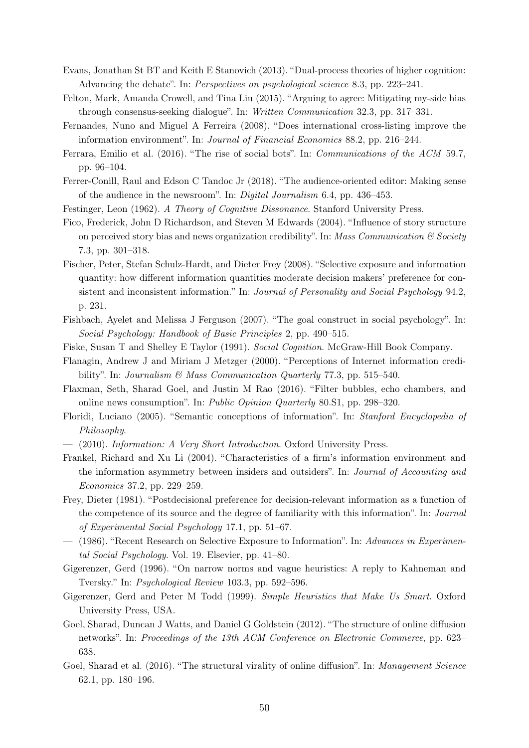Evans, Jonathan St BT and Keith E Stanovich (2013). "Dual-process theories of higher cognition: Advancing the debate". In: *Perspectives on psychological science* 8.3, pp. 223–241.

Felton, Mark, Amanda Crowell, and Tina Liu (2015). "Arguing to agree: Mitigating my-side bias through consensus-seeking dialogue". In: *Written Communication* 32.3, pp. 317–331.

Fernandes, Nuno and Miguel A Ferreira (2008). "Does international cross-listing improve the information environment". In: *Journal of Financial Economics* 88.2, pp. 216–244.

Ferrara, Emilio et al. (2016). "The rise of social bots". In: *Communications of the ACM* 59.7, pp. 96–104.

Ferrer-Conill, Raul and Edson C Tandoc Jr (2018). "The audience-oriented editor: Making sense of the audience in the newsroom". In: *Digital Journalism* 6.4, pp. 436–453.

Festinger, Leon (1962). *A Theory of Cognitive Dissonance*. Stanford University Press.

Fico, Frederick, John D Richardson, and Steven M Edwards (2004). "Influence of story structure on perceived story bias and news organization credibility". In: *Mass Communication & Society* 7.3, pp. 301–318.

Fischer, Peter, Stefan Schulz-Hardt, and Dieter Frey (2008). "Selective exposure and information quantity: how different information quantities moderate decision makers' preference for consistent and inconsistent information." In: *Journal of Personality and Social Psychology* 94.2, p. 231.

Fishbach, Ayelet and Melissa J Ferguson (2007). "The goal construct in social psychology". In: *Social Psychology: Handbook of Basic Principles* 2, pp. 490–515.

Fiske, Susan T and Shelley E Taylor (1991). *Social Cognition*. McGraw-Hill Book Company.

Flanagin, Andrew J and Miriam J Metzger (2000). "Perceptions of Internet information credibility". In: *Journalism & Mass Communication Quarterly* 77.3, pp. 515–540.

Flaxman, Seth, Sharad Goel, and Justin M Rao (2016). "Filter bubbles, echo chambers, and online news consumption". In: *Public Opinion Quarterly* 80.S1, pp. 298–320.

Floridi, Luciano (2005). "Semantic conceptions of information". In: *Stanford Encyclopedia of Philosophy*.

— (2010). *Information: A Very Short Introduction*. Oxford University Press.

Frankel, Richard and Xu Li (2004). "Characteristics of a firm's information environment and the information asymmetry between insiders and outsiders". In: *Journal of Accounting and Economics* 37.2, pp. 229–259.

Frey, Dieter (1981). "Postdecisional preference for decision-relevant information as a function of the competence of its source and the degree of familiarity with this information". In: *Journal of Experimental Social Psychology* 17.1, pp. 51–67.

— (1986). "Recent Research on Selective Exposure to Information". In: *Advances in Experimental Social Psychology*. Vol. 19. Elsevier, pp. 41–80.

Gigerenzer, Gerd (1996). "On narrow norms and vague heuristics: A reply to Kahneman and Tversky." In: *Psychological Review* 103.3, pp. 592–596.

Gigerenzer, Gerd and Peter M Todd (1999). *Simple Heuristics that Make Us Smart*. Oxford University Press, USA.

Goel, Sharad, Duncan J Watts, and Daniel G Goldstein (2012). "The structure of online diffusion networks". In: *Proceedings of the 13th ACM Conference on Electronic Commerce*, pp. 623–638.

Goel, Sharad et al. (2016). "The structural virality of online diffusion". In: *Management Science* 62.1, pp. 180–196.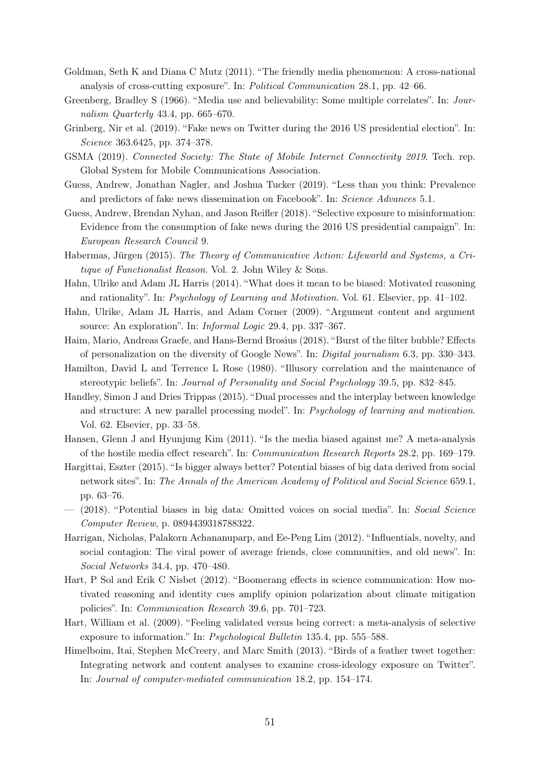Goldman, Seth K and Diana C Mutz (2011). "The friendly media phenomenon: A cross-national analysis of cross-cutting exposure". In: *Political Communication* 28.1, pp. 42–66.

Greenberg, Bradley S (1966). "Media use and believability: Some multiple correlates". In: *Journalism Quarterly* 43.4, pp. 665–670.

Grinberg, Nir et al. (2019). "Fake news on Twitter during the 2016 US presidential election". In: *Science* 363.6425, pp. 374–378.

GSMA (2019). *Connected Society: The State of Mobile Internet Connectivity 2019*. Tech. rep. Global System for Mobile Communications Association.

Guess, Andrew, Jonathan Nagler, and Joshua Tucker (2019). "Less than you think: Prevalence and predictors of fake news dissemination on Facebook". In: *Science Advances* 5.1.

Guess, Andrew, Brendan Nyhan, and Jason Reifler (2018). "Selective exposure to misinformation: Evidence from the consumption of fake news during the 2016 US presidential campaign". In: *European Research Council* 9.

Habermas, Jürgen (2015). *The Theory of Communicative Action: Lifeworld and Systems, a Critique of Functionalist Reason*. Vol. 2. John Wiley & Sons.

Hahn, Ulrike and Adam JL Harris (2014). "What does it mean to be biased: Motivated reasoning and rationality". In: *Psychology of Learning and Motivation*. Vol. 61. Elsevier, pp. 41–102.

Hahn, Ulrike, Adam JL Harris, and Adam Corner (2009). "Argument content and argument source: An exploration". In: *Informal Logic* 29.4, pp. 337–367.

Haim, Mario, Andreas Graefe, and Hans-Bernd Brosius (2018). "Burst of the filter bubble? Effects of personalization on the diversity of Google News". In: *Digital journalism* 6.3, pp. 330–343.

Hamilton, David L and Terrence L Rose (1980). "Illusory correlation and the maintenance of stereotypic beliefs". In: *Journal of Personality and Social Psychology* 39.5, pp. 832–845.

Handley, Simon J and Dries Trippas (2015). "Dual processes and the interplay between knowledge and structure: A new parallel processing model". In: *Psychology of learning and motivation*. Vol. 62. Elsevier, pp. 33–58.

Hansen, Glenn J and Hyunjung Kim (2011). "Is the media biased against me? A meta-analysis of the hostile media effect research". In: *Communication Research Reports* 28.2, pp. 169–179.

Hargittai, Eszter (2015). "Is bigger always better? Potential biases of big data derived from social network sites". In: *The Annals of the American Academy of Political and Social Science* 659.1, pp. 63–76.

— (2018). "Potential biases in big data: Omitted voices on social media". In: *Social Science Computer Review*, p. 0894439318788322.

Harrigan, Nicholas, Palakorn Achananuparp, and Ee-Peng Lim (2012). "Influentials, novelty, and social contagion: The viral power of average friends, close communities, and old news". In: *Social Networks* 34.4, pp. 470–480.

Hart, P Sol and Erik C Nisbet (2012). "Boomerang effects in science communication: How motivated reasoning and identity cues amplify opinion polarization about climate mitigation policies". In: *Communication Research* 39.6, pp. 701–723.

Hart, William et al. (2009). "Feeling validated versus being correct: a meta-analysis of selective exposure to information." In: *Psychological Bulletin* 135.4, pp. 555–588.

Himelboim, Itai, Stephen McCreery, and Marc Smith (2013). "Birds of a feather tweet together: Integrating network and content analyses to examine cross-ideology exposure on Twitter". In: *Journal of computer-mediated communication* 18.2, pp. 154–174.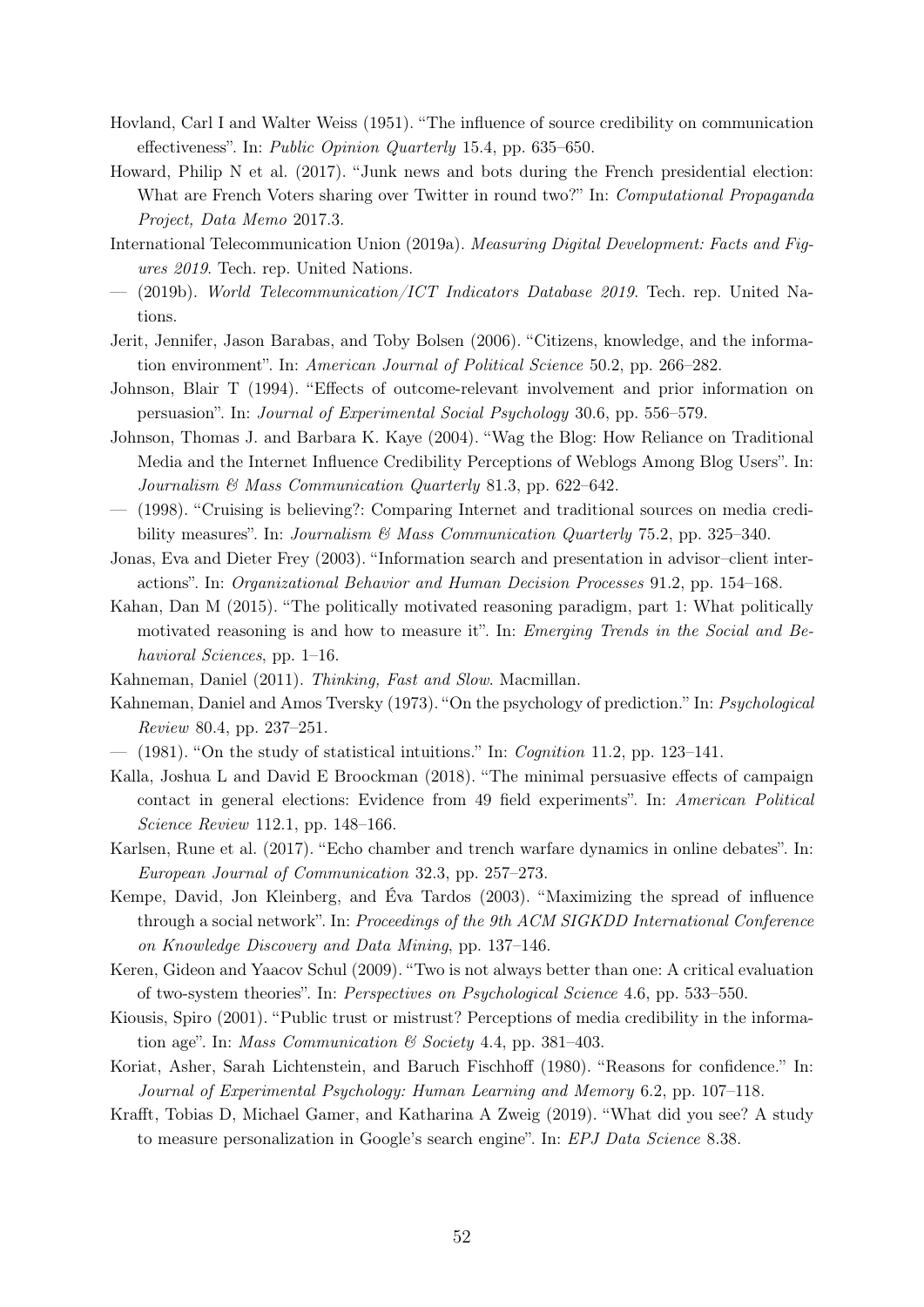Hovland, Carl I and Walter Weiss (1951). "The influence of source credibility on communication effectiveness". In: *Public Opinion Quarterly* 15.4, pp. 635–650.

Howard, Philip N et al. (2017). "Junk news and bots during the French presidential election: What are French Voters sharing over Twitter in round two?" In: *Computational Propaganda Project, Data Memo* 2017.3.

International Telecommunication Union (2019a). *Measuring Digital Development: Facts and Figures 2019*. Tech. rep. United Nations.

— (2019b). *World Telecommunication/ICT Indicators Database 2019*. Tech. rep. United Nations.

Jerit, Jennifer, Jason Barabas, and Toby Bolsen (2006). "Citizens, knowledge, and the information environment". In: *American Journal of Political Science* 50.2, pp. 266–282.

Johnson, Blair T (1994). "Effects of outcome-relevant involvement and prior information on persuasion". In: *Journal of Experimental Social Psychology* 30.6, pp. 556–579.

Johnson, Thomas J. and Barbara K. Kaye (2004). "Wag the Blog: How Reliance on Traditional Media and the Internet Influence Credibility Perceptions of Weblogs Among Blog Users". In: *Journalism & Mass Communication Quarterly* 81.3, pp. 622–642.

— (1998). "Cruising is believing?: Comparing Internet and traditional sources on media credibility measures". In: *Journalism & Mass Communication Quarterly* 75.2, pp. 325–340.

Jonas, Eva and Dieter Frey (2003). "Information search and presentation in advisor–client interactions". In: *Organizational Behavior and Human Decision Processes* 91.2, pp. 154–168.

Kahan, Dan M (2015). "The politically motivated reasoning paradigm, part 1: What politically motivated reasoning is and how to measure it". In: *Emerging Trends in the Social and Behavioral Sciences*, pp. 1–16.

Kahneman, Daniel (2011). *Thinking, Fast and Slow*. Macmillan.

Kahneman, Daniel and Amos Tversky (1973). "On the psychology of prediction." In: *Psychological Review* 80.4, pp. 237–251.

— (1981). "On the study of statistical intuitions." In: *Cognition* 11.2, pp. 123–141.

Kalla, Joshua L and David E Broockman (2018). "The minimal persuasive effects of campaign contact in general elections: Evidence from 49 field experiments". In: *American Political Science Review* 112.1, pp. 148–166.

Karlsen, Rune et al. (2017). "Echo chamber and trench warfare dynamics in online debates". In: *European Journal of Communication* 32.3, pp. 257–273.

Kempe, David, Jon Kleinberg, and Éva Tardos (2003). "Maximizing the spread of influence through a social network". In: *Proceedings of the 9th ACM SIGKDD International Conference on Knowledge Discovery and Data Mining*, pp. 137–146.

Keren, Gideon and Yaacov Schul (2009). "Two is not always better than one: A critical evaluation of two-system theories". In: *Perspectives on Psychological Science* 4.6, pp. 533–550.

Kiousis, Spiro (2001). "Public trust or mistrust? Perceptions of media credibility in the information age". In: *Mass Communication & Society* 4.4, pp. 381–403.

Koriat, Asher, Sarah Lichtenstein, and Baruch Fischhoff (1980). "Reasons for confidence." In: *Journal of Experimental Psychology: Human Learning and Memory* 6.2, pp. 107–118.

Krafft, Tobias D, Michael Gamer, and Katharina A Zweig (2019). "What did you see? A study to measure personalization in Google's search engine". In: *EPJ Data Science* 8.38.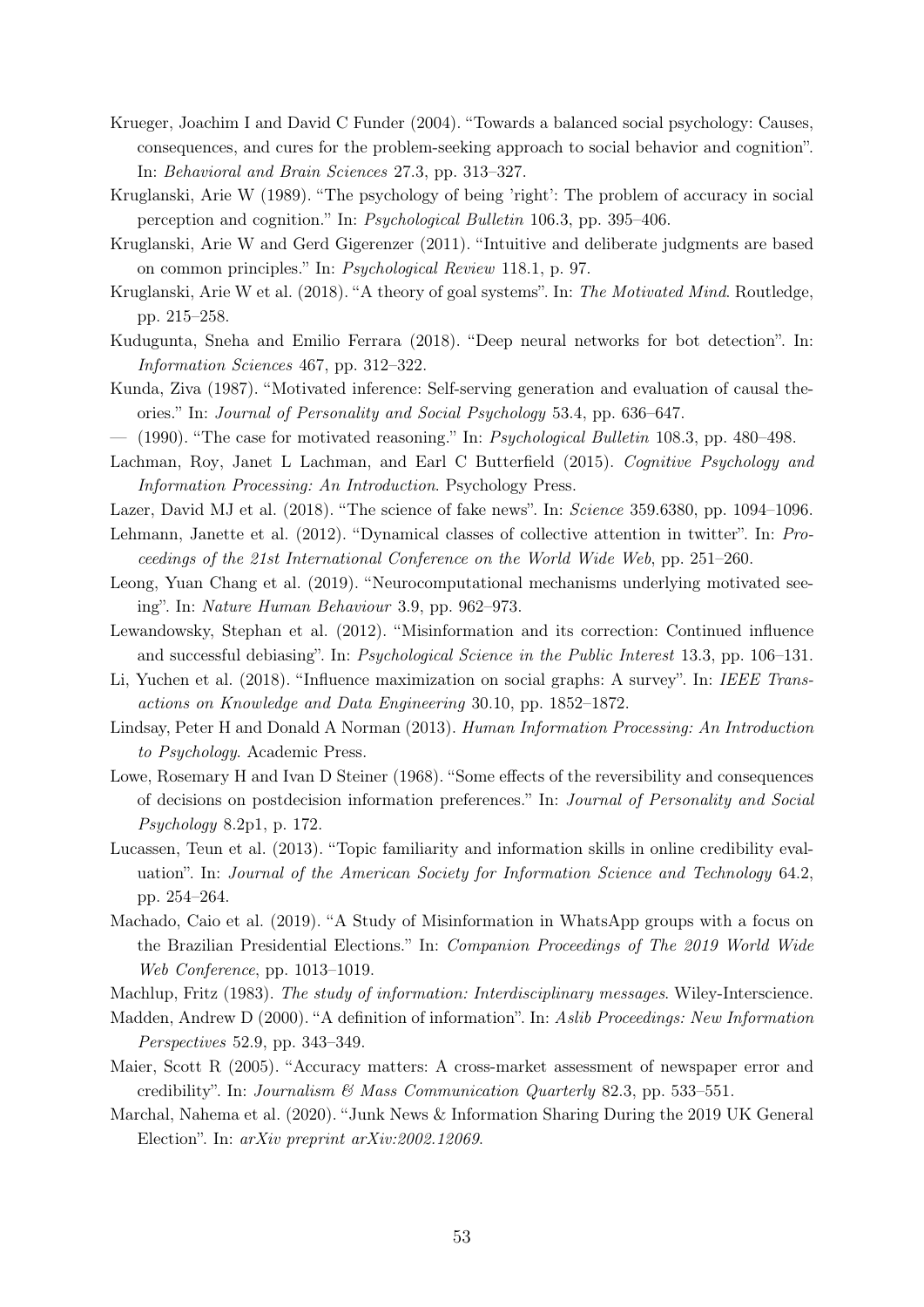Krueger, Joachim I and David C Funder (2004). "Towards a balanced social psychology: Causes, consequences, and cures for the problem-seeking approach to social behavior and cognition". In: *Behavioral and Brain Sciences* 27.3, pp. 313–327.

Kruglanski, Arie W (1989). "The psychology of being 'right': The problem of accuracy in social perception and cognition." In: *Psychological Bulletin* 106.3, pp. 395–406.

Kruglanski, Arie W and Gerd Gigerenzer (2011). "Intuitive and deliberate judgments are based on common principles." In: *Psychological Review* 118.1, p. 97.

Kruglanski, Arie W et al. (2018). "A theory of goal systems". In: *The Motivated Mind*. Routledge, pp. 215–258.

Kudugunta, Sneha and Emilio Ferrara (2018). "Deep neural networks for bot detection". In: *Information Sciences* 467, pp. 312–322.

Kunda, Ziva (1987). "Motivated inference: Self-serving generation and evaluation of causal theories." In: *Journal of Personality and Social Psychology* 53.4, pp. 636–647.

— (1990). "The case for motivated reasoning." In: *Psychological Bulletin* 108.3, pp. 480–498.

Lachman, Roy, Janet L Lachman, and Earl C Butterfield (2015). *Cognitive Psychology and Information Processing: An Introduction*. Psychology Press.

Lazer, David MJ et al. (2018). "The science of fake news". In: *Science* 359.6380, pp. 1094–1096.

Lehmann, Janette et al. (2012). "Dynamical classes of collective attention in twitter". In: *Proceedings of the 21st International Conference on the World Wide Web*, pp. 251–260.

Leong, Yuan Chang et al. (2019). "Neurocomputational mechanisms underlying motivated seeing". In: *Nature Human Behaviour* 3.9, pp. 962–973.

Lewandowsky, Stephan et al. (2012). "Misinformation and its correction: Continued influence and successful debiasing". In: *Psychological Science in the Public Interest* 13.3, pp. 106–131.

Li, Yuchen et al. (2018). "Influence maximization on social graphs: A survey". In: *IEEE Transactions on Knowledge and Data Engineering* 30.10, pp. 1852–1872.

Lindsay, Peter H and Donald A Norman (2013). *Human Information Processing: An Introduction to Psychology*. Academic Press.

Lowe, Rosemary H and Ivan D Steiner (1968). "Some effects of the reversibility and consequences of decisions on postdecision information preferences." In: *Journal of Personality and Social Psychology* 8.2p1, p. 172.

Lucassen, Teun et al. (2013). "Topic familiarity and information skills in online credibility evaluation". In: *Journal of the American Society for Information Science and Technology* 64.2, pp. 254–264.

Machado, Caio et al. (2019). "A Study of Misinformation in WhatsApp groups with a focus on the Brazilian Presidential Elections." In: *Companion Proceedings of The 2019 World Wide Web Conference*, pp. 1013–1019.

Machlup, Fritz (1983). *The study of information: Interdisciplinary messages*. Wiley-Interscience.

Madden, Andrew D (2000). "A definition of information". In: *Aslib Proceedings: New Information Perspectives* 52.9, pp. 343–349.

Maier, Scott R (2005). "Accuracy matters: A cross-market assessment of newspaper error and credibility". In: *Journalism & Mass Communication Quarterly* 82.3, pp. 533–551.

Marchal, Nahema et al. (2020). "Junk News & Information Sharing During the 2019 UK General Election". In: *arXiv preprint arXiv:2002.12069*.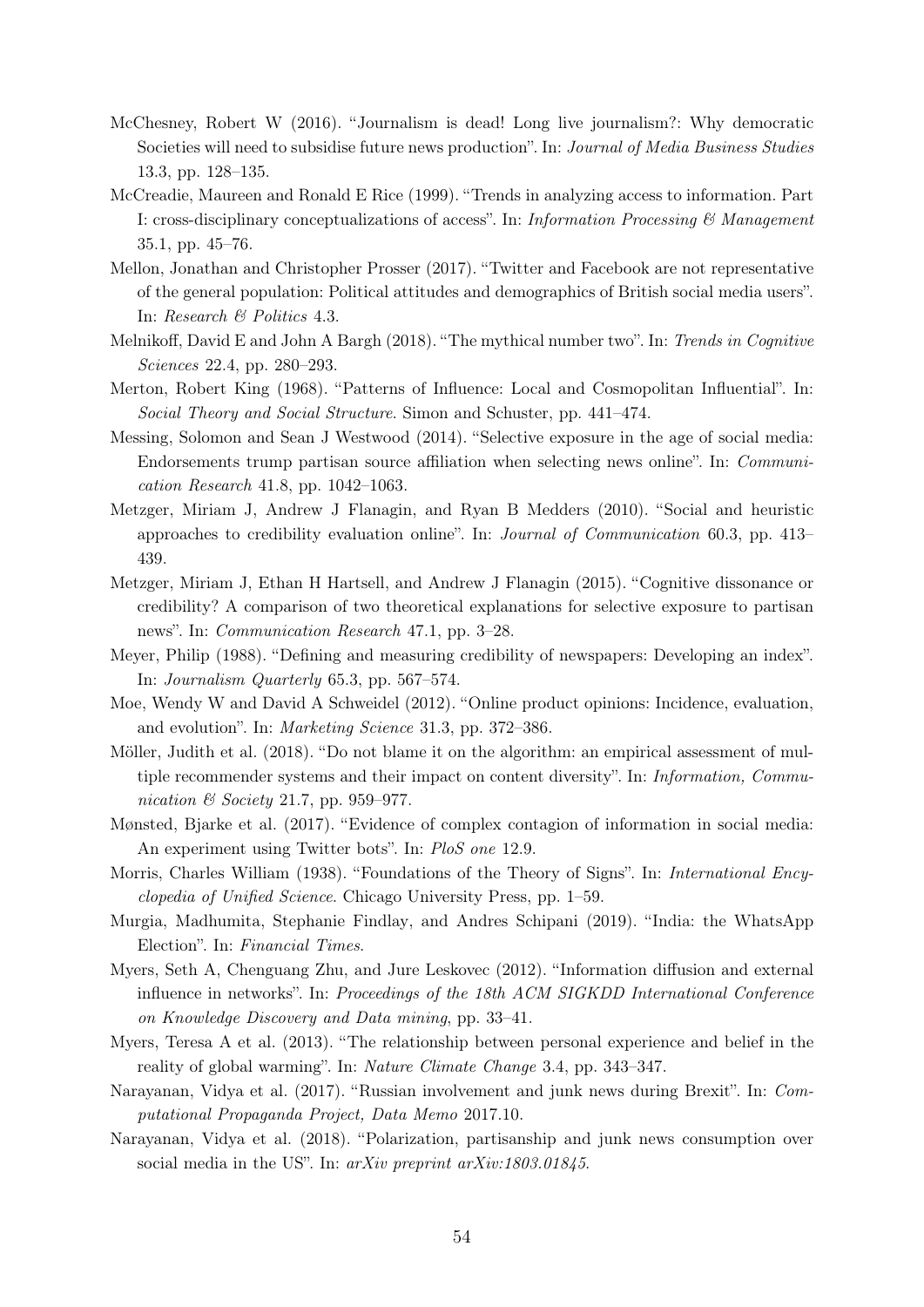McChesney, Robert W (2016). "Journalism is dead! Long live journalism?: Why democratic Societies will need to subsidise future news production". In: *Journal of Media Business Studies* 13.3, pp. 128–135.

McCreadie, Maureen and Ronald E Rice (1999). "Trends in analyzing access to information. Part I: cross-disciplinary conceptualizations of access". In: *Information Processing & Management* 35.1, pp. 45–76.

Mellon, Jonathan and Christopher Prosser (2017). "Twitter and Facebook are not representative of the general population: Political attitudes and demographics of British social media users". In: *Research & Politics* 4.3.

Melnikoff, David E and John A Bargh (2018). "The mythical number two". In: *Trends in Cognitive Sciences* 22.4, pp. 280–293.

Merton, Robert King (1968). "Patterns of Influence: Local and Cosmopolitan Influential". In: *Social Theory and Social Structure*. Simon and Schuster, pp. 441–474.

Messing, Solomon and Sean J Westwood (2014). "Selective exposure in the age of social media: Endorsements trump partisan source affiliation when selecting news online". In: *Communication Research* 41.8, pp. 1042–1063.

Metzger, Miriam J, Andrew J Flanagin, and Ryan B Medders (2010). "Social and heuristic approaches to credibility evaluation online". In: *Journal of Communication* 60.3, pp. 413–439.

Metzger, Miriam J, Ethan H Hartsell, and Andrew J Flanagin (2015). "Cognitive dissonance or credibility? A comparison of two theoretical explanations for selective exposure to partisan news". In: *Communication Research* 47.1, pp. 3–28.

Meyer, Philip (1988). "Defining and measuring credibility of newspapers: Developing an index". In: *Journalism Quarterly* 65.3, pp. 567–574.

Moe, Wendy W and David A Schweidel (2012). "Online product opinions: Incidence, evaluation, and evolution". In: *Marketing Science* 31.3, pp. 372–386.

Möller, Judith et al. (2018). "Do not blame it on the algorithm: an empirical assessment of multiple recommender systems and their impact on content diversity". In: *Information, Communication & Society* 21.7, pp. 959–977.

Mønsted, Bjarke et al. (2017). "Evidence of complex contagion of information in social media: An experiment using Twitter bots". In: *PloS one* 12.9.

Morris, Charles William (1938). "Foundations of the Theory of Signs". In: *International Encyclopedia of Unified Science*. Chicago University Press, pp. 1–59.

Murgia, Madhumita, Stephanie Findlay, and Andres Schipani (2019). "India: the WhatsApp Election". In: *Financial Times*.

Myers, Seth A, Chenguang Zhu, and Jure Leskovec (2012). "Information diffusion and external influence in networks". In: *Proceedings of the 18th ACM SIGKDD International Conference on Knowledge Discovery and Data mining*, pp. 33–41.

Myers, Teresa A et al. (2013). "The relationship between personal experience and belief in the reality of global warming". In: *Nature Climate Change* 3.4, pp. 343–347.

Narayanan, Vidya et al. (2017). "Russian involvement and junk news during Brexit". In: *Computational Propaganda Project, Data Memo* 2017.10.

Narayanan, Vidya et al. (2018). "Polarization, partisanship and junk news consumption over social media in the US". In: *arXiv preprint arXiv:1803.01845*.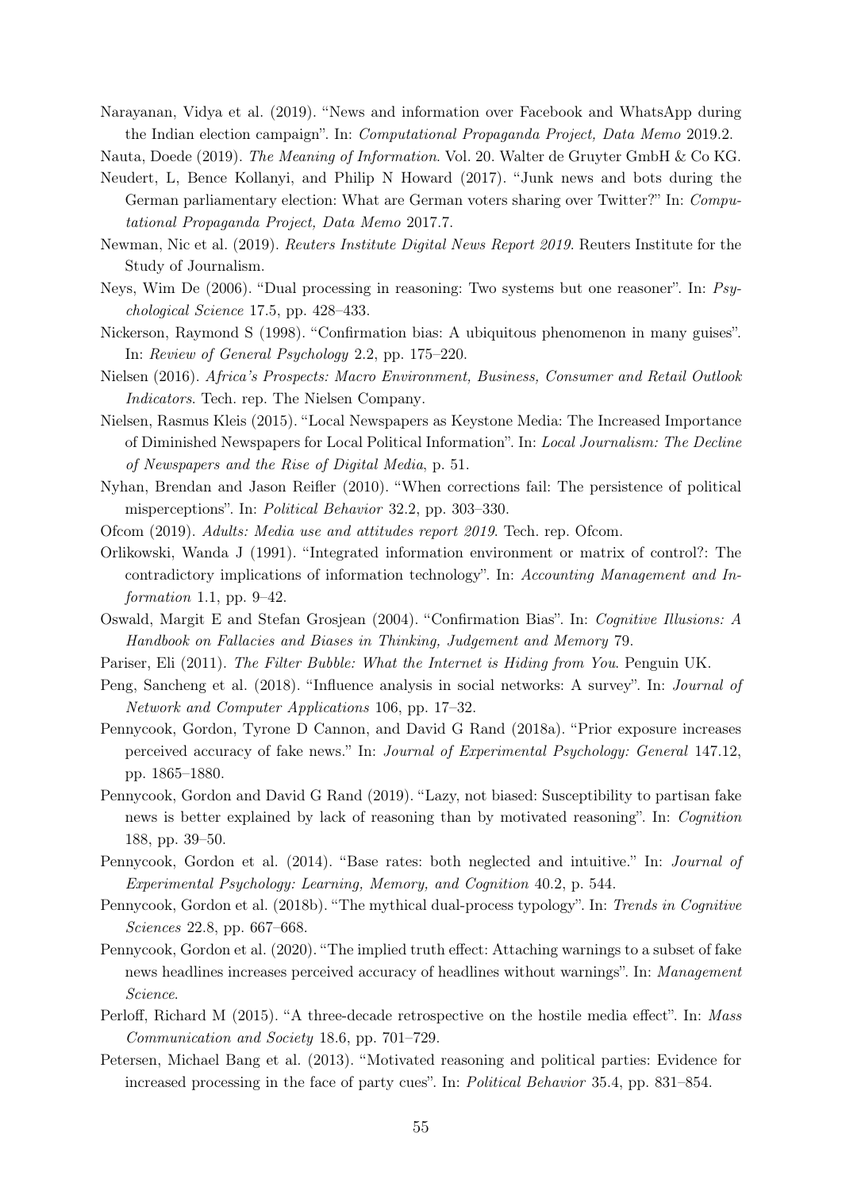Narayanan, Vidya et al. (2019). "News and information over Facebook and WhatsApp during the Indian election campaign". In: *Computational Propaganda Project, Data Memo* 2019.2.

Nauta, Doede (2019). *The Meaning of Information*. Vol. 20. Walter de Gruyter GmbH & Co KG.

Neudert, L, Bence Kollanyi, and Philip N Howard (2017). "Junk news and bots during the German parliamentary election: What are German voters sharing over Twitter?" In: *Computational Propaganda Project, Data Memo* 2017.7.

Newman, Nic et al. (2019). *Reuters Institute Digital News Report 2019*. Reuters Institute for the Study of Journalism.

Neys, Wim De (2006). "Dual processing in reasoning: Two systems but one reasoner". In: *Psychological Science* 17.5, pp. 428–433.

Nickerson, Raymond S (1998). "Confirmation bias: A ubiquitous phenomenon in many guises". In: *Review of General Psychology* 2.2, pp. 175–220.

Nielsen (2016). *Africa's Prospects: Macro Environment, Business, Consumer and Retail Outlook Indicators*. Tech. rep. The Nielsen Company.

Nielsen, Rasmus Kleis (2015). "Local Newspapers as Keystone Media: The Increased Importance of Diminished Newspapers for Local Political Information". In: *Local Journalism: The Decline of Newspapers and the Rise of Digital Media*, p. 51.

Nyhan, Brendan and Jason Reifler (2010). "When corrections fail: The persistence of political misperceptions". In: *Political Behavior* 32.2, pp. 303–330.

Ofcom (2019). *Adults: Media use and attitudes report 2019*. Tech. rep. Ofcom.

Orlikowski, Wanda J (1991). "Integrated information environment or matrix of control?: The contradictory implications of information technology". In: *Accounting Management and Information* 1.1, pp. 9–42.

Oswald, Margit E and Stefan Grosjean (2004). "Confirmation Bias". In: *Cognitive Illusions: A Handbook on Fallacies and Biases in Thinking, Judgement and Memory* 79.

Pariser, Eli (2011). *The Filter Bubble: What the Internet is Hiding from You*. Penguin UK.

Peng, Sancheng et al. (2018). "Influence analysis in social networks: A survey". In: *Journal of Network and Computer Applications* 106, pp. 17–32.

Pennycook, Gordon, Tyrone D Cannon, and David G Rand (2018a). "Prior exposure increases perceived accuracy of fake news." In: *Journal of Experimental Psychology: General* 147.12, pp. 1865–1880.

Pennycook, Gordon and David G Rand (2019). "Lazy, not biased: Susceptibility to partisan fake news is better explained by lack of reasoning than by motivated reasoning". In: *Cognition* 188, pp. 39–50.

Pennycook, Gordon et al. (2014). "Base rates: both neglected and intuitive." In: *Journal of Experimental Psychology: Learning, Memory, and Cognition* 40.2, p. 544.

Pennycook, Gordon et al. (2018b). "The mythical dual-process typology". In: *Trends in Cognitive Sciences* 22.8, pp. 667–668.

Pennycook, Gordon et al. (2020). "The implied truth effect: Attaching warnings to a subset of fake news headlines increases perceived accuracy of headlines without warnings". In: *Management Science*.

Perloff, Richard M (2015). "A three-decade retrospective on the hostile media effect". In: *Mass Communication and Society* 18.6, pp. 701–729.

Petersen, Michael Bang et al. (2013). "Motivated reasoning and political parties: Evidence for increased processing in the face of party cues". In: *Political Behavior* 35.4, pp. 831–854.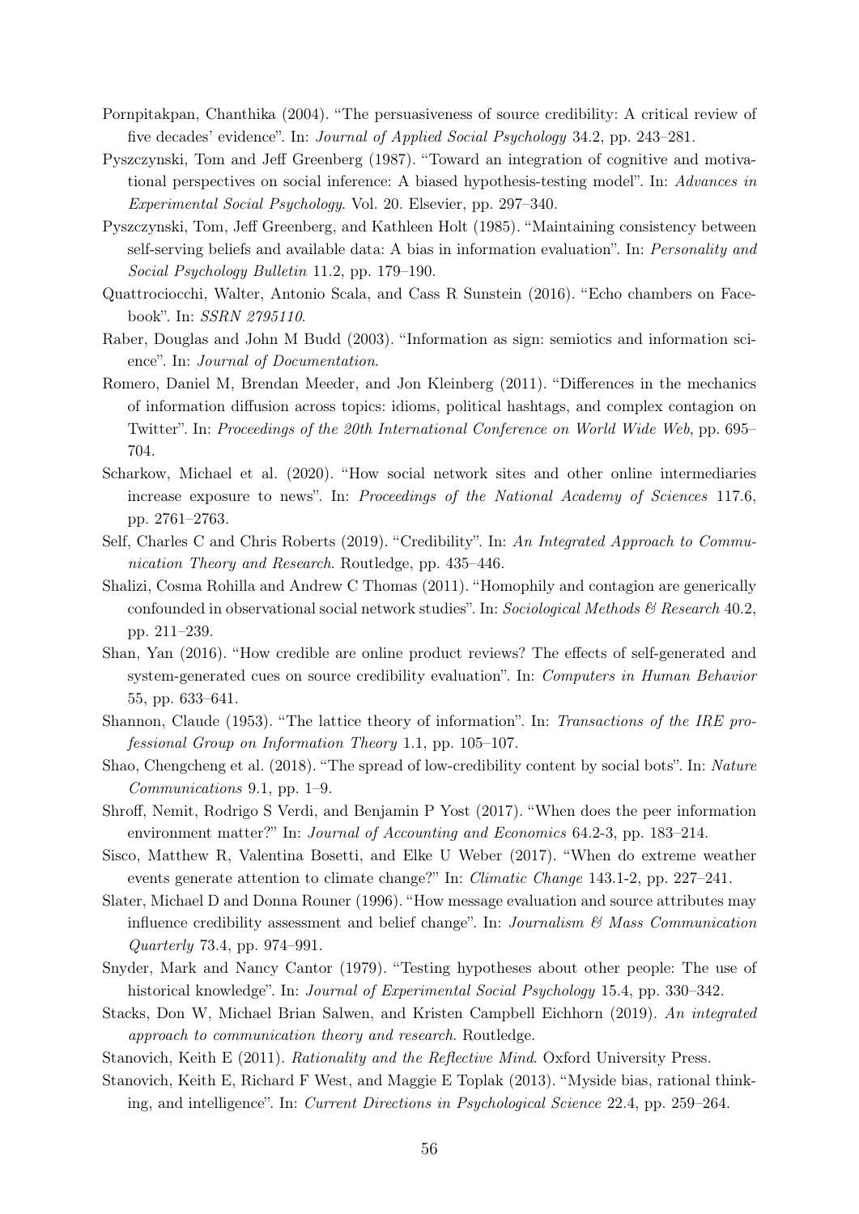Pornpitakpan, Chanthika (2004). "The persuasiveness of source credibility: A critical review of five decades' evidence". In: *Journal of Applied Social Psychology* 34.2, pp. 243–281.

Pyszczynski, Tom and Jeff Greenberg (1987). "Toward an integration of cognitive and motivational perspectives on social inference: A biased hypothesis-testing model". In: *Advances in Experimental Social Psychology*. Vol. 20. Elsevier, pp. 297–340.

Pyszczynski, Tom, Jeff Greenberg, and Kathleen Holt (1985). "Maintaining consistency between self-serving beliefs and available data: A bias in information evaluation". In: *Personality and Social Psychology Bulletin* 11.2, pp. 179–190.

Quattrociocchi, Walter, Antonio Scala, and Cass R Sunstein (2016). "Echo chambers on Facebook". In: *SSRN 2795110*.

Raber, Douglas and John M Budd (2003). "Information as sign: semiotics and information science". In: *Journal of Documentation*.

Romero, Daniel M, Brendan Meeder, and Jon Kleinberg (2011). "Differences in the mechanics of information diffusion across topics: idioms, political hashtags, and complex contagion on Twitter". In: *Proceedings of the 20th International Conference on World Wide Web*, pp. 695–704.

Scharkow, Michael et al. (2020). "How social network sites and other online intermediaries increase exposure to news". In: *Proceedings of the National Academy of Sciences* 117.6, pp. 2761–2763.

Self, Charles C and Chris Roberts (2019). "Credibility". In: *An Integrated Approach to Communication Theory and Research*. Routledge, pp. 435–446.

Shalizi, Cosma Rohilla and Andrew C Thomas (2011). "Homophily and contagion are generically confounded in observational social network studies". In: *Sociological Methods & Research* 40.2, pp. 211–239.

Shan, Yan (2016). "How credible are online product reviews? The effects of self-generated and system-generated cues on source credibility evaluation". In: *Computers in Human Behavior* 55, pp. 633–641.

Shannon, Claude (1953). "The lattice theory of information". In: *Transactions of the IRE professional Group on Information Theory* 1.1, pp. 105–107.

Shao, Chengcheng et al. (2018). "The spread of low-credibility content by social bots". In: *Nature Communications* 9.1, pp. 1–9.

Shroff, Nemit, Rodrigo S Verdi, and Benjamin P Yost (2017). "When does the peer information environment matter?" In: *Journal of Accounting and Economics* 64.2-3, pp. 183–214.

Sisco, Matthew R, Valentina Bosetti, and Elke U Weber (2017). "When do extreme weather events generate attention to climate change?" In: *Climatic Change* 143.1-2, pp. 227–241.

Slater, Michael D and Donna Rouner (1996). "How message evaluation and source attributes may influence credibility assessment and belief change". In: *Journalism & Mass Communication Quarterly* 73.4, pp. 974–991.

Snyder, Mark and Nancy Cantor (1979). "Testing hypotheses about other people: The use of historical knowledge". In: *Journal of Experimental Social Psychology* 15.4, pp. 330–342.

Stacks, Don W, Michael Brian Salwen, and Kristen Campbell Eichhorn (2019). *An integrated approach to communication theory and research*. Routledge.

Stanovich, Keith E (2011). *Rationality and the Reflective Mind*. Oxford University Press.

Stanovich, Keith E, Richard F West, and Maggie E Toplak (2013). "Myside bias, rational thinking, and intelligence". In: *Current Directions in Psychological Science* 22.4, pp. 259–264.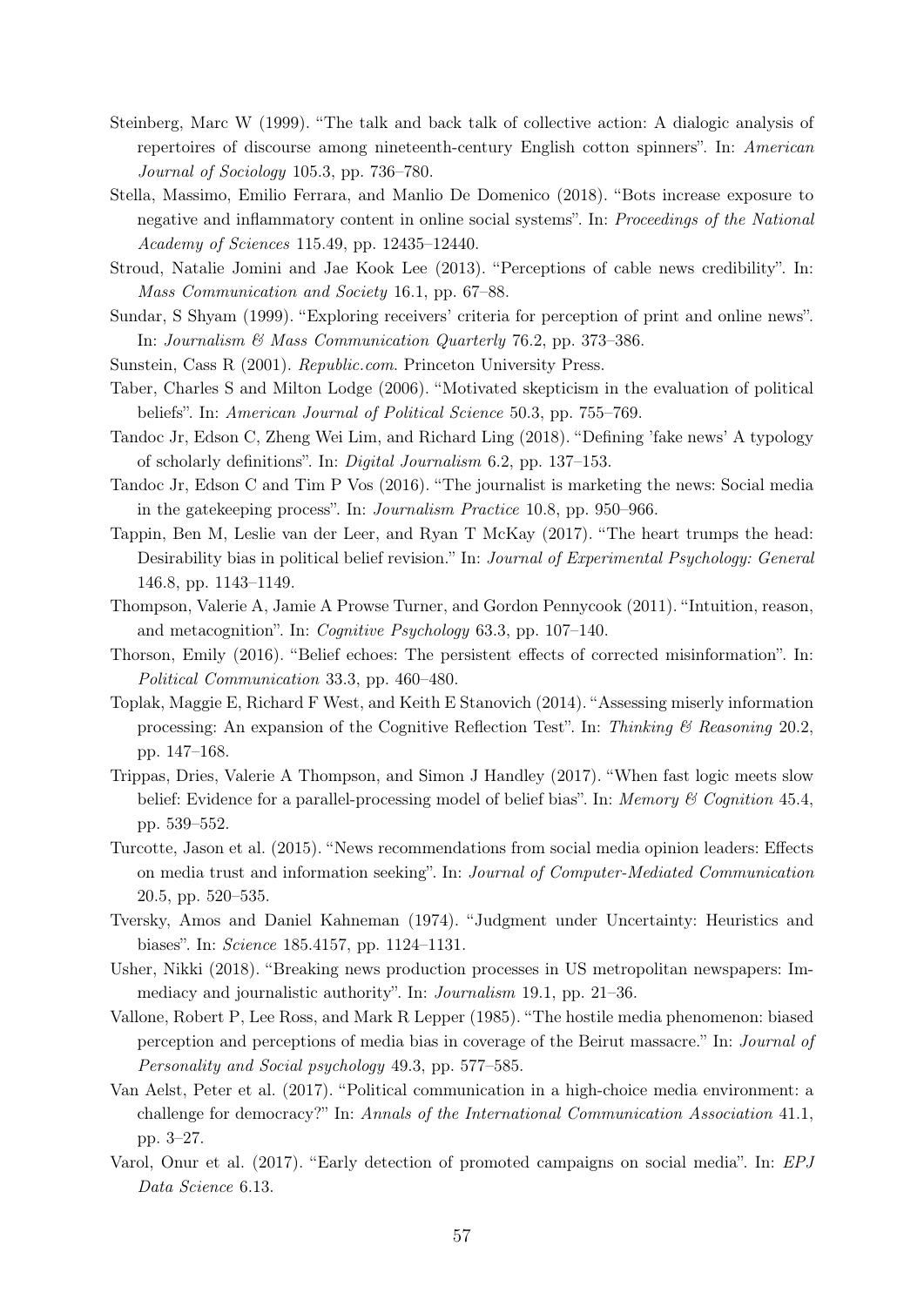Steinberg, Marc W (1999). "The talk and back talk of collective action: A dialogic analysis of repertoires of discourse among nineteenth-century English cotton spinners". In: *American Journal of Sociology* 105.3, pp. 736–780.

Stella, Massimo, Emilio Ferrara, and Manlio De Domenico (2018). "Bots increase exposure to negative and inflammatory content in online social systems". In: *Proceedings of the National Academy of Sciences* 115.49, pp. 12435–12440.

Stroud, Natalie Jomini and Jae Kook Lee (2013). "Perceptions of cable news credibility". In: *Mass Communication and Society* 16.1, pp. 67–88.

Sundar, S Shyam (1999). "Exploring receivers' criteria for perception of print and online news". In: *Journalism & Mass Communication Quarterly* 76.2, pp. 373–386.

Sunstein, Cass R (2001). *Republic.com*. Princeton University Press.

Taber, Charles S and Milton Lodge (2006). "Motivated skepticism in the evaluation of political beliefs". In: *American Journal of Political Science* 50.3, pp. 755–769.

Tandoc Jr, Edson C, Zheng Wei Lim, and Richard Ling (2018). "Defining 'fake news' A typology of scholarly definitions". In: *Digital Journalism* 6.2, pp. 137–153.

Tandoc Jr, Edson C and Tim P Vos (2016). "The journalist is marketing the news: Social media in the gatekeeping process". In: *Journalism Practice* 10.8, pp. 950–966.

Tappin, Ben M, Leslie van der Leer, and Ryan T McKay (2017). "The heart trumps the head: Desirability bias in political belief revision." In: *Journal of Experimental Psychology: General* 146.8, pp. 1143–1149.

Thompson, Valerie A, Jamie A Prowse Turner, and Gordon Pennycook (2011). "Intuition, reason, and metacognition". In: *Cognitive Psychology* 63.3, pp. 107–140.

Thorson, Emily (2016). "Belief echoes: The persistent effects of corrected misinformation". In: *Political Communication* 33.3, pp. 460–480.

Toplak, Maggie E, Richard F West, and Keith E Stanovich (2014). "Assessing miserly information processing: An expansion of the Cognitive Reflection Test". In: *Thinking & Reasoning* 20.2, pp. 147–168.

Trippas, Dries, Valerie A Thompson, and Simon J Handley (2017). "When fast logic meets slow belief: Evidence for a parallel-processing model of belief bias". In: *Memory & Cognition* 45.4, pp. 539–552.

Turcotte, Jason et al. (2015). "News recommendations from social media opinion leaders: Effects on media trust and information seeking". In: *Journal of Computer-Mediated Communication* 20.5, pp. 520–535.

Tversky, Amos and Daniel Kahneman (1974). "Judgment under Uncertainty: Heuristics and biases". In: *Science* 185.4157, pp. 1124–1131.

Usher, Nikki (2018). "Breaking news production processes in US metropolitan newspapers: Immediacy and journalistic authority". In: *Journalism* 19.1, pp. 21–36.

Vallone, Robert P, Lee Ross, and Mark R Lepper (1985). "The hostile media phenomenon: biased perception and perceptions of media bias in coverage of the Beirut massacre." In: *Journal of Personality and Social psychology* 49.3, pp. 577–585.

Van Aelst, Peter et al. (2017). "Political communication in a high-choice media environment: a challenge for democracy?" In: *Annals of the International Communication Association* 41.1, pp. 3–27.

Varol, Onur et al. (2017). "Early detection of promoted campaigns on social media". In: *EPJ Data Science* 6.13.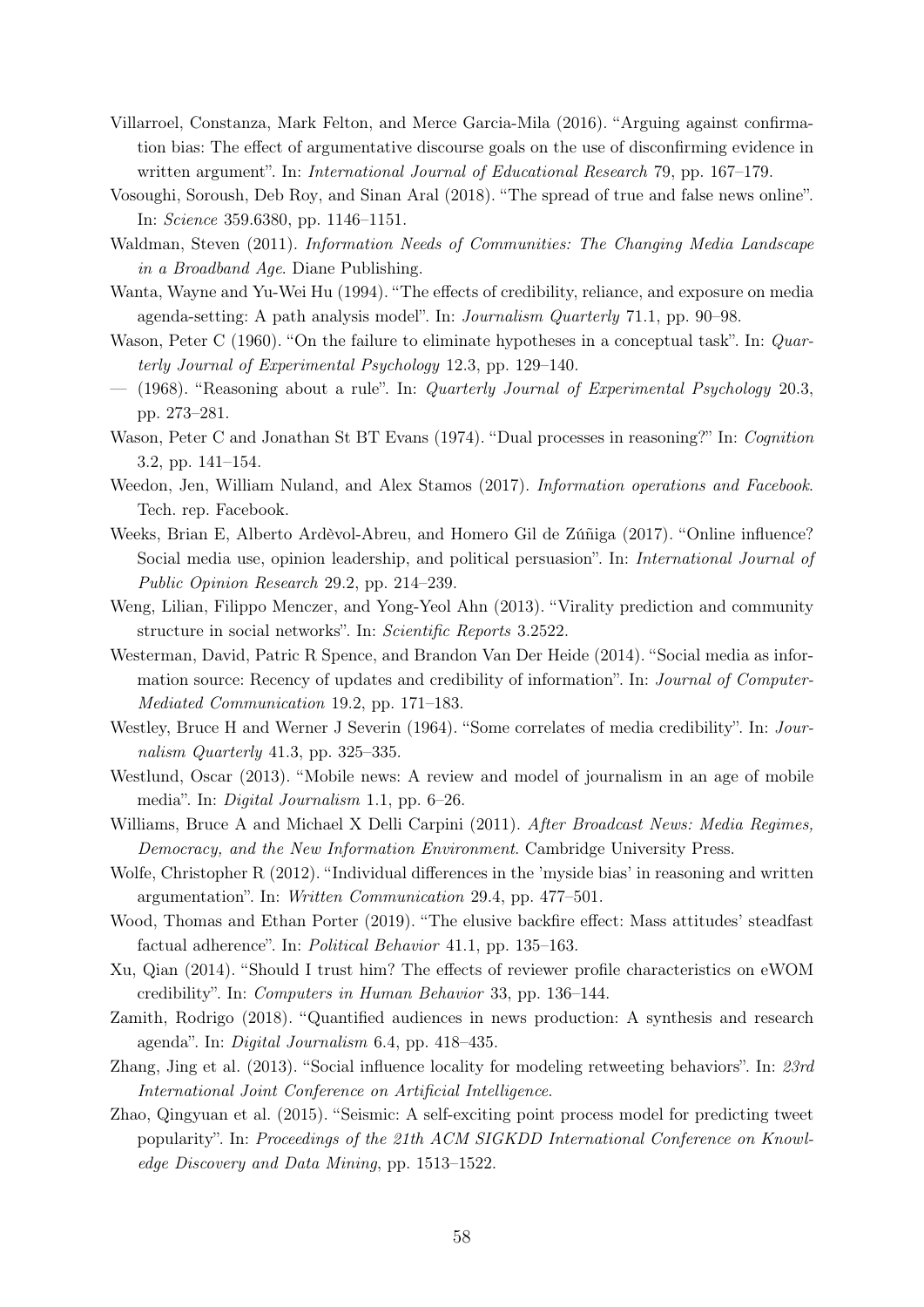Villarroel, Constanza, Mark Felton, and Merce Garcia-Mila (2016). "Arguing against confirmation bias: The effect of argumentative discourse goals on the use of disconfirming evidence in written argument". In: *International Journal of Educational Research* 79, pp. 167–179.

Vosoughi, Soroush, Deb Roy, and Sinan Aral (2018). "The spread of true and false news online". In: *Science* 359.6380, pp. 1146–1151.

Waldman, Steven (2011). *Information Needs of Communities: The Changing Media Landscape in a Broadband Age*. Diane Publishing.

Wanta, Wayne and Yu-Wei Hu (1994). "The effects of credibility, reliance, and exposure on media agenda-setting: A path analysis model". In: *Journalism Quarterly* 71.1, pp. 90–98.

Wason, Peter C (1960). "On the failure to eliminate hypotheses in a conceptual task". In: *Quarterly Journal of Experimental Psychology* 12.3, pp. 129–140.

— (1968). "Reasoning about a rule". In: *Quarterly Journal of Experimental Psychology* 20.3, pp. 273–281.

Wason, Peter C and Jonathan St BT Evans (1974). "Dual processes in reasoning?" In: *Cognition* 3.2, pp. 141–154.

Weedon, Jen, William Nuland, and Alex Stamos (2017). *Information operations and Facebook*. Tech. rep. Facebook.

Weeks, Brian E, Alberto Ardèvol-Abreu, and Homero Gil de Zúñiga (2017). "Online influence? Social media use, opinion leadership, and political persuasion". In: *International Journal of Public Opinion Research* 29.2, pp. 214–239.

Weng, Lilian, Filippo Menczer, and Yong-Yeol Ahn (2013). "Virality prediction and community structure in social networks". In: *Scientific Reports* 3.2522.

Westerman, David, Patric R Spence, and Brandon Van Der Heide (2014). "Social media as information source: Recency of updates and credibility of information". In: *Journal of Computer-Mediated Communication* 19.2, pp. 171–183.

Westley, Bruce H and Werner J Severin (1964). "Some correlates of media credibility". In: *Journalism Quarterly* 41.3, pp. 325–335.

Westlund, Oscar (2013). "Mobile news: A review and model of journalism in an age of mobile media". In: *Digital Journalism* 1.1, pp. 6–26.

Williams, Bruce A and Michael X Delli Carpini (2011). *After Broadcast News: Media Regimes, Democracy, and the New Information Environment*. Cambridge University Press.

Wolfe, Christopher R (2012). "Individual differences in the 'myside bias' in reasoning and written argumentation". In: *Written Communication* 29.4, pp. 477–501.

Wood, Thomas and Ethan Porter (2019). "The elusive backfire effect: Mass attitudes' steadfast factual adherence". In: *Political Behavior* 41.1, pp. 135–163.

Xu, Qian (2014). "Should I trust him? The effects of reviewer profile characteristics on eWOM credibility". In: *Computers in Human Behavior* 33, pp. 136–144.

Zamith, Rodrigo (2018). "Quantified audiences in news production: A synthesis and research agenda". In: *Digital Journalism* 6.4, pp. 418–435.

Zhang, Jing et al. (2013). "Social influence locality for modeling retweeting behaviors". In: *23rd International Joint Conference on Artificial Intelligence*.

Zhao, Qingyuan et al. (2015). "Seismic: A self-exciting point process model for predicting tweet popularity". In: *Proceedings of the 21th ACM SIGKDD International Conference on Knowledge Discovery and Data Mining*, pp. 1513–1522.